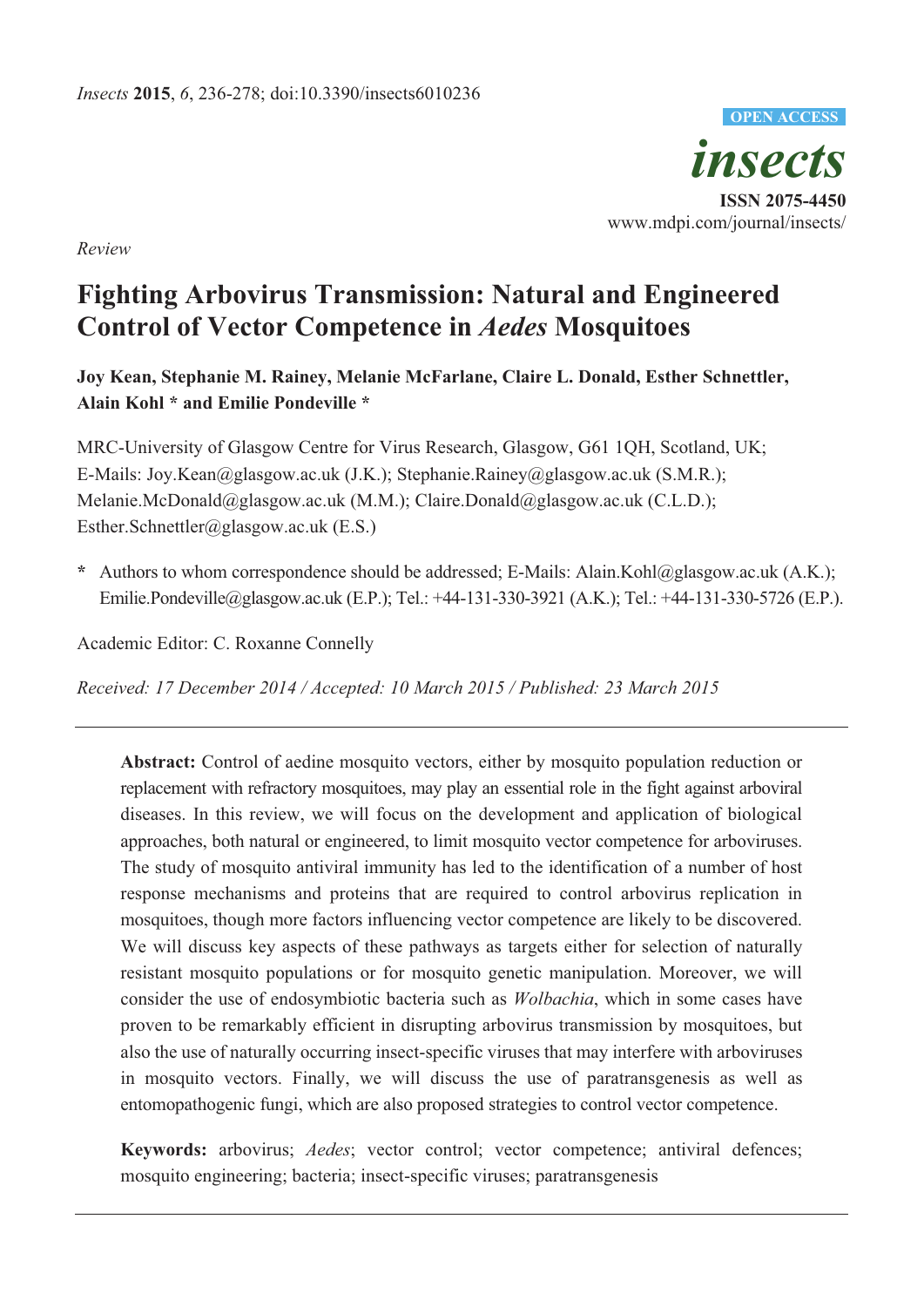*Insects* **2015**, *6*, 236-278; doi:10.3390/insects6010236

**OPEN ACCESS**

***insects***

**ISSN 2075-4450**

www.mdpi.com/journal/insects/

*Review*

# Fighting Arbovirus Transmission: Natural and Engineered Control of Vector Competence in *Aedes* Mosquitoes

**Joy Kean, Stephanie M. Rainey, Melanie McFarlane, Claire L. Donald, Esther Schnettler, Alain Kohl \* and Emilie Pondeville \***

MRC-University of Glasgow Centre for Virus Research, Glasgow, G61 1QH, Scotland, UK; E-Mails: Joy.Kean@glasgow.ac.uk (J.K.); Stephanie.Rainey@glasgow.ac.uk (S.M.R.); Melanie.McDonald@glasgow.ac.uk (M.M.); Claire.Donald@glasgow.ac.uk (C.L.D.); Esther.Schnettler@glasgow.ac.uk (E.S.)

**\*** Authors to whom correspondence should be addressed; E-Mails: Alain.Kohl@glasgow.ac.uk (A.K.); Emilie.Pondeville@glasgow.ac.uk (E.P.); Tel.: +44-131-330-3921 (A.K.); Tel.: +44-131-330-5726 (E.P.).

Academic Editor: C. Roxanne Connelly

*Received: 17 December 2014 / Accepted: 10 March 2015 / Published: 23 March 2015*

---

**Abstract:** Control of aedine mosquito vectors, either by mosquito population reduction or replacement with refractory mosquitoes, may play an essential role in the fight against arboviral diseases. In this review, we will focus on the development and application of biological approaches, both natural or engineered, to limit mosquito vector competence for arboviruses. The study of mosquito antiviral immunity has led to the identification of a number of host response mechanisms and proteins that are required to control arbovirus replication in mosquitoes, though more factors influencing vector competence are likely to be discovered. We will discuss key aspects of these pathways as targets either for selection of naturally resistant mosquito populations or for mosquito genetic manipulation. Moreover, we will consider the use of endosymbiotic bacteria such as *Wolbachia*, which in some cases have proven to be remarkably efficient in disrupting arbovirus transmission by mosquitoes, but also the use of naturally occurring insect-specific viruses that may interfere with arboviruses in mosquito vectors. Finally, we will discuss the use of paratransgenesis as well as entomopathogenic fungi, which are also proposed strategies to control vector competence.

**Keywords:** arbovirus; *Aedes*; vector control; vector competence; antiviral defences; mosquito engineering; bacteria; insect-specific viruses; paratransgenesis

---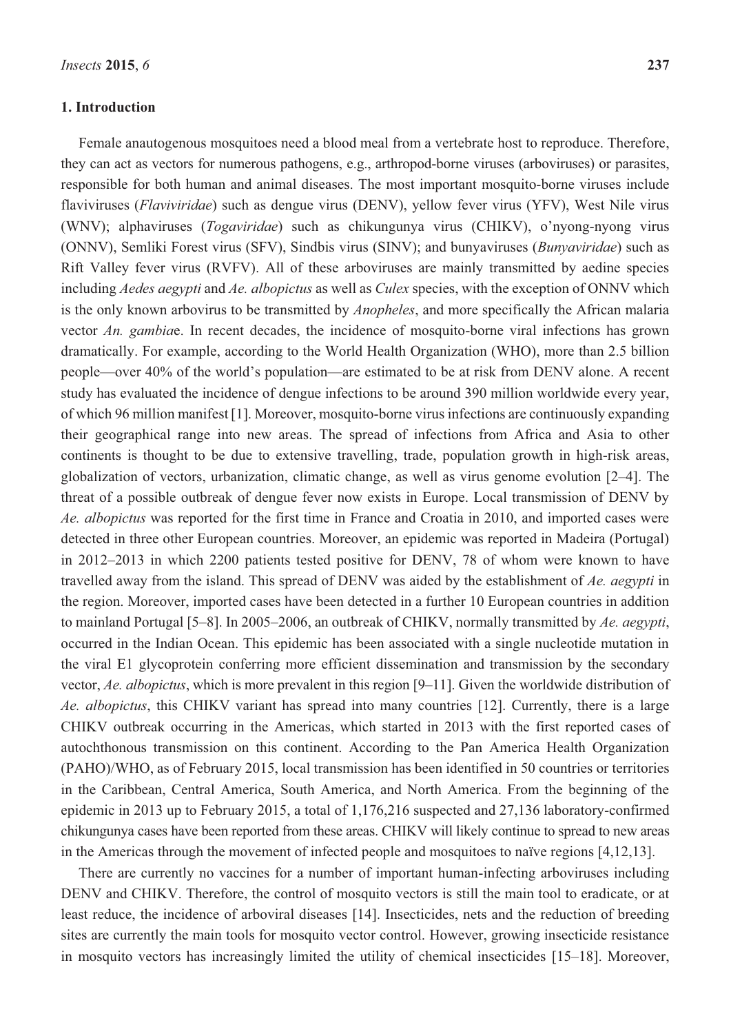## 1. Introduction

Female anautogenous mosquitoes need a blood meal from a vertebrate host to reproduce. Therefore, they can act as vectors for numerous pathogens, e.g., arthropod-borne viruses (arboviruses) or parasites, responsible for both human and animal diseases. The most important mosquito-borne viruses include flaviviruses (*Flaviviridae*) such as dengue virus (DENV), yellow fever virus (YFV), West Nile virus (WNV); alphaviruses (*Togaviridae*) such as chikungunya virus (CHIKV), o'nyong-nyong virus (ONNV), Semliki Forest virus (SFV), Sindbis virus (SINV); and bunyaviruses (*Bunyaviridae*) such as Rift Valley fever virus (RVFV). All of these arboviruses are mainly transmitted by aedine species including *Aedes aegypti* and *Ae. albopictus* as well as *Culex* species, with the exception of ONNV which is the only known arbovirus to be transmitted by *Anopheles*, and more specifically the African malaria vector *An. gambia*e. In recent decades, the incidence of mosquito-borne viral infections has grown dramatically. For example, according to the World Health Organization (WHO), more than 2.5 billion people—over 40% of the world's population—are estimated to be at risk from DENV alone. A recent study has evaluated the incidence of dengue infections to be around 390 million worldwide every year, of which 96 million manifest [1]. Moreover, mosquito-borne virus infections are continuously expanding their geographical range into new areas. The spread of infections from Africa and Asia to other continents is thought to be due to extensive travelling, trade, population growth in high-risk areas, globalization of vectors, urbanization, climatic change, as well as virus genome evolution [2–4]. The threat of a possible outbreak of dengue fever now exists in Europe. Local transmission of DENV by *Ae. albopictus* was reported for the first time in France and Croatia in 2010, and imported cases were detected in three other European countries. Moreover, an epidemic was reported in Madeira (Portugal) in 2012–2013 in which 2200 patients tested positive for DENV, 78 of whom were known to have travelled away from the island. This spread of DENV was aided by the establishment of *Ae. aegypti* in the region. Moreover, imported cases have been detected in a further 10 European countries in addition to mainland Portugal [5–8]. In 2005–2006, an outbreak of CHIKV, normally transmitted by *Ae. aegypti*, occurred in the Indian Ocean. This epidemic has been associated with a single nucleotide mutation in the viral E1 glycoprotein conferring more efficient dissemination and transmission by the secondary vector, *Ae. albopictus*, which is more prevalent in this region [9–11]. Given the worldwide distribution of *Ae. albopictus*, this CHIKV variant has spread into many countries [12]. Currently, there is a large CHIKV outbreak occurring in the Americas, which started in 2013 with the first reported cases of autochthonous transmission on this continent. According to the Pan America Health Organization (PAHO)/WHO, as of February 2015, local transmission has been identified in 50 countries or territories in the Caribbean, Central America, South America, and North America. From the beginning of the epidemic in 2013 up to February 2015, a total of 1,176,216 suspected and 27,136 laboratory-confirmed chikungunya cases have been reported from these areas. CHIKV will likely continue to spread to new areas in the Americas through the movement of infected people and mosquitoes to naïve regions [4,12,13].

There are currently no vaccines for a number of important human-infecting arboviruses including DENV and CHIKV. Therefore, the control of mosquito vectors is still the main tool to eradicate, or at least reduce, the incidence of arboviral diseases [14]. Insecticides, nets and the reduction of breeding sites are currently the main tools for mosquito vector control. However, growing insecticide resistance in mosquito vectors has increasingly limited the utility of chemical insecticides [15–18]. Moreover,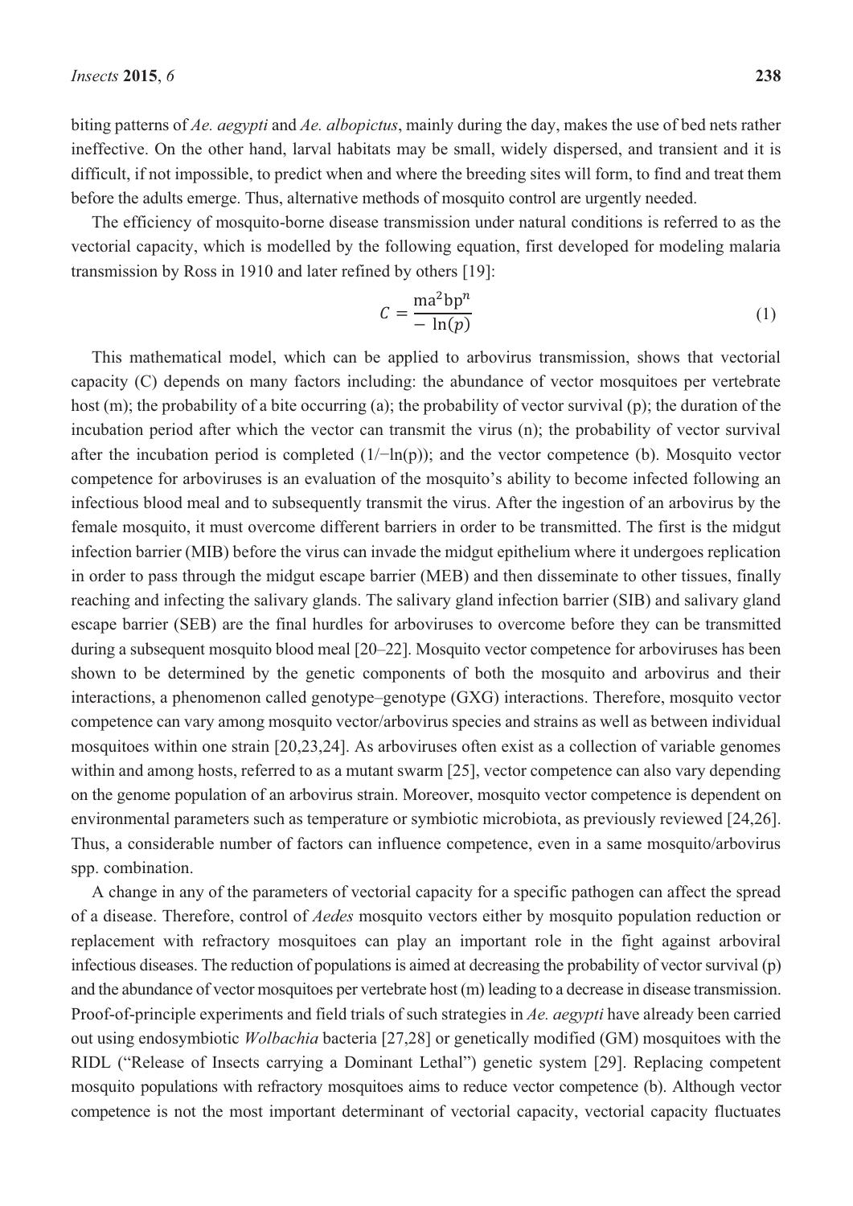biting patterns of *Ae. aegypti* and *Ae. albopictus*, mainly during the day, makes the use of bed nets rather ineffective. On the other hand, larval habitats may be small, widely dispersed, and transient and it is difficult, if not impossible, to predict when and where the breeding sites will form, to find and treat them before the adults emerge. Thus, alternative methods of mosquito control are urgently needed.

The efficiency of mosquito-borne disease transmission under natural conditions is referred to as the vectorial capacity, which is modelled by the following equation, first developed for modeling malaria transmission by Ross in 1910 and later refined by others [19]:

$$C = \frac{\mathrm{ma^2bp}^n}{-\ \ln(p)} \tag{1}$$

This mathematical model, which can be applied to arbovirus transmission, shows that vectorial capacity (C) depends on many factors including: the abundance of vector mosquitoes per vertebrate host (m); the probability of a bite occurring (a); the probability of vector survival (p); the duration of the incubation period after which the vector can transmit the virus (n); the probability of vector survival after the incubation period is completed ($1/-\ln(p)$); and the vector competence (b). Mosquito vector competence for arboviruses is an evaluation of the mosquito's ability to become infected following an infectious blood meal and to subsequently transmit the virus. After the ingestion of an arbovirus by the female mosquito, it must overcome different barriers in order to be transmitted. The first is the midgut infection barrier (MIB) before the virus can invade the midgut epithelium where it undergoes replication in order to pass through the midgut escape barrier (MEB) and then disseminate to other tissues, finally reaching and infecting the salivary glands. The salivary gland infection barrier (SIB) and salivary gland escape barrier (SEB) are the final hurdles for arboviruses to overcome before they can be transmitted during a subsequent mosquito blood meal [20–22]. Mosquito vector competence for arboviruses has been shown to be determined by the genetic components of both the mosquito and arbovirus and their interactions, a phenomenon called genotype–genotype (GXG) interactions. Therefore, mosquito vector competence can vary among mosquito vector/arbovirus species and strains as well as between individual mosquitoes within one strain [20,23,24]. As arboviruses often exist as a collection of variable genomes within and among hosts, referred to as a mutant swarm [25], vector competence can also vary depending on the genome population of an arbovirus strain. Moreover, mosquito vector competence is dependent on environmental parameters such as temperature or symbiotic microbiota, as previously reviewed [24,26]. Thus, a considerable number of factors can influence competence, even in a same mosquito/arbovirus spp. combination.

A change in any of the parameters of vectorial capacity for a specific pathogen can affect the spread of a disease. Therefore, control of *Aedes* mosquito vectors either by mosquito population reduction or replacement with refractory mosquitoes can play an important role in the fight against arboviral infectious diseases. The reduction of populations is aimed at decreasing the probability of vector survival (p) and the abundance of vector mosquitoes per vertebrate host (m) leading to a decrease in disease transmission. Proof-of-principle experiments and field trials of such strategies in *Ae. aegypti* have already been carried out using endosymbiotic *Wolbachia* bacteria [27,28] or genetically modified (GM) mosquitoes with the RIDL ("Release of Insects carrying a Dominant Lethal") genetic system [29]. Replacing competent mosquito populations with refractory mosquitoes aims to reduce vector competence (b). Although vector competence is not the most important determinant of vectorial capacity, vectorial capacity fluctuates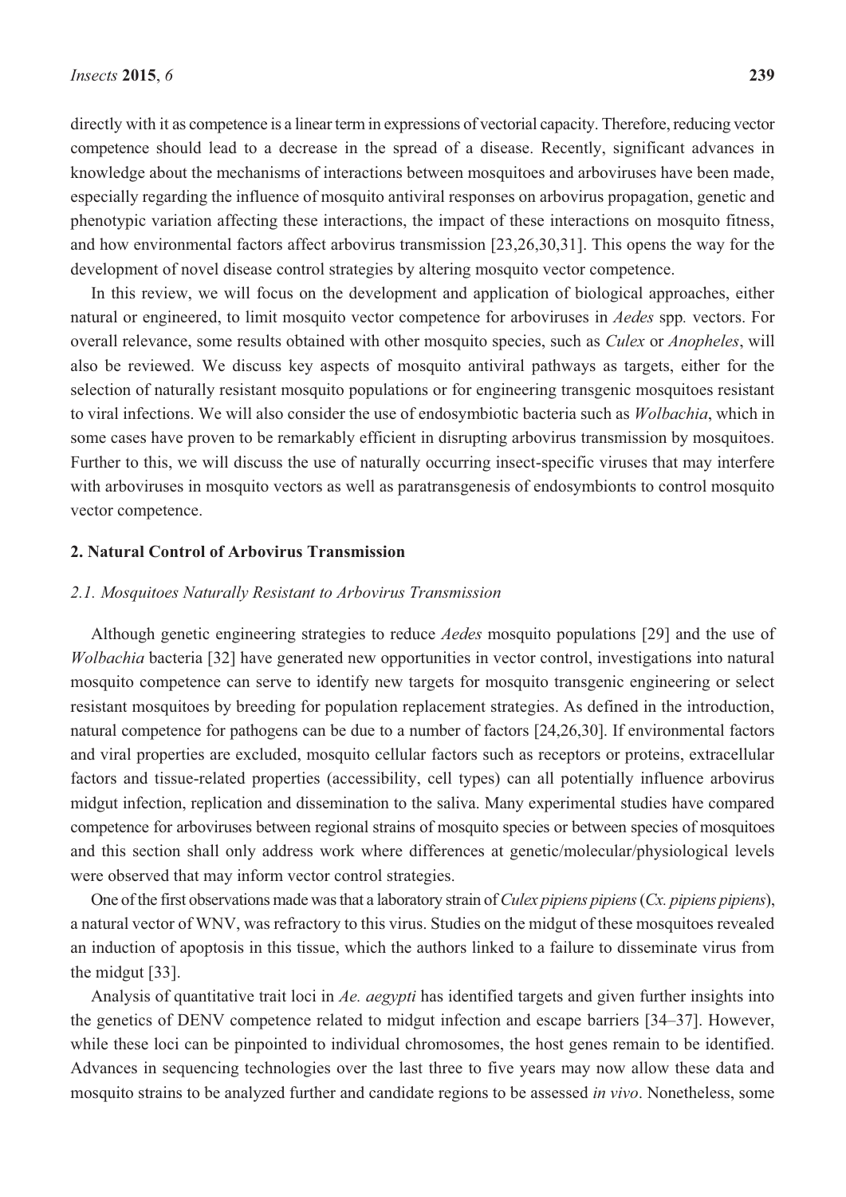directly with it as competence is a linear term in expressions of vectorial capacity. Therefore, reducing vector competence should lead to a decrease in the spread of a disease. Recently, significant advances in knowledge about the mechanisms of interactions between mosquitoes and arboviruses have been made, especially regarding the influence of mosquito antiviral responses on arbovirus propagation, genetic and phenotypic variation affecting these interactions, the impact of these interactions on mosquito fitness, and how environmental factors affect arbovirus transmission [23,26,30,31]. This opens the way for the development of novel disease control strategies by altering mosquito vector competence.

In this review, we will focus on the development and application of biological approaches, either natural or engineered, to limit mosquito vector competence for arboviruses in *Aedes* spp. vectors. For overall relevance, some results obtained with other mosquito species, such as *Culex* or *Anopheles*, will also be reviewed. We discuss key aspects of mosquito antiviral pathways as targets, either for the selection of naturally resistant mosquito populations or for engineering transgenic mosquitoes resistant to viral infections. We will also consider the use of endosymbiotic bacteria such as *Wolbachia*, which in some cases have proven to be remarkably efficient in disrupting arbovirus transmission by mosquitoes. Further to this, we will discuss the use of naturally occurring insect-specific viruses that may interfere with arboviruses in mosquito vectors as well as paratransgenesis of endosymbionts to control mosquito vector competence.

## 2. Natural Control of Arbovirus Transmission

### *2.1. Mosquitoes Naturally Resistant to Arbovirus Transmission*

Although genetic engineering strategies to reduce *Aedes* mosquito populations [29] and the use of *Wolbachia* bacteria [32] have generated new opportunities in vector control, investigations into natural mosquito competence can serve to identify new targets for mosquito transgenic engineering or select resistant mosquitoes by breeding for population replacement strategies. As defined in the introduction, natural competence for pathogens can be due to a number of factors [24,26,30]. If environmental factors and viral properties are excluded, mosquito cellular factors such as receptors or proteins, extracellular factors and tissue-related properties (accessibility, cell types) can all potentially influence arbovirus midgut infection, replication and dissemination to the saliva. Many experimental studies have compared competence for arboviruses between regional strains of mosquito species or between species of mosquitoes and this section shall only address work where differences at genetic/molecular/physiological levels were observed that may inform vector control strategies.

One of the first observations made was that a laboratory strain of *Culex pipiens pipiens* (*Cx. pipiens pipiens*), a natural vector of WNV, was refractory to this virus. Studies on the midgut of these mosquitoes revealed an induction of apoptosis in this tissue, which the authors linked to a failure to disseminate virus from the midgut [33].

Analysis of quantitative trait loci in *Ae. aegypti* has identified targets and given further insights into the genetics of DENV competence related to midgut infection and escape barriers [34–37]. However, while these loci can be pinpointed to individual chromosomes, the host genes remain to be identified. Advances in sequencing technologies over the last three to five years may now allow these data and mosquito strains to be analyzed further and candidate regions to be assessed *in vivo*. Nonetheless, some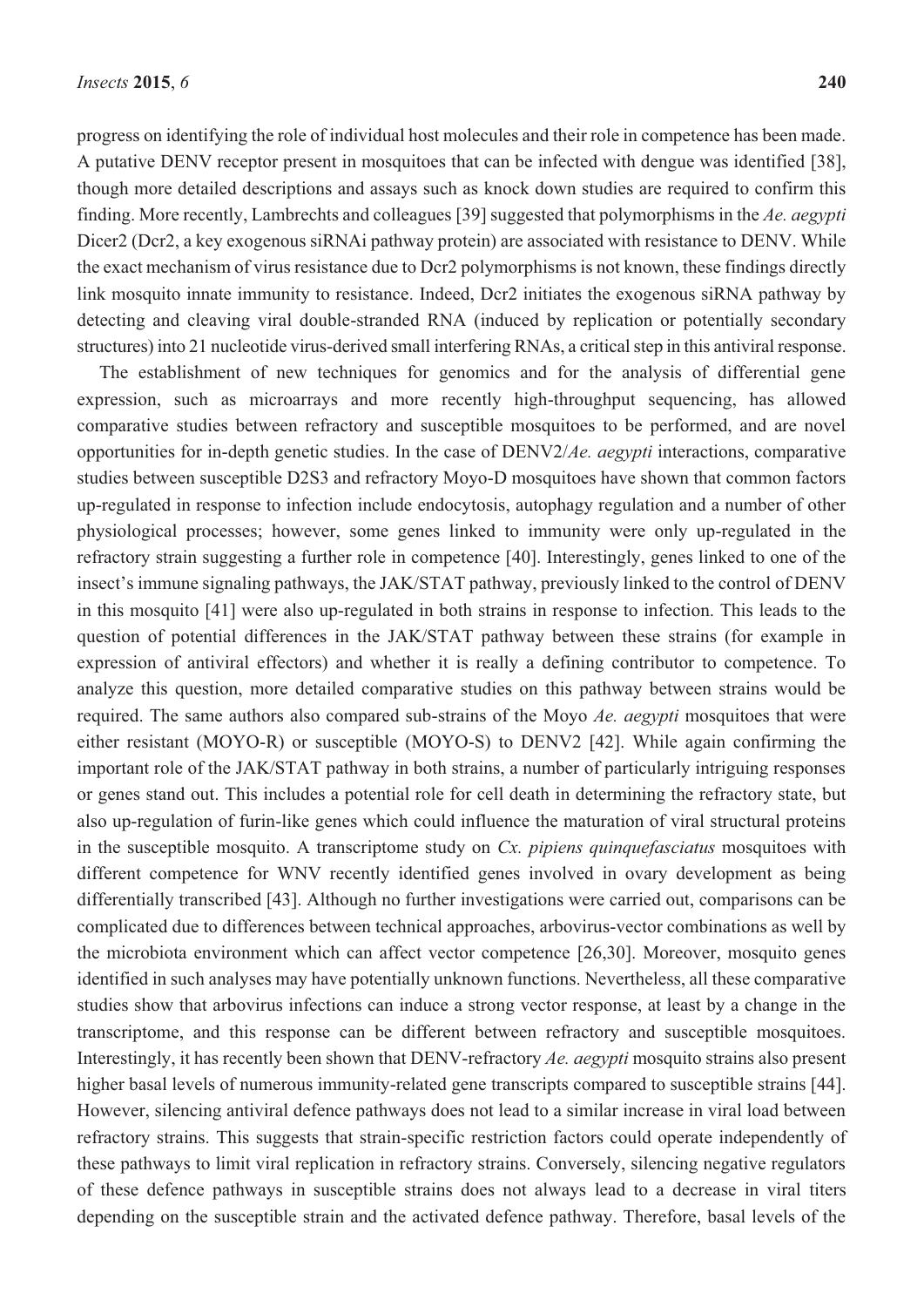progress on identifying the role of individual host molecules and their role in competence has been made. A putative DENV receptor present in mosquitoes that can be infected with dengue was identified [38], though more detailed descriptions and assays such as knock down studies are required to confirm this finding. More recently, Lambrechts and colleagues [39] suggested that polymorphisms in the *Ae. aegypti* Dicer2 (Dcr2, a key exogenous siRNAi pathway protein) are associated with resistance to DENV. While the exact mechanism of virus resistance due to Dcr2 polymorphisms is not known, these findings directly link mosquito innate immunity to resistance. Indeed, Dcr2 initiates the exogenous siRNA pathway by detecting and cleaving viral double-stranded RNA (induced by replication or potentially secondary structures) into 21 nucleotide virus-derived small interfering RNAs, a critical step in this antiviral response.

The establishment of new techniques for genomics and for the analysis of differential gene expression, such as microarrays and more recently high-throughput sequencing, has allowed comparative studies between refractory and susceptible mosquitoes to be performed, and are novel opportunities for in-depth genetic studies. In the case of DENV2/*Ae. aegypti* interactions, comparative studies between susceptible D2S3 and refractory Moyo-D mosquitoes have shown that common factors up-regulated in response to infection include endocytosis, autophagy regulation and a number of other physiological processes; however, some genes linked to immunity were only up-regulated in the refractory strain suggesting a further role in competence [40]. Interestingly, genes linked to one of the insect's immune signaling pathways, the JAK/STAT pathway, previously linked to the control of DENV in this mosquito [41] were also up-regulated in both strains in response to infection. This leads to the question of potential differences in the JAK/STAT pathway between these strains (for example in expression of antiviral effectors) and whether it is really a defining contributor to competence. To analyze this question, more detailed comparative studies on this pathway between strains would be required. The same authors also compared sub-strains of the Moyo *Ae. aegypti* mosquitoes that were either resistant (MOYO-R) or susceptible (MOYO-S) to DENV2 [42]. While again confirming the important role of the JAK/STAT pathway in both strains, a number of particularly intriguing responses or genes stand out. This includes a potential role for cell death in determining the refractory state, but also up-regulation of furin-like genes which could influence the maturation of viral structural proteins in the susceptible mosquito. A transcriptome study on *Cx. pipiens quinquefasciatus* mosquitoes with different competence for WNV recently identified genes involved in ovary development as being differentially transcribed [43]. Although no further investigations were carried out, comparisons can be complicated due to differences between technical approaches, arbovirus-vector combinations as well by the microbiota environment which can affect vector competence [26,30]. Moreover, mosquito genes identified in such analyses may have potentially unknown functions. Nevertheless, all these comparative studies show that arbovirus infections can induce a strong vector response, at least by a change in the transcriptome, and this response can be different between refractory and susceptible mosquitoes. Interestingly, it has recently been shown that DENV-refractory *Ae. aegypti* mosquito strains also present higher basal levels of numerous immunity-related gene transcripts compared to susceptible strains [44]. However, silencing antiviral defence pathways does not lead to a similar increase in viral load between refractory strains. This suggests that strain-specific restriction factors could operate independently of these pathways to limit viral replication in refractory strains. Conversely, silencing negative regulators of these defence pathways in susceptible strains does not always lead to a decrease in viral titers depending on the susceptible strain and the activated defence pathway. Therefore, basal levels of the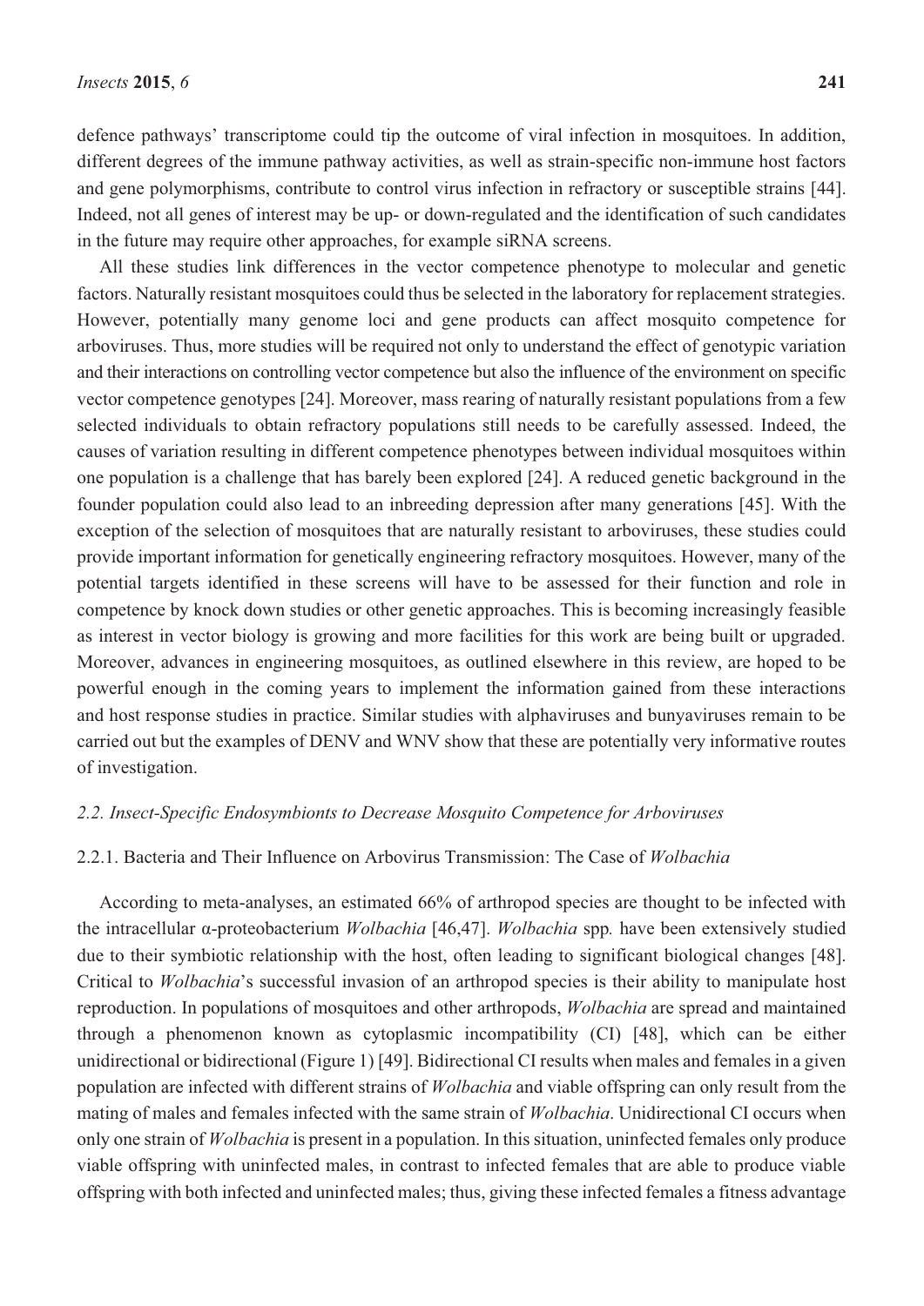defence pathways' transcriptome could tip the outcome of viral infection in mosquitoes. In addition, different degrees of the immune pathway activities, as well as strain-specific non-immune host factors and gene polymorphisms, contribute to control virus infection in refractory or susceptible strains [44]. Indeed, not all genes of interest may be up- or down-regulated and the identification of such candidates in the future may require other approaches, for example siRNA screens.

All these studies link differences in the vector competence phenotype to molecular and genetic factors. Naturally resistant mosquitoes could thus be selected in the laboratory for replacement strategies. However, potentially many genome loci and gene products can affect mosquito competence for arboviruses. Thus, more studies will be required not only to understand the effect of genotypic variation and their interactions on controlling vector competence but also the influence of the environment on specific vector competence genotypes [24]. Moreover, mass rearing of naturally resistant populations from a few selected individuals to obtain refractory populations still needs to be carefully assessed. Indeed, the causes of variation resulting in different competence phenotypes between individual mosquitoes within one population is a challenge that has barely been explored [24]. A reduced genetic background in the founder population could also lead to an inbreeding depression after many generations [45]. With the exception of the selection of mosquitoes that are naturally resistant to arboviruses, these studies could provide important information for genetically engineering refractory mosquitoes. However, many of the potential targets identified in these screens will have to be assessed for their function and role in competence by knock down studies or other genetic approaches. This is becoming increasingly feasible as interest in vector biology is growing and more facilities for this work are being built or upgraded. Moreover, advances in engineering mosquitoes, as outlined elsewhere in this review, are hoped to be powerful enough in the coming years to implement the information gained from these interactions and host response studies in practice. Similar studies with alphaviruses and bunyaviruses remain to be carried out but the examples of DENV and WNV show that these are potentially very informative routes of investigation.

### *2.2. Insect-Specific Endosymbionts to Decrease Mosquito Competence for Arboviruses*

#### 2.2.1. Bacteria and Their Influence on Arbovirus Transmission: The Case of *Wolbachia*

According to meta-analyses, an estimated 66% of arthropod species are thought to be infected with the intracellular α-proteobacterium *Wolbachia* [46,47]. *Wolbachia* spp. have been extensively studied due to their symbiotic relationship with the host, often leading to significant biological changes [48]. Critical to *Wolbachia*'s successful invasion of an arthropod species is their ability to manipulate host reproduction. In populations of mosquitoes and other arthropods, *Wolbachia* are spread and maintained through a phenomenon known as cytoplasmic incompatibility (CI) [48], which can be either unidirectional or bidirectional (Figure 1) [49]. Bidirectional CI results when males and females in a given population are infected with different strains of *Wolbachia* and viable offspring can only result from the mating of males and females infected with the same strain of *Wolbachia*. Unidirectional CI occurs when only one strain of *Wolbachia* is present in a population. In this situation, uninfected females only produce viable offspring with uninfected males, in contrast to infected females that are able to produce viable offspring with both infected and uninfected males; thus, giving these infected females a fitness advantage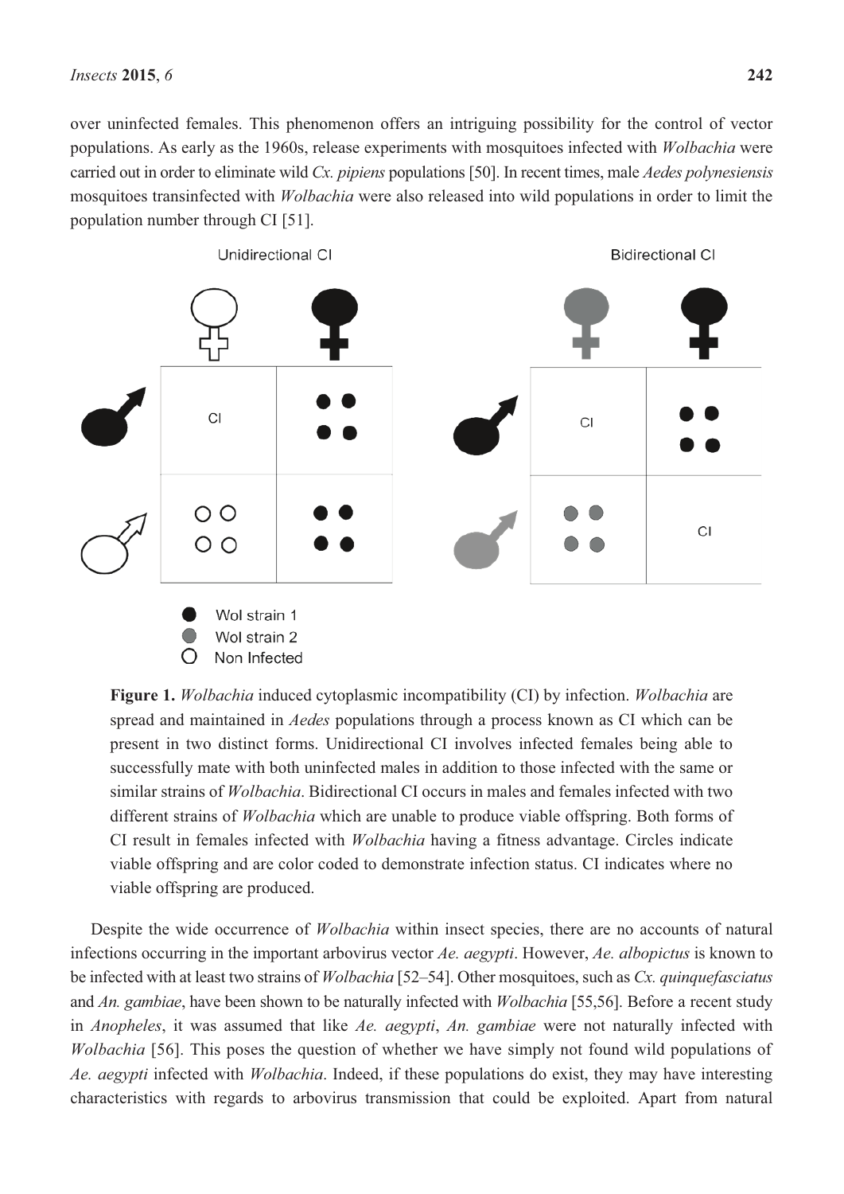over uninfected females. This phenomenon offers an intriguing possibility for the control of vector populations. As early as the 1960s, release experiments with mosquitoes infected with *Wolbachia* were carried out in order to eliminate wild *Cx. pipiens* populations [50]. In recent times, male *Aedes polynesiensis* mosquitoes transinfected with *Wolbachia* were also released into wild populations in order to limit the population number through CI [51].

**Figure 1.** *Wolbachia* induced cytoplasmic incompatibility (CI) by infection. *Wolbachia* are spread and maintained in *Aedes* populations through a process known as CI which can be present in two distinct forms. Unidirectional CI involves infected females being able to successfully mate with both uninfected males in addition to those infected with the same or similar strains of *Wolbachia*. Bidirectional CI occurs in males and females infected with two different strains of *Wolbachia* which are unable to produce viable offspring. Both forms of CI result in females infected with *Wolbachia* having a fitness advantage. Circles indicate viable offspring and are color coded to demonstrate infection status. CI indicates where no viable offspring are produced.

Despite the wide occurrence of *Wolbachia* within insect species, there are no accounts of natural infections occurring in the important arbovirus vector *Ae. aegypti*. However, *Ae. albopictus* is known to be infected with at least two strains of *Wolbachia* [52–54]. Other mosquitoes, such as *Cx. quinquefasciatus* and *An. gambiae*, have been shown to be naturally infected with *Wolbachia* [55,56]. Before a recent study in *Anopheles*, it was assumed that like *Ae. aegypti*, *An. gambiae* were not naturally infected with *Wolbachia* [56]. This poses the question of whether we have simply not found wild populations of *Ae. aegypti* infected with *Wolbachia*. Indeed, if these populations do exist, they may have interesting characteristics with regards to arbovirus transmission that could be exploited. Apart from natural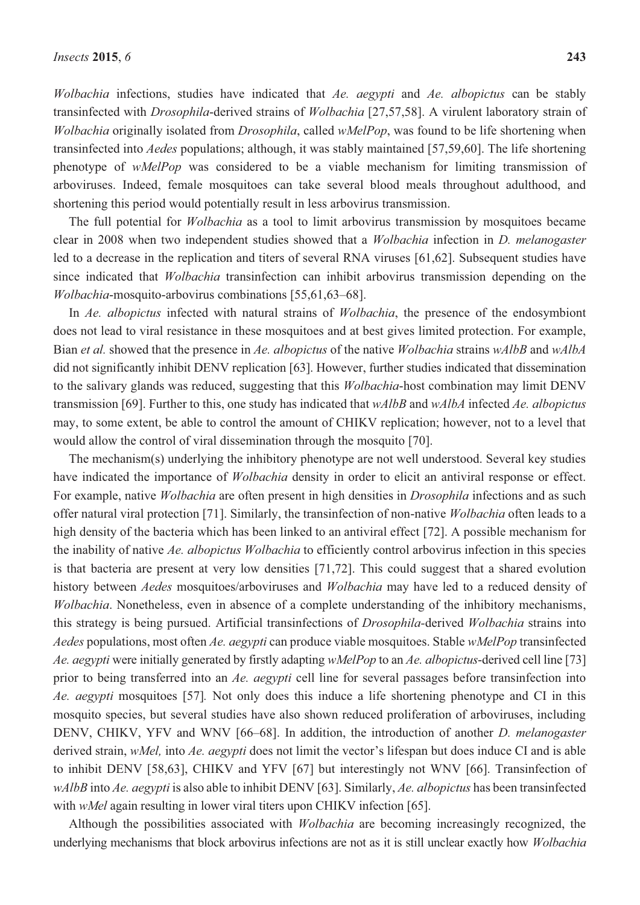*Wolbachia* infections, studies have indicated that *Ae. aegypti* and *Ae. albopictus* can be stably transinfected with *Drosophila*-derived strains of *Wolbachia* [27,57,58]. A virulent laboratory strain of *Wolbachia* originally isolated from *Drosophila*, called *wMelPop*, was found to be life shortening when transinfected into *Aedes* populations; although, it was stably maintained [57,59,60]. The life shortening phenotype of *wMelPop* was considered to be a viable mechanism for limiting transmission of arboviruses. Indeed, female mosquitoes can take several blood meals throughout adulthood, and shortening this period would potentially result in less arbovirus transmission.

The full potential for *Wolbachia* as a tool to limit arbovirus transmission by mosquitoes became clear in 2008 when two independent studies showed that a *Wolbachia* infection in *D. melanogaster* led to a decrease in the replication and titers of several RNA viruses [61,62]. Subsequent studies have since indicated that *Wolbachia* transinfection can inhibit arbovirus transmission depending on the *Wolbachia*-mosquito-arbovirus combinations [55,61,63–68].

In *Ae. albopictus* infected with natural strains of *Wolbachia*, the presence of the endosymbiont does not lead to viral resistance in these mosquitoes and at best gives limited protection. For example, Bian *et al.* showed that the presence in *Ae. albopictus* of the native *Wolbachia* strains *wAlbB* and *wAlbA* did not significantly inhibit DENV replication [63]. However, further studies indicated that dissemination to the salivary glands was reduced, suggesting that this *Wolbachia*-host combination may limit DENV transmission [69]. Further to this, one study has indicated that *wAlbB* and *wAlbA* infected *Ae. albopictus* may, to some extent, be able to control the amount of CHIKV replication; however, not to a level that would allow the control of viral dissemination through the mosquito [70].

The mechanism(s) underlying the inhibitory phenotype are not well understood. Several key studies have indicated the importance of *Wolbachia* density in order to elicit an antiviral response or effect. For example, native *Wolbachia* are often present in high densities in *Drosophila* infections and as such offer natural viral protection [71]. Similarly, the transinfection of non-native *Wolbachia* often leads to a high density of the bacteria which has been linked to an antiviral effect [72]. A possible mechanism for the inability of native *Ae. albopictus Wolbachia* to efficiently control arbovirus infection in this species is that bacteria are present at very low densities [71,72]. This could suggest that a shared evolution history between *Aedes* mosquitoes/arboviruses and *Wolbachia* may have led to a reduced density of *Wolbachia*. Nonetheless, even in absence of a complete understanding of the inhibitory mechanisms, this strategy is being pursued. Artificial transinfections of *Drosophila*-derived *Wolbachia* strains into *Aedes* populations, most often *Ae. aegypti* can produce viable mosquitoes. Stable *wMelPop* transinfected *Ae. aegypti* were initially generated by firstly adapting *wMelPop* to an *Ae. albopictus*-derived cell line [73] prior to being transferred into an *Ae. aegypti* cell line for several passages before transinfection into *Ae. aegypti* mosquitoes [57]. Not only does this induce a life shortening phenotype and CI in this mosquito species, but several studies have also shown reduced proliferation of arboviruses, including DENV, CHIKV, YFV and WNV [66–68]. In addition, the introduction of another *D. melanogaster* derived strain, *wMel,* into *Ae. aegypti* does not limit the vector's lifespan but does induce CI and is able to inhibit DENV [58,63], CHIKV and YFV [67] but interestingly not WNV [66]. Transinfection of *wAlbB* into *Ae. aegypti* is also able to inhibit DENV [63]. Similarly, *Ae. albopictus* has been transinfected with *wMel* again resulting in lower viral titers upon CHIKV infection [65].

Although the possibilities associated with *Wolbachia* are becoming increasingly recognized, the underlying mechanisms that block arbovirus infections are not as it is still unclear exactly how *Wolbachia*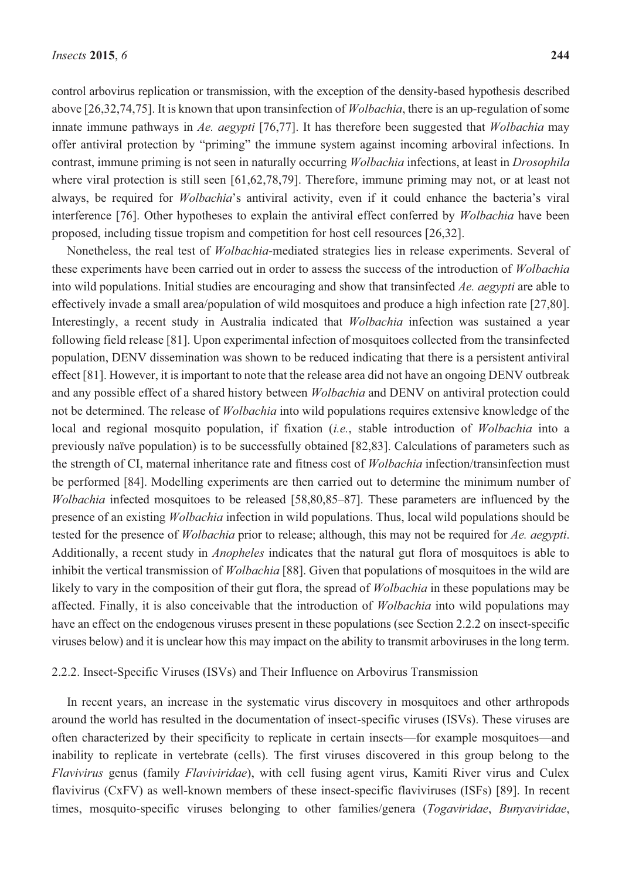control arbovirus replication or transmission, with the exception of the density-based hypothesis described above [26,32,74,75]. It is known that upon transinfection of *Wolbachia*, there is an up-regulation of some innate immune pathways in *Ae. aegypti* [76,77]. It has therefore been suggested that *Wolbachia* may offer antiviral protection by "priming" the immune system against incoming arboviral infections. In contrast, immune priming is not seen in naturally occurring *Wolbachia* infections, at least in *Drosophila* where viral protection is still seen [61,62,78,79]. Therefore, immune priming may not, or at least not always, be required for *Wolbachia*'s antiviral activity, even if it could enhance the bacteria's viral interference [76]. Other hypotheses to explain the antiviral effect conferred by *Wolbachia* have been proposed, including tissue tropism and competition for host cell resources [26,32].

Nonetheless, the real test of *Wolbachia*-mediated strategies lies in release experiments. Several of these experiments have been carried out in order to assess the success of the introduction of *Wolbachia* into wild populations. Initial studies are encouraging and show that transinfected *Ae. aegypti* are able to effectively invade a small area/population of wild mosquitoes and produce a high infection rate [27,80]. Interestingly, a recent study in Australia indicated that *Wolbachia* infection was sustained a year following field release [81]. Upon experimental infection of mosquitoes collected from the transinfected population, DENV dissemination was shown to be reduced indicating that there is a persistent antiviral effect [81]. However, it is important to note that the release area did not have an ongoing DENV outbreak and any possible effect of a shared history between *Wolbachia* and DENV on antiviral protection could not be determined. The release of *Wolbachia* into wild populations requires extensive knowledge of the local and regional mosquito population, if fixation (*i.e.*, stable introduction of *Wolbachia* into a previously naïve population) is to be successfully obtained [82,83]. Calculations of parameters such as the strength of CI, maternal inheritance rate and fitness cost of *Wolbachia* infection/transinfection must be performed [84]. Modelling experiments are then carried out to determine the minimum number of *Wolbachia* infected mosquitoes to be released [58,80,85–87]. These parameters are influenced by the presence of an existing *Wolbachia* infection in wild populations. Thus, local wild populations should be tested for the presence of *Wolbachia* prior to release; although, this may not be required for *Ae. aegypti*. Additionally, a recent study in *Anopheles* indicates that the natural gut flora of mosquitoes is able to inhibit the vertical transmission of *Wolbachia* [88]. Given that populations of mosquitoes in the wild are likely to vary in the composition of their gut flora, the spread of *Wolbachia* in these populations may be affected. Finally, it is also conceivable that the introduction of *Wolbachia* into wild populations may have an effect on the endogenous viruses present in these populations (see Section 2.2.2 on insect-specific viruses below) and it is unclear how this may impact on the ability to transmit arboviruses in the long term.

### 2.2.2. Insect-Specific Viruses (ISVs) and Their Influence on Arbovirus Transmission

In recent years, an increase in the systematic virus discovery in mosquitoes and other arthropods around the world has resulted in the documentation of insect-specific viruses (ISVs). These viruses are often characterized by their specificity to replicate in certain insects—for example mosquitoes—and inability to replicate in vertebrate (cells). The first viruses discovered in this group belong to the *Flavivirus* genus (family *Flaviviridae*), with cell fusing agent virus, Kamiti River virus and Culex flavivirus (CxFV) as well-known members of these insect-specific flaviviruses (ISFs) [89]. In recent times, mosquito-specific viruses belonging to other families/genera (*Togaviridae*, *Bunyaviridae*,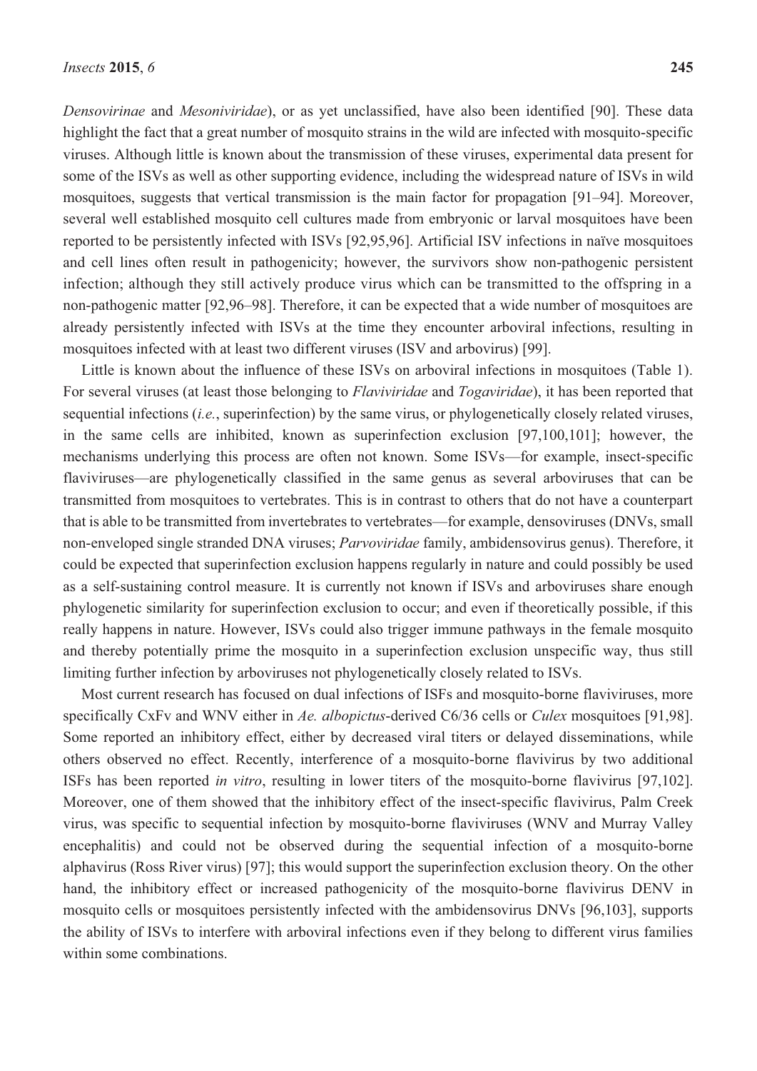*Densovirinae* and *Mesoniviridae*), or as yet unclassified, have also been identified [90]. These data highlight the fact that a great number of mosquito strains in the wild are infected with mosquito-specific viruses. Although little is known about the transmission of these viruses, experimental data present for some of the ISVs as well as other supporting evidence, including the widespread nature of ISVs in wild mosquitoes, suggests that vertical transmission is the main factor for propagation [91–94]. Moreover, several well established mosquito cell cultures made from embryonic or larval mosquitoes have been reported to be persistently infected with ISVs [92,95,96]. Artificial ISV infections in naïve mosquitoes and cell lines often result in pathogenicity; however, the survivors show non-pathogenic persistent infection; although they still actively produce virus which can be transmitted to the offspring in a non-pathogenic matter [92,96–98]. Therefore, it can be expected that a wide number of mosquitoes are already persistently infected with ISVs at the time they encounter arboviral infections, resulting in mosquitoes infected with at least two different viruses (ISV and arbovirus) [99].

Little is known about the influence of these ISVs on arboviral infections in mosquitoes (Table 1). For several viruses (at least those belonging to *Flaviviridae* and *Togaviridae*), it has been reported that sequential infections (*i.e.*, superinfection) by the same virus, or phylogenetically closely related viruses, in the same cells are inhibited, known as superinfection exclusion [97,100,101]; however, the mechanisms underlying this process are often not known. Some ISVs—for example, insect-specific flaviviruses—are phylogenetically classified in the same genus as several arboviruses that can be transmitted from mosquitoes to vertebrates. This is in contrast to others that do not have a counterpart that is able to be transmitted from invertebrates to vertebrates—for example, densoviruses (DNVs, small non-enveloped single stranded DNA viruses; *Parvoviridae* family, ambidensovirus genus). Therefore, it could be expected that superinfection exclusion happens regularly in nature and could possibly be used as a self-sustaining control measure. It is currently not known if ISVs and arboviruses share enough phylogenetic similarity for superinfection exclusion to occur; and even if theoretically possible, if this really happens in nature. However, ISVs could also trigger immune pathways in the female mosquito and thereby potentially prime the mosquito in a superinfection exclusion unspecific way, thus still limiting further infection by arboviruses not phylogenetically closely related to ISVs.

Most current research has focused on dual infections of ISFs and mosquito-borne flaviviruses, more specifically CxFv and WNV either in *Ae. albopictus*-derived C6/36 cells or *Culex* mosquitoes [91,98]. Some reported an inhibitory effect, either by decreased viral titers or delayed disseminations, while others observed no effect. Recently, interference of a mosquito-borne flavivirus by two additional ISFs has been reported *in vitro*, resulting in lower titers of the mosquito-borne flavivirus [97,102]. Moreover, one of them showed that the inhibitory effect of the insect-specific flavivirus, Palm Creek virus, was specific to sequential infection by mosquito-borne flaviviruses (WNV and Murray Valley encephalitis) and could not be observed during the sequential infection of a mosquito-borne alphavirus (Ross River virus) [97]; this would support the superinfection exclusion theory. On the other hand, the inhibitory effect or increased pathogenicity of the mosquito-borne flavivirus DENV in mosquito cells or mosquitoes persistently infected with the ambidensovirus DNVs [96,103], supports the ability of ISVs to interfere with arboviral infections even if they belong to different virus families within some combinations.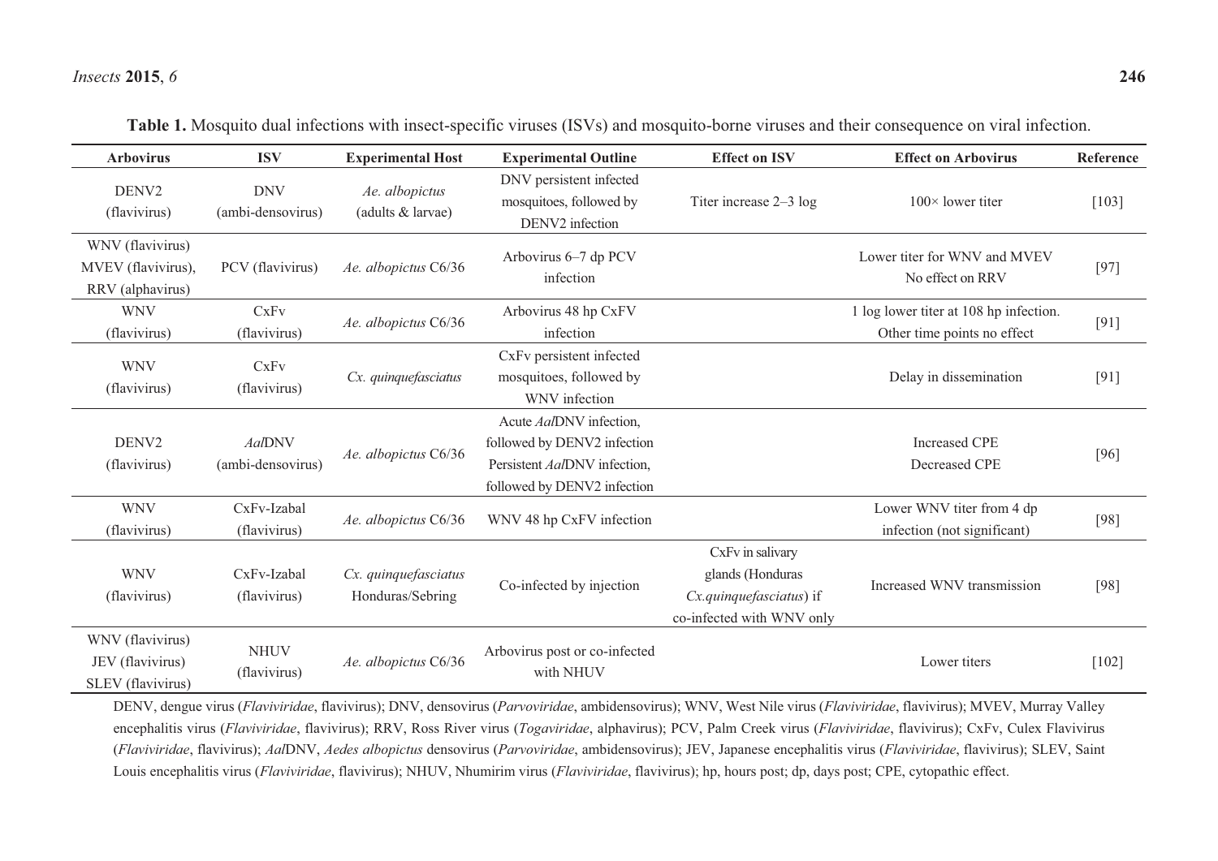**Table 1.** Mosquito dual infections with insect-specific viruses (ISVs) and mosquito-borne viruses and their consequence on viral infection.

| Arbovirus | ISV | Experimental Host | Experimental Outline | Effect on ISV | Effect on Arbovirus | Reference |
|---|---|---|---|---|---|---|
| DENV2 (flavivirus) | DNV (ambi-densovirus) | *Ae. albopictus* (adults & larvae) | DNV persistent infected mosquitoes, followed by DENV2 infection | Titer increase 2–3 log | 100× lower titer | [103] |
| WNV (flavivirus) MVEV (flavivirus), RRV (alphavirus) | PCV (flavivirus) | *Ae. albopictus* C6/36 | Arbovirus 6–7 dp PCV infection | | Lower titer for WNV and MVEV No effect on RRV | [97] |
| WNV (flavivirus) | CxFv (flavivirus) | *Ae. albopictus* C6/36 | Arbovirus 48 hp CxFV infection | | 1 log lower titer at 108 hp infection. Other time points no effect | [91] |
| WNV (flavivirus) | CxFv (flavivirus) | *Cx. quinquefasciatus* | CxFv persistent infected mosquitoes, followed by WNV infection | | Delay in dissemination | [91] |
| DENV2 (flavivirus) | *Aal*DNV (ambi-densovirus) | *Ae. albopictus* C6/36 | Acute *Aal*DNV infection, followed by DENV2 infection Persistent *Aal*DNV infection, followed by DENV2 infection | | Increased CPE Decreased CPE | [96] |
| WNV (flavivirus) | CxFv-Izabal (flavivirus) | *Ae. albopictus* C6/36 | WNV 48 hp CxFV infection | | Lower WNV titer from 4 dp infection (not significant) | [98] |
| WNV (flavivirus) | CxFv-Izabal (flavivirus) | *Cx. quinquefasciatus* Honduras/Sebring | Co-infected by injection | CxFv in salivary glands (Honduras *Cx.quinquefasciatus*) if co-infected with WNV only | Increased WNV transmission | [98] |
| WNV (flavivirus) JEV (flavivirus) SLEV (flavivirus) | NHUV (flavivirus) | *Ae. albopictus* C6/36 | Arbovirus post or co-infected with NHUV | | Lower titers | [102] |

DENV, dengue virus (*Flaviviridae*, flavivirus); DNV, densovirus (*Parvoviridae*, ambidensovirus); WNV, West Nile virus (*Flaviviridae*, flavivirus); MVEV, Murray Valley encephalitis virus (*Flaviviridae*, flavivirus); RRV, Ross River virus (*Togaviridae*, alphavirus); PCV, Palm Creek virus (*Flaviviridae*, flavivirus); CxFv, Culex Flavivirus (*Flaviviridae*, flavivirus); *Aal*DNV, *Aedes albopictus* densovirus (*Parvoviridae*, ambidensovirus); JEV, Japanese encephalitis virus (*Flaviviridae*, flavivirus); SLEV, Saint Louis encephalitis virus (*Flaviviridae*, flavivirus); NHUV, Nhumirim virus (*Flaviviridae*, flavivirus); hp, hours post; dp, days post; CPE, cytopathic effect.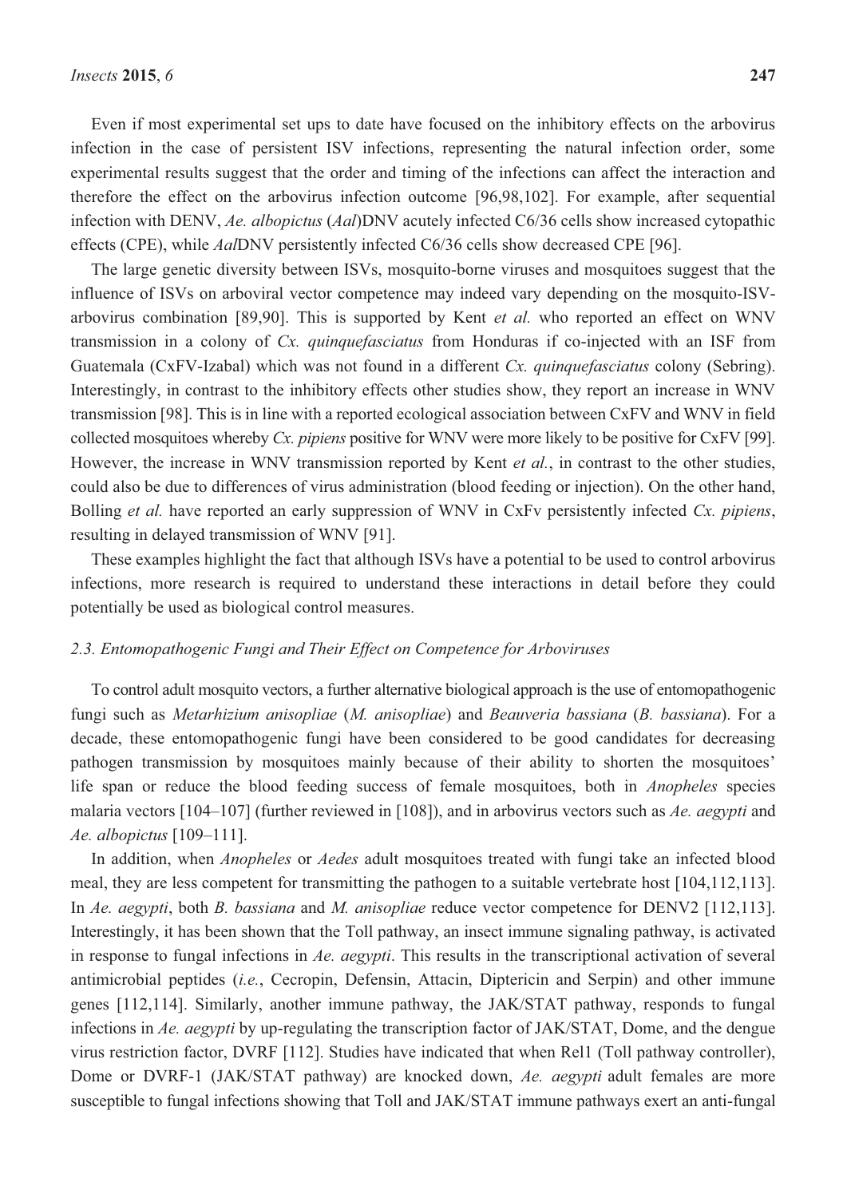Even if most experimental set ups to date have focused on the inhibitory effects on the arbovirus infection in the case of persistent ISV infections, representing the natural infection order, some experimental results suggest that the order and timing of the infections can affect the interaction and therefore the effect on the arbovirus infection outcome [96,98,102]. For example, after sequential infection with DENV, *Ae. albopictus* (*Aal*)DNV acutely infected C6/36 cells show increased cytopathic effects (CPE), while *Aal*DNV persistently infected C6/36 cells show decreased CPE [96].

The large genetic diversity between ISVs, mosquito-borne viruses and mosquitoes suggest that the influence of ISVs on arboviral vector competence may indeed vary depending on the mosquito-ISV-arbovirus combination [89,90]. This is supported by Kent *et al.* who reported an effect on WNV transmission in a colony of *Cx. quinquefasciatus* from Honduras if co-injected with an ISF from Guatemala (CxFV-Izabal) which was not found in a different *Cx. quinquefasciatus* colony (Sebring). Interestingly, in contrast to the inhibitory effects other studies show, they report an increase in WNV transmission [98]. This is in line with a reported ecological association between CxFV and WNV in field collected mosquitoes whereby *Cx. pipiens* positive for WNV were more likely to be positive for CxFV [99]. However, the increase in WNV transmission reported by Kent *et al.*, in contrast to the other studies, could also be due to differences of virus administration (blood feeding or injection). On the other hand, Bolling *et al.* have reported an early suppression of WNV in CxFv persistently infected *Cx. pipiens*, resulting in delayed transmission of WNV [91].

These examples highlight the fact that although ISVs have a potential to be used to control arbovirus infections, more research is required to understand these interactions in detail before they could potentially be used as biological control measures.

### 2.3. Entomopathogenic Fungi and Their Effect on Competence for Arboviruses

To control adult mosquito vectors, a further alternative biological approach is the use of entomopathogenic fungi such as *Metarhizium anisopliae* (*M. anisopliae*) and *Beauveria bassiana* (*B. bassiana*). For a decade, these entomopathogenic fungi have been considered to be good candidates for decreasing pathogen transmission by mosquitoes mainly because of their ability to shorten the mosquitoes' life span or reduce the blood feeding success of female mosquitoes, both in *Anopheles* species malaria vectors [104–107] (further reviewed in [108]), and in arbovirus vectors such as *Ae. aegypti* and *Ae. albopictus* [109–111].

In addition, when *Anopheles* or *Aedes* adult mosquitoes treated with fungi take an infected blood meal, they are less competent for transmitting the pathogen to a suitable vertebrate host [104,112,113]. In *Ae. aegypti*, both *B. bassiana* and *M. anisopliae* reduce vector competence for DENV2 [112,113]. Interestingly, it has been shown that the Toll pathway, an insect immune signaling pathway, is activated in response to fungal infections in *Ae. aegypti*. This results in the transcriptional activation of several antimicrobial peptides (*i.e.*, Cecropin, Defensin, Attacin, Diptericin and Serpin) and other immune genes [112,114]. Similarly, another immune pathway, the JAK/STAT pathway, responds to fungal infections in *Ae. aegypti* by up-regulating the transcription factor of JAK/STAT, Dome, and the dengue virus restriction factor, DVRF [112]. Studies have indicated that when Rel1 (Toll pathway controller), Dome or DVRF-1 (JAK/STAT pathway) are knocked down, *Ae. aegypti* adult females are more susceptible to fungal infections showing that Toll and JAK/STAT immune pathways exert an anti-fungal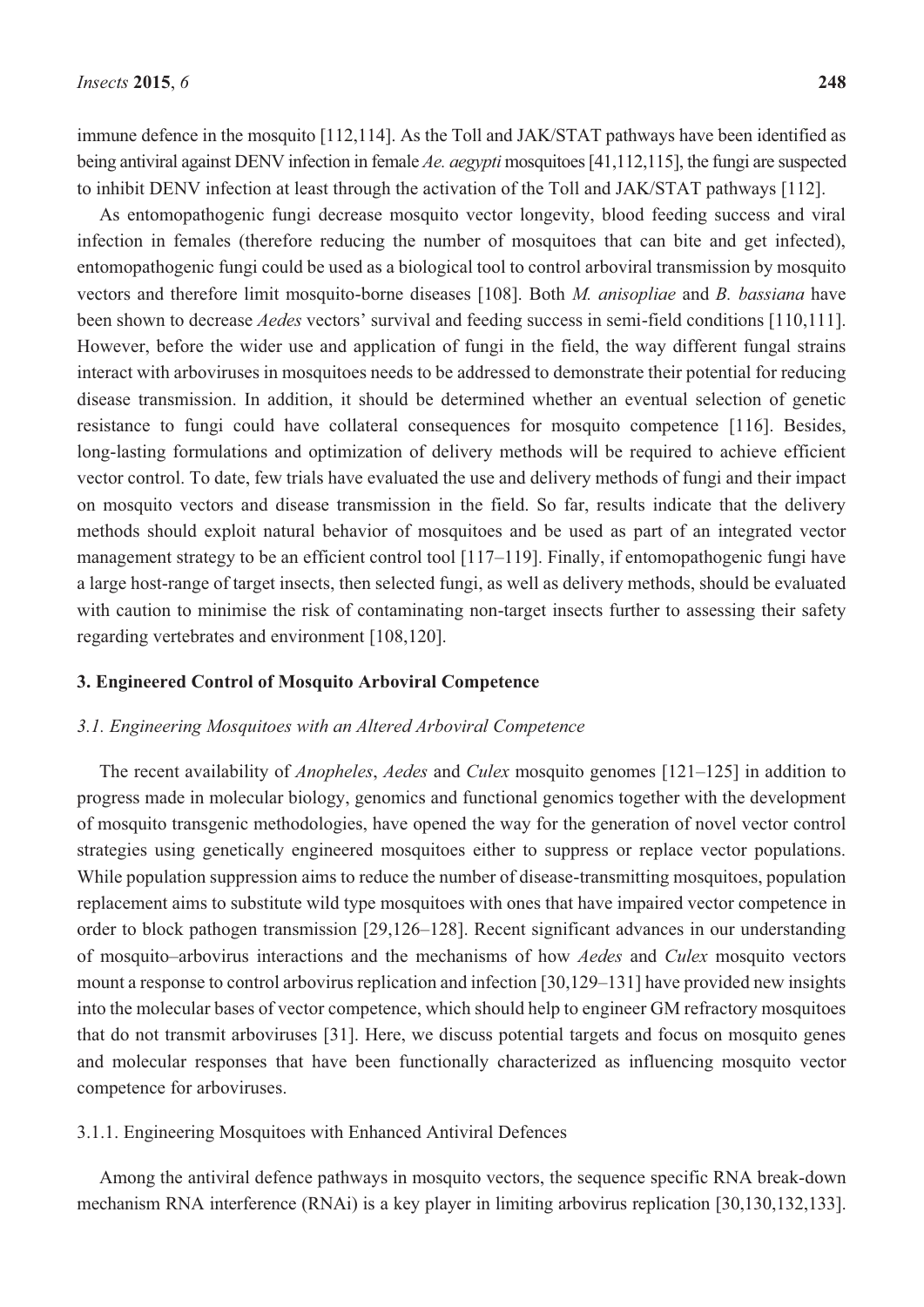immune defence in the mosquito [112,114]. As the Toll and JAK/STAT pathways have been identified as being antiviral against DENV infection in female *Ae. aegypti* mosquitoes [41,112,115], the fungi are suspected to inhibit DENV infection at least through the activation of the Toll and JAK/STAT pathways [112].

As entomopathogenic fungi decrease mosquito vector longevity, blood feeding success and viral infection in females (therefore reducing the number of mosquitoes that can bite and get infected), entomopathogenic fungi could be used as a biological tool to control arboviral transmission by mosquito vectors and therefore limit mosquito-borne diseases [108]. Both *M. anisopliae* and *B. bassiana* have been shown to decrease *Aedes* vectors' survival and feeding success in semi-field conditions [110,111]. However, before the wider use and application of fungi in the field, the way different fungal strains interact with arboviruses in mosquitoes needs to be addressed to demonstrate their potential for reducing disease transmission. In addition, it should be determined whether an eventual selection of genetic resistance to fungi could have collateral consequences for mosquito competence [116]. Besides, long-lasting formulations and optimization of delivery methods will be required to achieve efficient vector control. To date, few trials have evaluated the use and delivery methods of fungi and their impact on mosquito vectors and disease transmission in the field. So far, results indicate that the delivery methods should exploit natural behavior of mosquitoes and be used as part of an integrated vector management strategy to be an efficient control tool [117–119]. Finally, if entomopathogenic fungi have a large host-range of target insects, then selected fungi, as well as delivery methods, should be evaluated with caution to minimise the risk of contaminating non-target insects further to assessing their safety regarding vertebrates and environment [108,120].

## 3. Engineered Control of Mosquito Arboviral Competence

### *3.1. Engineering Mosquitoes with an Altered Arboviral Competence*

The recent availability of *Anopheles*, *Aedes* and *Culex* mosquito genomes [121–125] in addition to progress made in molecular biology, genomics and functional genomics together with the development of mosquito transgenic methodologies, have opened the way for the generation of novel vector control strategies using genetically engineered mosquitoes either to suppress or replace vector populations. While population suppression aims to reduce the number of disease-transmitting mosquitoes, population replacement aims to substitute wild type mosquitoes with ones that have impaired vector competence in order to block pathogen transmission [29,126–128]. Recent significant advances in our understanding of mosquito–arbovirus interactions and the mechanisms of how *Aedes* and *Culex* mosquito vectors mount a response to control arbovirus replication and infection [30,129–131] have provided new insights into the molecular bases of vector competence, which should help to engineer GM refractory mosquitoes that do not transmit arboviruses [31]. Here, we discuss potential targets and focus on mosquito genes and molecular responses that have been functionally characterized as influencing mosquito vector competence for arboviruses.

#### 3.1.1. Engineering Mosquitoes with Enhanced Antiviral Defences

Among the antiviral defence pathways in mosquito vectors, the sequence specific RNA break-down mechanism RNA interference (RNAi) is a key player in limiting arbovirus replication [30,130,132,133].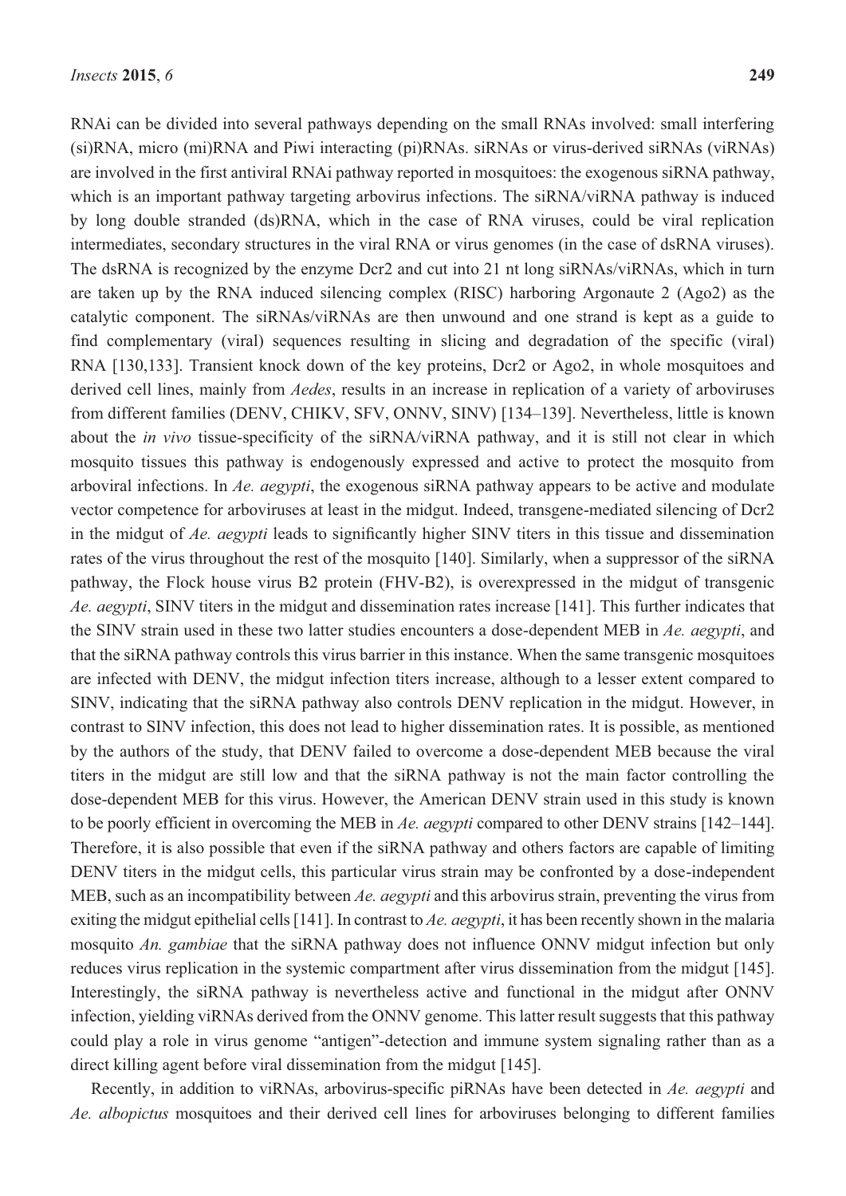RNAi can be divided into several pathways depending on the small RNAs involved: small interfering (si)RNA, micro (mi)RNA and Piwi interacting (pi)RNAs. siRNAs or virus-derived siRNAs (viRNAs) are involved in the first antiviral RNAi pathway reported in mosquitoes: the exogenous siRNA pathway, which is an important pathway targeting arbovirus infections. The siRNA/viRNA pathway is induced by long double stranded (ds)RNA, which in the case of RNA viruses, could be viral replication intermediates, secondary structures in the viral RNA or virus genomes (in the case of dsRNA viruses). The dsRNA is recognized by the enzyme Dcr2 and cut into 21 nt long siRNAs/viRNAs, which in turn are taken up by the RNA induced silencing complex (RISC) harboring Argonaute 2 (Ago2) as the catalytic component. The siRNAs/viRNAs are then unwound and one strand is kept as a guide to find complementary (viral) sequences resulting in slicing and degradation of the specific (viral) RNA [130,133]. Transient knock down of the key proteins, Dcr2 or Ago2, in whole mosquitoes and derived cell lines, mainly from *Aedes*, results in an increase in replication of a variety of arboviruses from different families (DENV, CHIKV, SFV, ONNV, SINV) [134–139]. Nevertheless, little is known about the *in vivo* tissue-specificity of the siRNA/viRNA pathway, and it is still not clear in which mosquito tissues this pathway is endogenously expressed and active to protect the mosquito from arboviral infections. In *Ae. aegypti*, the exogenous siRNA pathway appears to be active and modulate vector competence for arboviruses at least in the midgut. Indeed, transgene-mediated silencing of Dcr2 in the midgut of *Ae. aegypti* leads to significantly higher SINV titers in this tissue and dissemination rates of the virus throughout the rest of the mosquito [140]. Similarly, when a suppressor of the siRNA pathway, the Flock house virus B2 protein (FHV-B2), is overexpressed in the midgut of transgenic *Ae. aegypti*, SINV titers in the midgut and dissemination rates increase [141]. This further indicates that the SINV strain used in these two latter studies encounters a dose-dependent MEB in *Ae. aegypti*, and that the siRNA pathway controls this virus barrier in this instance. When the same transgenic mosquitoes are infected with DENV, the midgut infection titers increase, although to a lesser extent compared to SINV, indicating that the siRNA pathway also controls DENV replication in the midgut. However, in contrast to SINV infection, this does not lead to higher dissemination rates. It is possible, as mentioned by the authors of the study, that DENV failed to overcome a dose-dependent MEB because the viral titers in the midgut are still low and that the siRNA pathway is not the main factor controlling the dose-dependent MEB for this virus. However, the American DENV strain used in this study is known to be poorly efficient in overcoming the MEB in *Ae. aegypti* compared to other DENV strains [142–144]. Therefore, it is also possible that even if the siRNA pathway and others factors are capable of limiting DENV titers in the midgut cells, this particular virus strain may be confronted by a dose-independent MEB, such as an incompatibility between *Ae. aegypti* and this arbovirus strain, preventing the virus from exiting the midgut epithelial cells [141]. In contrast to *Ae. aegypti*, it has been recently shown in the malaria mosquito *An. gambiae* that the siRNA pathway does not influence ONNV midgut infection but only reduces virus replication in the systemic compartment after virus dissemination from the midgut [145]. Interestingly, the siRNA pathway is nevertheless active and functional in the midgut after ONNV infection, yielding viRNAs derived from the ONNV genome. This latter result suggests that this pathway could play a role in virus genome "antigen"-detection and immune system signaling rather than as a direct killing agent before viral dissemination from the midgut [145].

Recently, in addition to viRNAs, arbovirus-specific piRNAs have been detected in *Ae. aegypti* and *Ae. albopictus* mosquitoes and their derived cell lines for arboviruses belonging to different families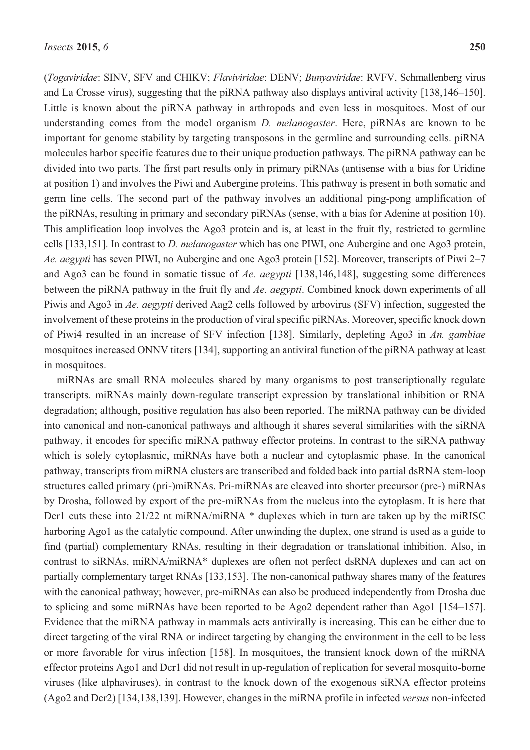(*Togaviridae*: SINV, SFV and CHIKV; *Flaviviridae*: DENV; *Bunyaviridae*: RVFV, Schmallenberg virus and La Crosse virus), suggesting that the piRNA pathway also displays antiviral activity [138,146–150]. Little is known about the piRNA pathway in arthropods and even less in mosquitoes. Most of our understanding comes from the model organism *D. melanogaster*. Here, piRNAs are known to be important for genome stability by targeting transposons in the germline and surrounding cells. piRNA molecules harbor specific features due to their unique production pathways. The piRNA pathway can be divided into two parts. The first part results only in primary piRNAs (antisense with a bias for Uridine at position 1) and involves the Piwi and Aubergine proteins. This pathway is present in both somatic and germ line cells. The second part of the pathway involves an additional ping-pong amplification of the piRNAs, resulting in primary and secondary piRNAs (sense, with a bias for Adenine at position 10). This amplification loop involves the Ago3 protein and is, at least in the fruit fly, restricted to germline cells [133,151]. In contrast to *D. melanogaster* which has one PIWI, one Aubergine and one Ago3 protein, *Ae. aegypti* has seven PIWI, no Aubergine and one Ago3 protein [152]. Moreover, transcripts of Piwi 2–7 and Ago3 can be found in somatic tissue of *Ae. aegypti* [138,146,148], suggesting some differences between the piRNA pathway in the fruit fly and *Ae. aegypti*. Combined knock down experiments of all Piwis and Ago3 in *Ae. aegypti* derived Aag2 cells followed by arbovirus (SFV) infection, suggested the involvement of these proteins in the production of viral specific piRNAs. Moreover, specific knock down of Piwi4 resulted in an increase of SFV infection [138]. Similarly, depleting Ago3 in *An. gambiae* mosquitoes increased ONNV titers [134], supporting an antiviral function of the piRNA pathway at least in mosquitoes.

miRNAs are small RNA molecules shared by many organisms to post transcriptionally regulate transcripts. miRNAs mainly down-regulate transcript expression by translational inhibition or RNA degradation; although, positive regulation has also been reported. The miRNA pathway can be divided into canonical and non-canonical pathways and although it shares several similarities with the siRNA pathway, it encodes for specific miRNA pathway effector proteins. In contrast to the siRNA pathway which is solely cytoplasmic, miRNAs have both a nuclear and cytoplasmic phase. In the canonical pathway, transcripts from miRNA clusters are transcribed and folded back into partial dsRNA stem-loop structures called primary (pri-)miRNAs. Pri-miRNAs are cleaved into shorter precursor (pre-) miRNAs by Drosha, followed by export of the pre-miRNAs from the nucleus into the cytoplasm. It is here that Dcr1 cuts these into 21/22 nt miRNA/miRNA * duplexes which in turn are taken up by the miRISC harboring Ago1 as the catalytic compound. After unwinding the duplex, one strand is used as a guide to find (partial) complementary RNAs, resulting in their degradation or translational inhibition. Also, in contrast to siRNAs, miRNA/miRNA* duplexes are often not perfect dsRNA duplexes and can act on partially complementary target RNAs [133,153]. The non-canonical pathway shares many of the features with the canonical pathway; however, pre-miRNAs can also be produced independently from Drosha due to splicing and some miRNAs have been reported to be Ago2 dependent rather than Ago1 [154–157]. Evidence that the miRNA pathway in mammals acts antivirally is increasing. This can be either due to direct targeting of the viral RNA or indirect targeting by changing the environment in the cell to be less or more favorable for virus infection [158]. In mosquitoes, the transient knock down of the miRNA effector proteins Ago1 and Dcr1 did not result in up-regulation of replication for several mosquito-borne viruses (like alphaviruses), in contrast to the knock down of the exogenous siRNA effector proteins (Ago2 and Dcr2) [134,138,139]. However, changes in the miRNA profile in infected *versus* non-infected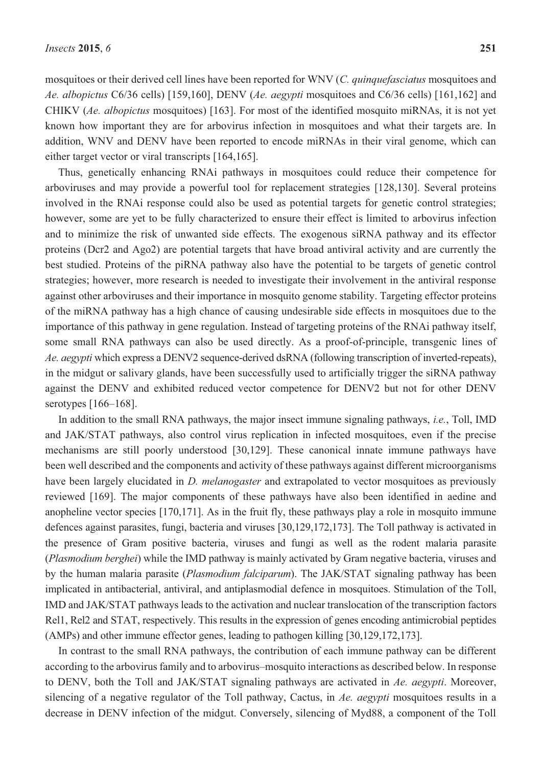mosquitoes or their derived cell lines have been reported for WNV (*C. quinquefasciatus* mosquitoes and *Ae. albopictus* C6/36 cells) [159,160], DENV (*Ae. aegypti* mosquitoes and C6/36 cells) [161,162] and CHIKV (*Ae. albopictus* mosquitoes) [163]. For most of the identified mosquito miRNAs, it is not yet known how important they are for arbovirus infection in mosquitoes and what their targets are. In addition, WNV and DENV have been reported to encode miRNAs in their viral genome, which can either target vector or viral transcripts [164,165].

Thus, genetically enhancing RNAi pathways in mosquitoes could reduce their competence for arboviruses and may provide a powerful tool for replacement strategies [128,130]. Several proteins involved in the RNAi response could also be used as potential targets for genetic control strategies; however, some are yet to be fully characterized to ensure their effect is limited to arbovirus infection and to minimize the risk of unwanted side effects. The exogenous siRNA pathway and its effector proteins (Dcr2 and Ago2) are potential targets that have broad antiviral activity and are currently the best studied. Proteins of the piRNA pathway also have the potential to be targets of genetic control strategies; however, more research is needed to investigate their involvement in the antiviral response against other arboviruses and their importance in mosquito genome stability. Targeting effector proteins of the miRNA pathway has a high chance of causing undesirable side effects in mosquitoes due to the importance of this pathway in gene regulation. Instead of targeting proteins of the RNAi pathway itself, some small RNA pathways can also be used directly. As a proof-of-principle, transgenic lines of *Ae. aegypti* which express a DENV2 sequence-derived dsRNA (following transcription of inverted-repeats), in the midgut or salivary glands, have been successfully used to artificially trigger the siRNA pathway against the DENV and exhibited reduced vector competence for DENV2 but not for other DENV serotypes [166–168].

In addition to the small RNA pathways, the major insect immune signaling pathways, *i.e.*, Toll, IMD and JAK/STAT pathways, also control virus replication in infected mosquitoes, even if the precise mechanisms are still poorly understood [30,129]. These canonical innate immune pathways have been well described and the components and activity of these pathways against different microorganisms have been largely elucidated in *D. melanogaster* and extrapolated to vector mosquitoes as previously reviewed [169]. The major components of these pathways have also been identified in aedine and anopheline vector species [170,171]. As in the fruit fly, these pathways play a role in mosquito immune defences against parasites, fungi, bacteria and viruses [30,129,172,173]. The Toll pathway is activated in the presence of Gram positive bacteria, viruses and fungi as well as the rodent malaria parasite (*Plasmodium berghei*) while the IMD pathway is mainly activated by Gram negative bacteria, viruses and by the human malaria parasite (*Plasmodium falciparum*). The JAK/STAT signaling pathway has been implicated in antibacterial, antiviral, and antiplasmodial defence in mosquitoes. Stimulation of the Toll, IMD and JAK/STAT pathways leads to the activation and nuclear translocation of the transcription factors Rel1, Rel2 and STAT, respectively. This results in the expression of genes encoding antimicrobial peptides (AMPs) and other immune effector genes, leading to pathogen killing [30,129,172,173].

In contrast to the small RNA pathways, the contribution of each immune pathway can be different according to the arbovirus family and to arbovirus–mosquito interactions as described below. In response to DENV, both the Toll and JAK/STAT signaling pathways are activated in *Ae. aegypti*. Moreover, silencing of a negative regulator of the Toll pathway, Cactus, in *Ae. aegypti* mosquitoes results in a decrease in DENV infection of the midgut. Conversely, silencing of Myd88, a component of the Toll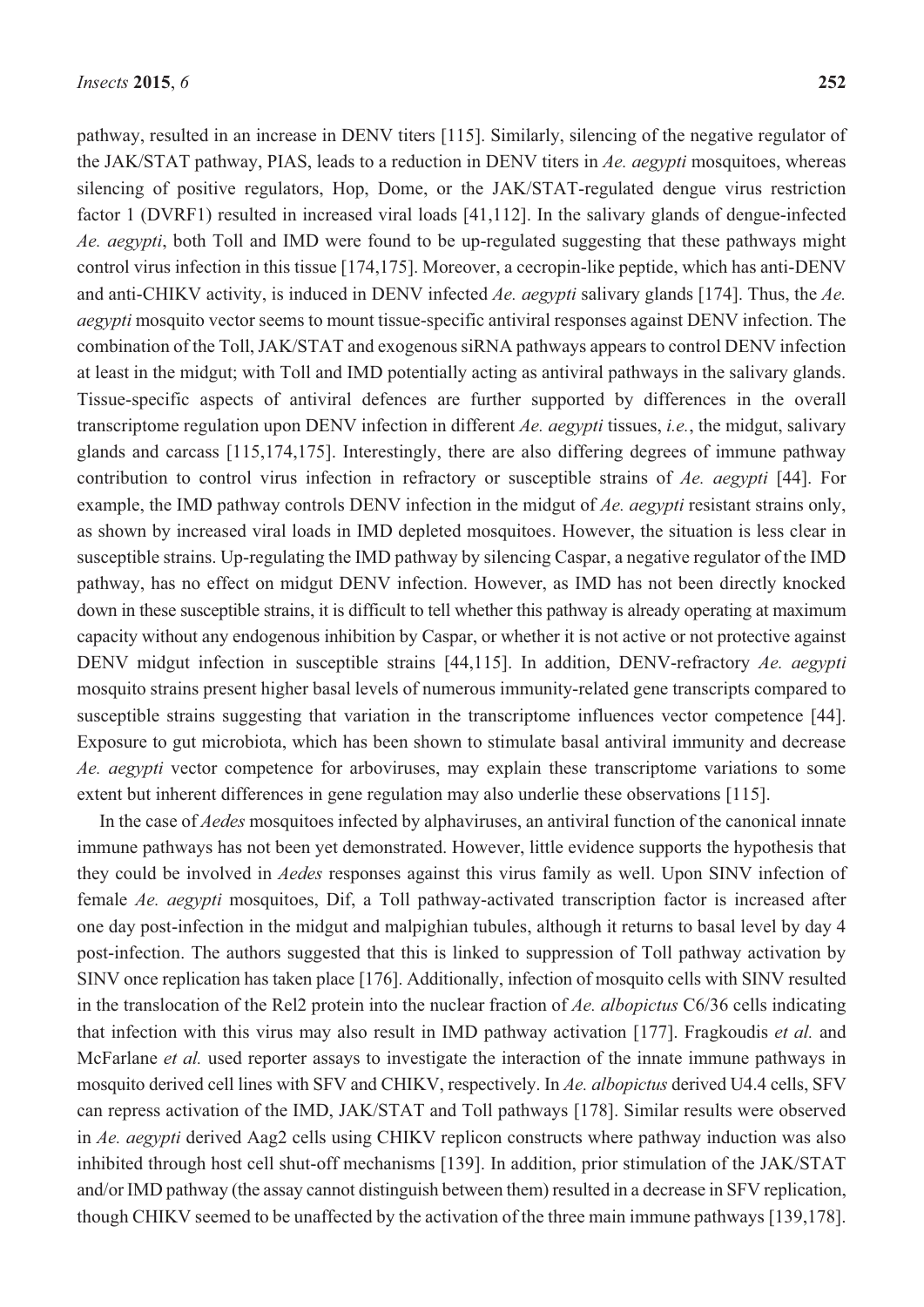pathway, resulted in an increase in DENV titers [115]. Similarly, silencing of the negative regulator of the JAK/STAT pathway, PIAS, leads to a reduction in DENV titers in *Ae. aegypti* mosquitoes, whereas silencing of positive regulators, Hop, Dome, or the JAK/STAT-regulated dengue virus restriction factor 1 (DVRF1) resulted in increased viral loads [41,112]. In the salivary glands of dengue-infected *Ae. aegypti*, both Toll and IMD were found to be up-regulated suggesting that these pathways might control virus infection in this tissue [174,175]. Moreover, a cecropin-like peptide, which has anti-DENV and anti-CHIKV activity, is induced in DENV infected *Ae. aegypti* salivary glands [174]. Thus, the *Ae. aegypti* mosquito vector seems to mount tissue-specific antiviral responses against DENV infection. The combination of the Toll, JAK/STAT and exogenous siRNA pathways appears to control DENV infection at least in the midgut; with Toll and IMD potentially acting as antiviral pathways in the salivary glands. Tissue-specific aspects of antiviral defences are further supported by differences in the overall transcriptome regulation upon DENV infection in different *Ae. aegypti* tissues, *i.e.*, the midgut, salivary glands and carcass [115,174,175]. Interestingly, there are also differing degrees of immune pathway contribution to control virus infection in refractory or susceptible strains of *Ae. aegypti* [44]. For example, the IMD pathway controls DENV infection in the midgut of *Ae. aegypti* resistant strains only, as shown by increased viral loads in IMD depleted mosquitoes. However, the situation is less clear in susceptible strains. Up-regulating the IMD pathway by silencing Caspar, a negative regulator of the IMD pathway, has no effect on midgut DENV infection. However, as IMD has not been directly knocked down in these susceptible strains, it is difficult to tell whether this pathway is already operating at maximum capacity without any endogenous inhibition by Caspar, or whether it is not active or not protective against DENV midgut infection in susceptible strains [44,115]. In addition, DENV-refractory *Ae. aegypti* mosquito strains present higher basal levels of numerous immunity-related gene transcripts compared to susceptible strains suggesting that variation in the transcriptome influences vector competence [44]. Exposure to gut microbiota, which has been shown to stimulate basal antiviral immunity and decrease *Ae. aegypti* vector competence for arboviruses, may explain these transcriptome variations to some extent but inherent differences in gene regulation may also underlie these observations [115].

In the case of *Aedes* mosquitoes infected by alphaviruses, an antiviral function of the canonical innate immune pathways has not been yet demonstrated. However, little evidence supports the hypothesis that they could be involved in *Aedes* responses against this virus family as well. Upon SINV infection of female *Ae. aegypti* mosquitoes, Dif, a Toll pathway-activated transcription factor is increased after one day post-infection in the midgut and malpighian tubules, although it returns to basal level by day 4 post-infection. The authors suggested that this is linked to suppression of Toll pathway activation by SINV once replication has taken place [176]. Additionally, infection of mosquito cells with SINV resulted in the translocation of the Rel2 protein into the nuclear fraction of *Ae. albopictus* C6/36 cells indicating that infection with this virus may also result in IMD pathway activation [177]. Fragkoudis *et al.* and McFarlane *et al.* used reporter assays to investigate the interaction of the innate immune pathways in mosquito derived cell lines with SFV and CHIKV, respectively. In *Ae. albopictus* derived U4.4 cells, SFV can repress activation of the IMD, JAK/STAT and Toll pathways [178]. Similar results were observed in *Ae. aegypti* derived Aag2 cells using CHIKV replicon constructs where pathway induction was also inhibited through host cell shut-off mechanisms [139]. In addition, prior stimulation of the JAK/STAT and/or IMD pathway (the assay cannot distinguish between them) resulted in a decrease in SFV replication, though CHIKV seemed to be unaffected by the activation of the three main immune pathways [139,178].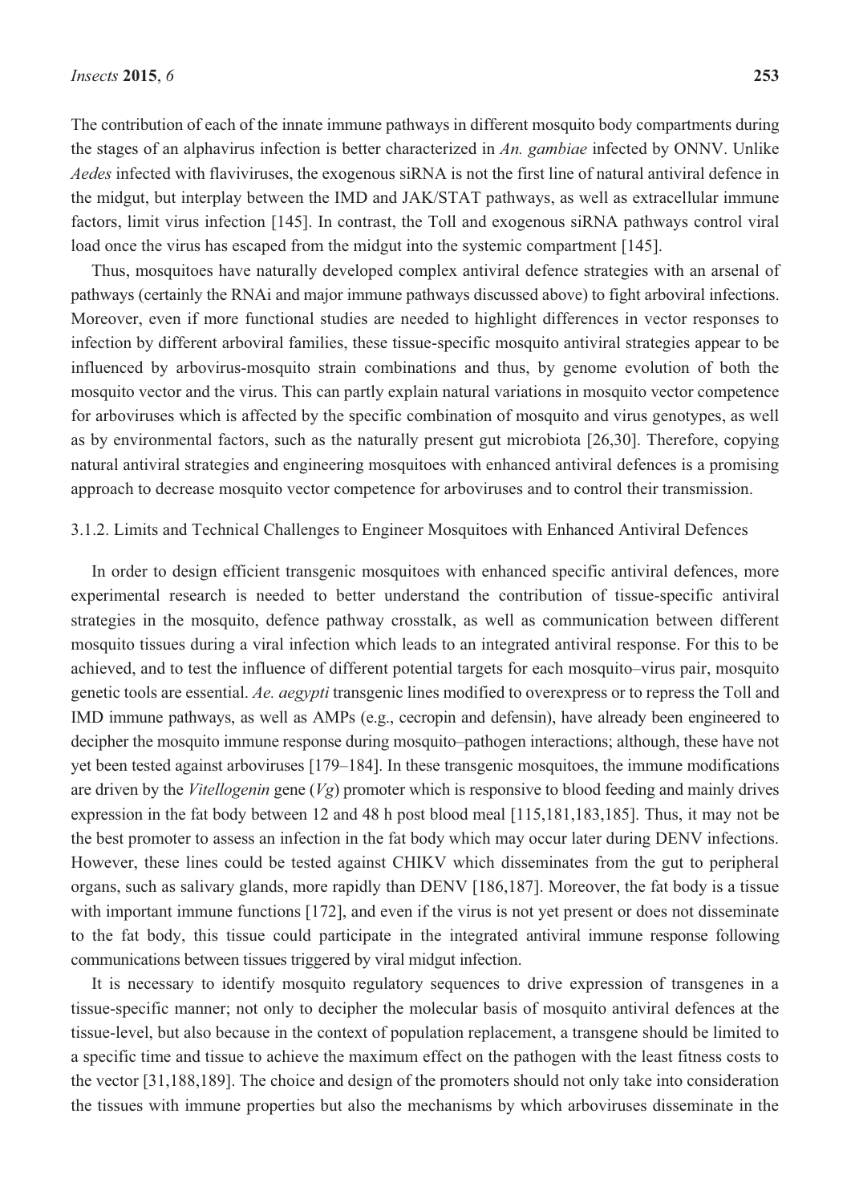The contribution of each of the innate immune pathways in different mosquito body compartments during the stages of an alphavirus infection is better characterized in *An. gambiae* infected by ONNV. Unlike *Aedes* infected with flaviviruses, the exogenous siRNA is not the first line of natural antiviral defence in the midgut, but interplay between the IMD and JAK/STAT pathways, as well as extracellular immune factors, limit virus infection [145]. In contrast, the Toll and exogenous siRNA pathways control viral load once the virus has escaped from the midgut into the systemic compartment [145].

Thus, mosquitoes have naturally developed complex antiviral defence strategies with an arsenal of pathways (certainly the RNAi and major immune pathways discussed above) to fight arboviral infections. Moreover, even if more functional studies are needed to highlight differences in vector responses to infection by different arboviral families, these tissue-specific mosquito antiviral strategies appear to be influenced by arbovirus-mosquito strain combinations and thus, by genome evolution of both the mosquito vector and the virus. This can partly explain natural variations in mosquito vector competence for arboviruses which is affected by the specific combination of mosquito and virus genotypes, as well as by environmental factors, such as the naturally present gut microbiota [26,30]. Therefore, copying natural antiviral strategies and engineering mosquitoes with enhanced antiviral defences is a promising approach to decrease mosquito vector competence for arboviruses and to control their transmission.

#### 3.1.2. Limits and Technical Challenges to Engineer Mosquitoes with Enhanced Antiviral Defences

In order to design efficient transgenic mosquitoes with enhanced specific antiviral defences, more experimental research is needed to better understand the contribution of tissue-specific antiviral strategies in the mosquito, defence pathway crosstalk, as well as communication between different mosquito tissues during a viral infection which leads to an integrated antiviral response. For this to be achieved, and to test the influence of different potential targets for each mosquito–virus pair, mosquito genetic tools are essential. *Ae. aegypti* transgenic lines modified to overexpress or to repress the Toll and IMD immune pathways, as well as AMPs (e.g., cecropin and defensin), have already been engineered to decipher the mosquito immune response during mosquito–pathogen interactions; although, these have not yet been tested against arboviruses [179–184]. In these transgenic mosquitoes, the immune modifications are driven by the *Vitellogenin* gene (*Vg*) promoter which is responsive to blood feeding and mainly drives expression in the fat body between 12 and 48 h post blood meal [115,181,183,185]. Thus, it may not be the best promoter to assess an infection in the fat body which may occur later during DENV infections. However, these lines could be tested against CHIKV which disseminates from the gut to peripheral organs, such as salivary glands, more rapidly than DENV [186,187]. Moreover, the fat body is a tissue with important immune functions [172], and even if the virus is not yet present or does not disseminate to the fat body, this tissue could participate in the integrated antiviral immune response following communications between tissues triggered by viral midgut infection.

It is necessary to identify mosquito regulatory sequences to drive expression of transgenes in a tissue-specific manner; not only to decipher the molecular basis of mosquito antiviral defences at the tissue-level, but also because in the context of population replacement, a transgene should be limited to a specific time and tissue to achieve the maximum effect on the pathogen with the least fitness costs to the vector [31,188,189]. The choice and design of the promoters should not only take into consideration the tissues with immune properties but also the mechanisms by which arboviruses disseminate in the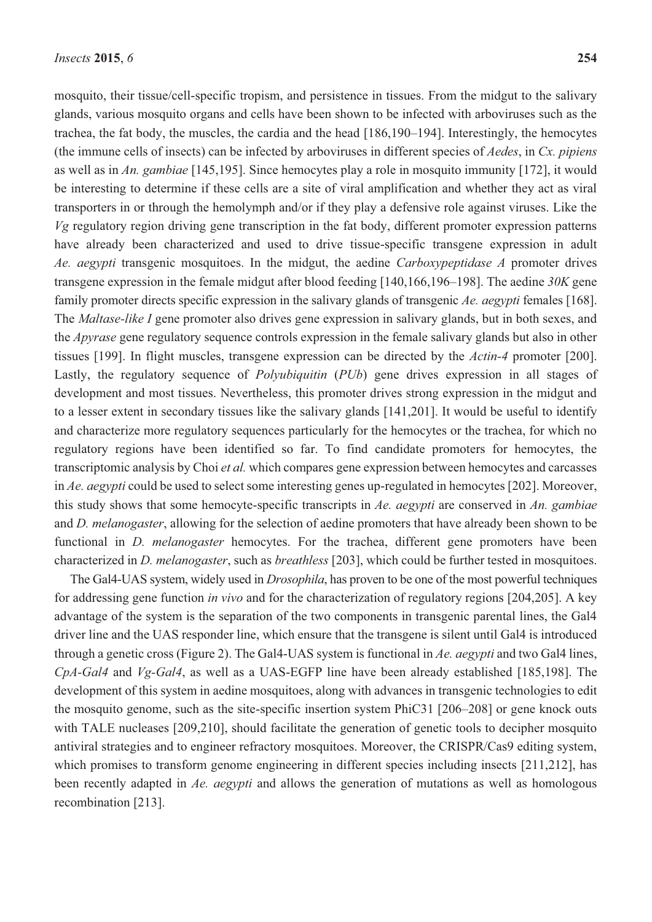mosquito, their tissue/cell-specific tropism, and persistence in tissues. From the midgut to the salivary glands, various mosquito organs and cells have been shown to be infected with arboviruses such as the trachea, the fat body, the muscles, the cardia and the head [186,190–194]. Interestingly, the hemocytes (the immune cells of insects) can be infected by arboviruses in different species of *Aedes*, in *Cx. pipiens* as well as in *An. gambiae* [145,195]. Since hemocytes play a role in mosquito immunity [172], it would be interesting to determine if these cells are a site of viral amplification and whether they act as viral transporters in or through the hemolymph and/or if they play a defensive role against viruses. Like the *Vg* regulatory region driving gene transcription in the fat body, different promoter expression patterns have already been characterized and used to drive tissue-specific transgene expression in adult *Ae. aegypti* transgenic mosquitoes. In the midgut, the aedine *Carboxypeptidase A* promoter drives transgene expression in the female midgut after blood feeding [140,166,196–198]. The aedine *30K* gene family promoter directs specific expression in the salivary glands of transgenic *Ae. aegypti* females [168]. The *Maltase-like I* gene promoter also drives gene expression in salivary glands, but in both sexes, and the *Apyrase* gene regulatory sequence controls expression in the female salivary glands but also in other tissues [199]. In flight muscles, transgene expression can be directed by the *Actin-4* promoter [200]. Lastly, the regulatory sequence of *Polyubiquitin* (*PUb*) gene drives expression in all stages of development and most tissues. Nevertheless, this promoter drives strong expression in the midgut and to a lesser extent in secondary tissues like the salivary glands [141,201]. It would be useful to identify and characterize more regulatory sequences particularly for the hemocytes or the trachea, for which no regulatory regions have been identified so far. To find candidate promoters for hemocytes, the transcriptomic analysis by Choi *et al.* which compares gene expression between hemocytes and carcasses in *Ae. aegypti* could be used to select some interesting genes up-regulated in hemocytes [202]. Moreover, this study shows that some hemocyte-specific transcripts in *Ae. aegypti* are conserved in *An. gambiae* and *D. melanogaster*, allowing for the selection of aedine promoters that have already been shown to be functional in *D. melanogaster* hemocytes. For the trachea, different gene promoters have been characterized in *D. melanogaster*, such as *breathless* [203], which could be further tested in mosquitoes.

The Gal4-UAS system, widely used in *Drosophila*, has proven to be one of the most powerful techniques for addressing gene function *in vivo* and for the characterization of regulatory regions [204,205]. A key advantage of the system is the separation of the two components in transgenic parental lines, the Gal4 driver line and the UAS responder line, which ensure that the transgene is silent until Gal4 is introduced through a genetic cross (Figure 2). The Gal4-UAS system is functional in *Ae. aegypti* and two Gal4 lines, *CpA-Gal4* and *Vg-Gal4*, as well as a UAS-EGFP line have been already established [185,198]. The development of this system in aedine mosquitoes, along with advances in transgenic technologies to edit the mosquito genome, such as the site-specific insertion system PhiC31 [206–208] or gene knock outs with TALE nucleases [209,210], should facilitate the generation of genetic tools to decipher mosquito antiviral strategies and to engineer refractory mosquitoes. Moreover, the CRISPR/Cas9 editing system, which promises to transform genome engineering in different species including insects [211,212], has been recently adapted in *Ae. aegypti* and allows the generation of mutations as well as homologous recombination [213].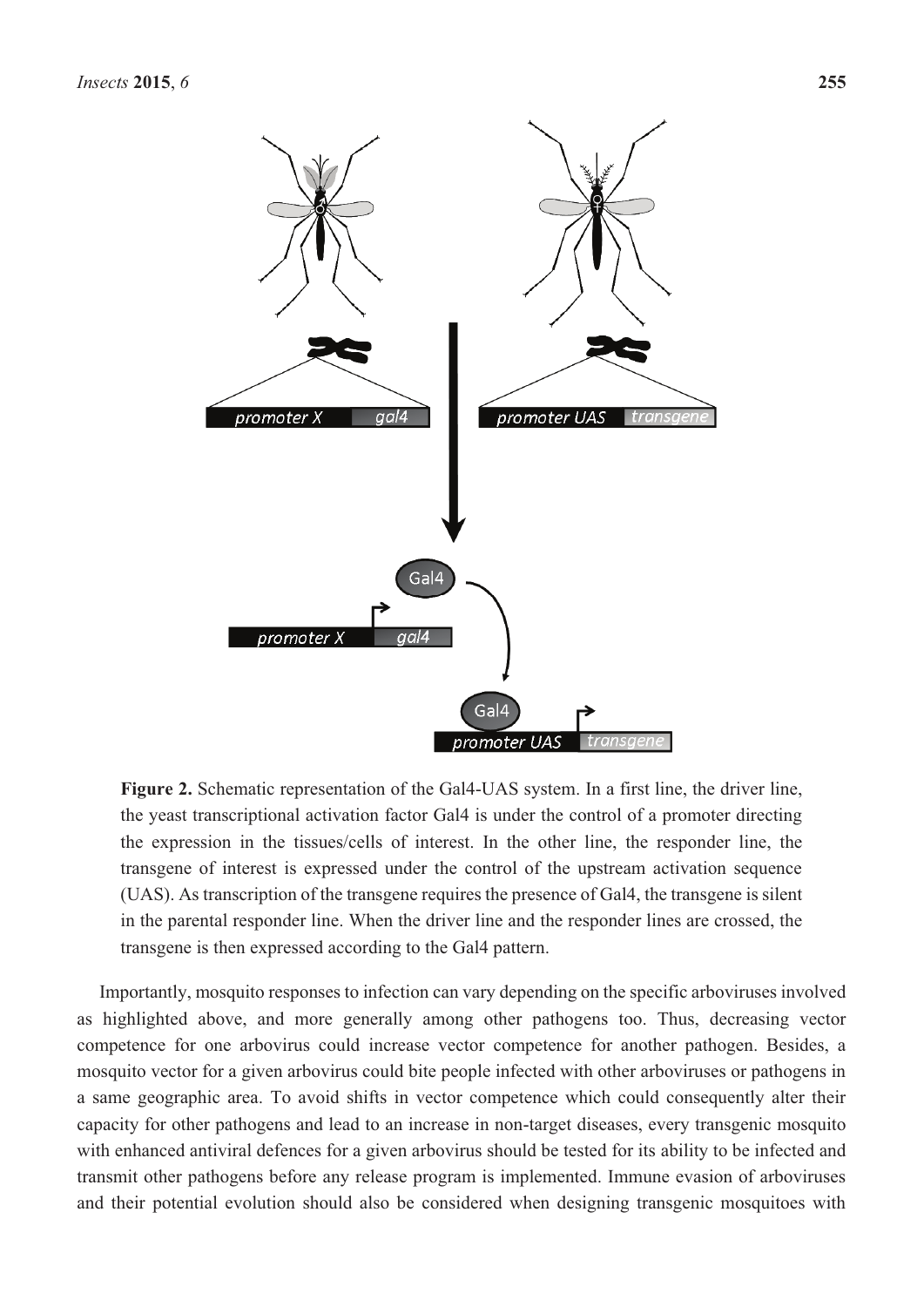**Figure 2.** Schematic representation of the Gal4-UAS system. In a first line, the driver line, the yeast transcriptional activation factor Gal4 is under the control of a promoter directing the expression in the tissues/cells of interest. In the other line, the responder line, the transgene of interest is expressed under the control of the upstream activation sequence (UAS). As transcription of the transgene requires the presence of Gal4, the transgene is silent in the parental responder line. When the driver line and the responder lines are crossed, the transgene is then expressed according to the Gal4 pattern.

Importantly, mosquito responses to infection can vary depending on the specific arboviruses involved as highlighted above, and more generally among other pathogens too. Thus, decreasing vector competence for one arbovirus could increase vector competence for another pathogen. Besides, a mosquito vector for a given arbovirus could bite people infected with other arboviruses or pathogens in a same geographic area. To avoid shifts in vector competence which could consequently alter their capacity for other pathogens and lead to an increase in non-target diseases, every transgenic mosquito with enhanced antiviral defences for a given arbovirus should be tested for its ability to be infected and transmit other pathogens before any release program is implemented. Immune evasion of arboviruses and their potential evolution should also be considered when designing transgenic mosquitoes with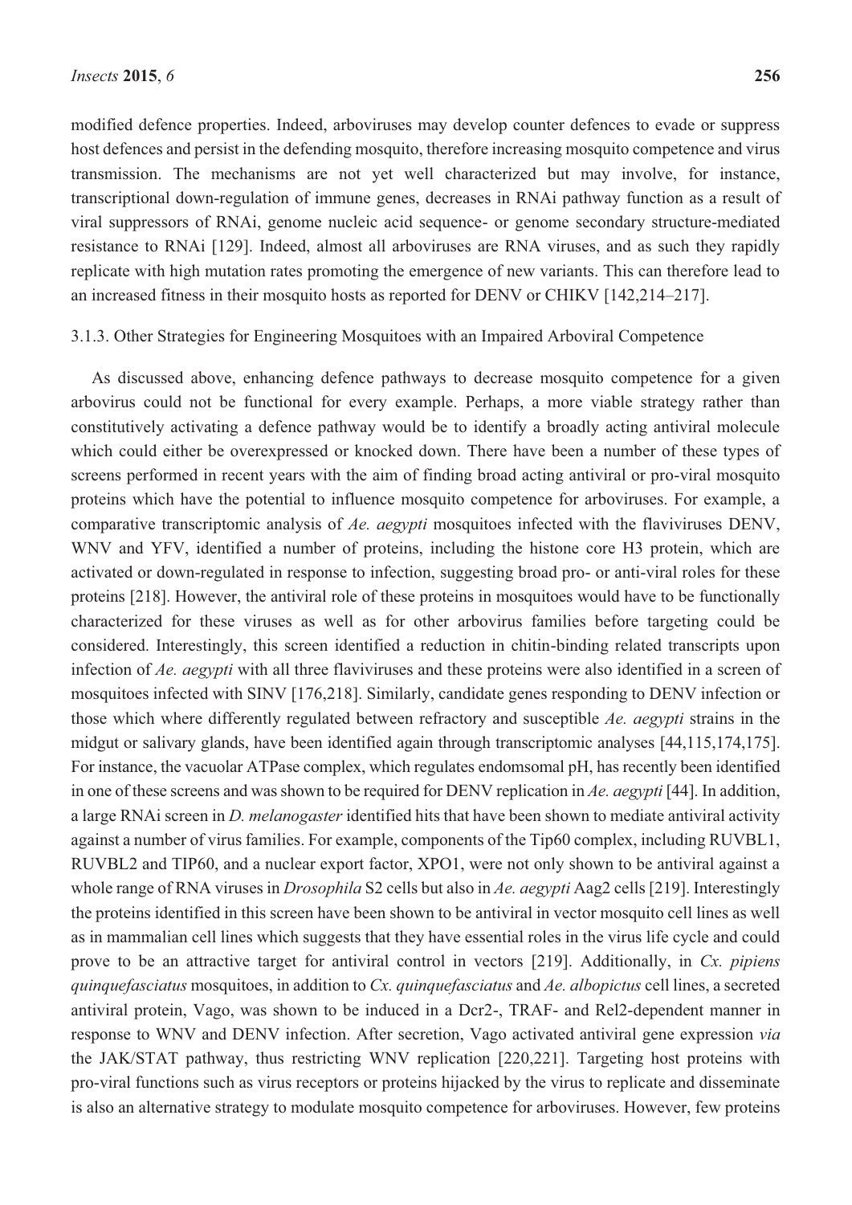modified defence properties. Indeed, arboviruses may develop counter defences to evade or suppress host defences and persist in the defending mosquito, therefore increasing mosquito competence and virus transmission. The mechanisms are not yet well characterized but may involve, for instance, transcriptional down-regulation of immune genes, decreases in RNAi pathway function as a result of viral suppressors of RNAi, genome nucleic acid sequence- or genome secondary structure-mediated resistance to RNAi [129]. Indeed, almost all arboviruses are RNA viruses, and as such they rapidly replicate with high mutation rates promoting the emergence of new variants. This can therefore lead to an increased fitness in their mosquito hosts as reported for DENV or CHIKV [142,214–217].

### 3.1.3. Other Strategies for Engineering Mosquitoes with an Impaired Arboviral Competence

As discussed above, enhancing defence pathways to decrease mosquito competence for a given arbovirus could not be functional for every example. Perhaps, a more viable strategy rather than constitutively activating a defence pathway would be to identify a broadly acting antiviral molecule which could either be overexpressed or knocked down. There have been a number of these types of screens performed in recent years with the aim of finding broad acting antiviral or pro-viral mosquito proteins which have the potential to influence mosquito competence for arboviruses. For example, a comparative transcriptomic analysis of *Ae. aegypti* mosquitoes infected with the flaviviruses DENV, WNV and YFV, identified a number of proteins, including the histone core H3 protein, which are activated or down-regulated in response to infection, suggesting broad pro- or anti-viral roles for these proteins [218]. However, the antiviral role of these proteins in mosquitoes would have to be functionally characterized for these viruses as well as for other arbovirus families before targeting could be considered. Interestingly, this screen identified a reduction in chitin-binding related transcripts upon infection of *Ae. aegypti* with all three flaviviruses and these proteins were also identified in a screen of mosquitoes infected with SINV [176,218]. Similarly, candidate genes responding to DENV infection or those which where differently regulated between refractory and susceptible *Ae. aegypti* strains in the midgut or salivary glands, have been identified again through transcriptomic analyses [44,115,174,175]. For instance, the vacuolar ATPase complex, which regulates endomsomal pH, has recently been identified in one of these screens and was shown to be required for DENV replication in *Ae. aegypti* [44]. In addition, a large RNAi screen in *D. melanogaster* identified hits that have been shown to mediate antiviral activity against a number of virus families. For example, components of the Tip60 complex, including RUVBL1, RUVBL2 and TIP60, and a nuclear export factor, XPO1, were not only shown to be antiviral against a whole range of RNA viruses in *Drosophila* S2 cells but also in *Ae. aegypti* Aag2 cells [219]. Interestingly the proteins identified in this screen have been shown to be antiviral in vector mosquito cell lines as well as in mammalian cell lines which suggests that they have essential roles in the virus life cycle and could prove to be an attractive target for antiviral control in vectors [219]. Additionally, in *Cx. pipiens quinquefasciatus* mosquitoes, in addition to *Cx. quinquefasciatus* and *Ae. albopictus* cell lines, a secreted antiviral protein, Vago, was shown to be induced in a Dcr2-, TRAF- and Rel2-dependent manner in response to WNV and DENV infection. After secretion, Vago activated antiviral gene expression *via* the JAK/STAT pathway, thus restricting WNV replication [220,221]. Targeting host proteins with pro-viral functions such as virus receptors or proteins hijacked by the virus to replicate and disseminate is also an alternative strategy to modulate mosquito competence for arboviruses. However, few proteins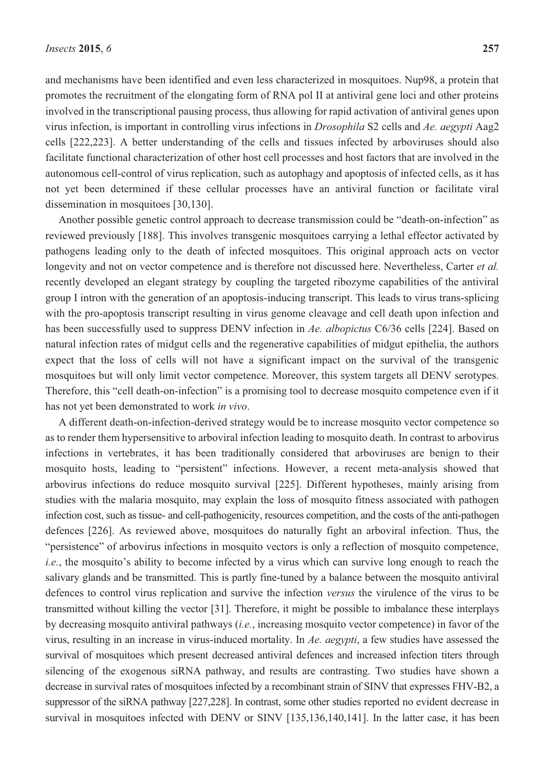and mechanisms have been identified and even less characterized in mosquitoes. Nup98, a protein that promotes the recruitment of the elongating form of RNA pol II at antiviral gene loci and other proteins involved in the transcriptional pausing process, thus allowing for rapid activation of antiviral genes upon virus infection, is important in controlling virus infections in *Drosophila* S2 cells and *Ae. aegypti* Aag2 cells [222,223]. A better understanding of the cells and tissues infected by arboviruses should also facilitate functional characterization of other host cell processes and host factors that are involved in the autonomous cell-control of virus replication, such as autophagy and apoptosis of infected cells, as it has not yet been determined if these cellular processes have an antiviral function or facilitate viral dissemination in mosquitoes [30,130].

Another possible genetic control approach to decrease transmission could be "death-on-infection" as reviewed previously [188]. This involves transgenic mosquitoes carrying a lethal effector activated by pathogens leading only to the death of infected mosquitoes. This original approach acts on vector longevity and not on vector competence and is therefore not discussed here. Nevertheless, Carter *et al.* recently developed an elegant strategy by coupling the targeted ribozyme capabilities of the antiviral group I intron with the generation of an apoptosis-inducing transcript. This leads to virus trans-splicing with the pro-apoptosis transcript resulting in virus genome cleavage and cell death upon infection and has been successfully used to suppress DENV infection in *Ae. albopictus* C6/36 cells [224]. Based on natural infection rates of midgut cells and the regenerative capabilities of midgut epithelia, the authors expect that the loss of cells will not have a significant impact on the survival of the transgenic mosquitoes but will only limit vector competence. Moreover, this system targets all DENV serotypes. Therefore, this "cell death-on-infection" is a promising tool to decrease mosquito competence even if it has not yet been demonstrated to work *in vivo*.

A different death-on-infection-derived strategy would be to increase mosquito vector competence so as to render them hypersensitive to arboviral infection leading to mosquito death. In contrast to arbovirus infections in vertebrates, it has been traditionally considered that arboviruses are benign to their mosquito hosts, leading to "persistent" infections. However, a recent meta-analysis showed that arbovirus infections do reduce mosquito survival [225]. Different hypotheses, mainly arising from studies with the malaria mosquito, may explain the loss of mosquito fitness associated with pathogen infection cost, such as tissue- and cell-pathogenicity, resources competition, and the costs of the anti-pathogen defences [226]. As reviewed above, mosquitoes do naturally fight an arboviral infection. Thus, the "persistence" of arbovirus infections in mosquito vectors is only a reflection of mosquito competence, *i.e.*, the mosquito's ability to become infected by a virus which can survive long enough to reach the salivary glands and be transmitted. This is partly fine-tuned by a balance between the mosquito antiviral defences to control virus replication and survive the infection *versus* the virulence of the virus to be transmitted without killing the vector [31]. Therefore, it might be possible to imbalance these interplays by decreasing mosquito antiviral pathways (*i.e.*, increasing mosquito vector competence) in favor of the virus, resulting in an increase in virus-induced mortality. In *Ae. aegypti*, a few studies have assessed the survival of mosquitoes which present decreased antiviral defences and increased infection titers through silencing of the exogenous siRNA pathway, and results are contrasting. Two studies have shown a decrease in survival rates of mosquitoes infected by a recombinant strain of SINV that expresses FHV-B2, a suppressor of the siRNA pathway [227,228]. In contrast, some other studies reported no evident decrease in survival in mosquitoes infected with DENV or SINV [135,136,140,141]. In the latter case, it has been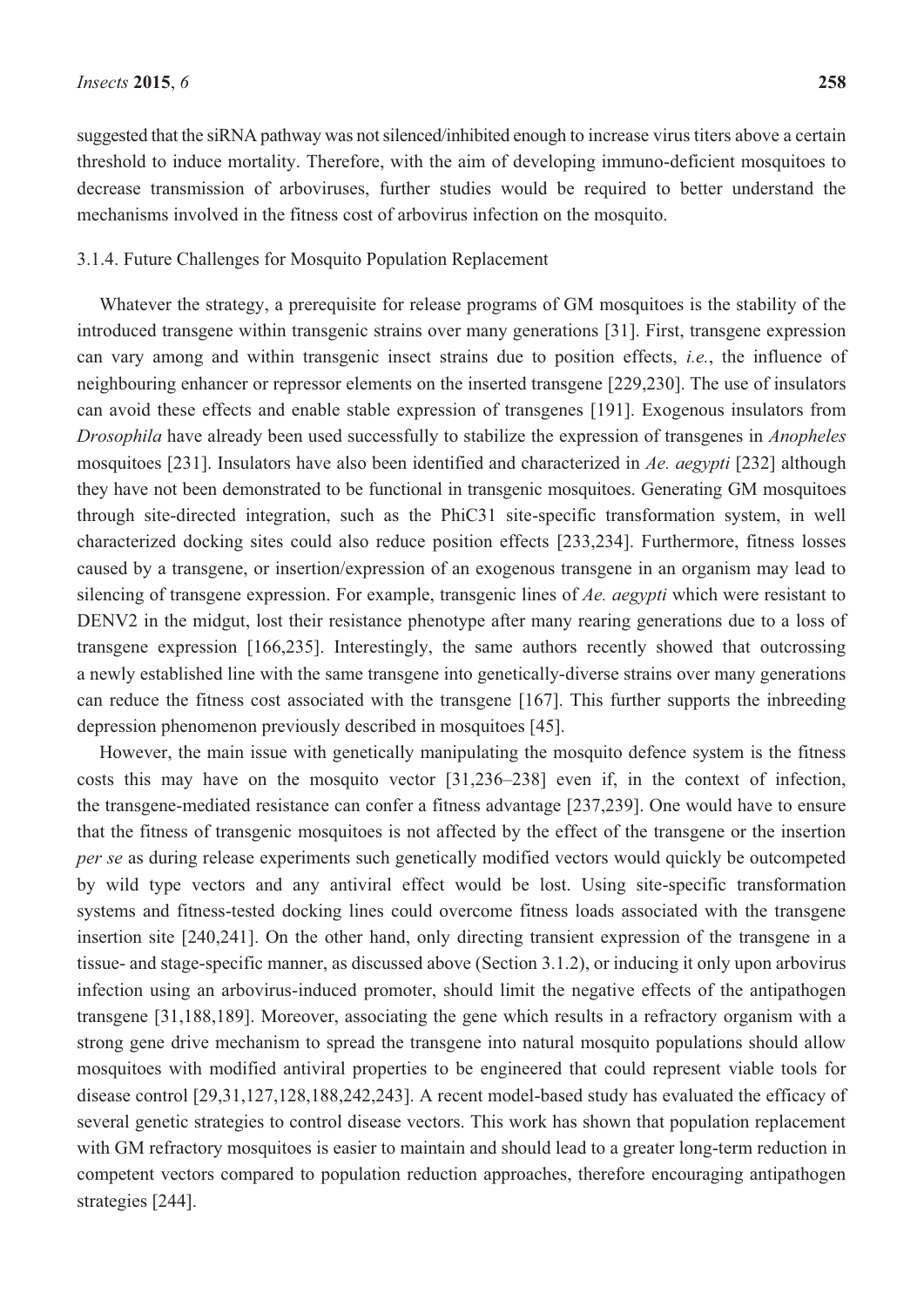suggested that the siRNA pathway was not silenced/inhibited enough to increase virus titers above a certain threshold to induce mortality. Therefore, with the aim of developing immuno-deficient mosquitoes to decrease transmission of arboviruses, further studies would be required to better understand the mechanisms involved in the fitness cost of arbovirus infection on the mosquito.

#### 3.1.4. Future Challenges for Mosquito Population Replacement

Whatever the strategy, a prerequisite for release programs of GM mosquitoes is the stability of the introduced transgene within transgenic strains over many generations [31]. First, transgene expression can vary among and within transgenic insect strains due to position effects, *i.e.*, the influence of neighbouring enhancer or repressor elements on the inserted transgene [229,230]. The use of insulators can avoid these effects and enable stable expression of transgenes [191]. Exogenous insulators from *Drosophila* have already been used successfully to stabilize the expression of transgenes in *Anopheles* mosquitoes [231]. Insulators have also been identified and characterized in *Ae. aegypti* [232] although they have not been demonstrated to be functional in transgenic mosquitoes. Generating GM mosquitoes through site-directed integration, such as the PhiC31 site-specific transformation system, in well characterized docking sites could also reduce position effects [233,234]. Furthermore, fitness losses caused by a transgene, or insertion/expression of an exogenous transgene in an organism may lead to silencing of transgene expression. For example, transgenic lines of *Ae. aegypti* which were resistant to DENV2 in the midgut, lost their resistance phenotype after many rearing generations due to a loss of transgene expression [166,235]. Interestingly, the same authors recently showed that outcrossing a newly established line with the same transgene into genetically-diverse strains over many generations can reduce the fitness cost associated with the transgene [167]. This further supports the inbreeding depression phenomenon previously described in mosquitoes [45].

However, the main issue with genetically manipulating the mosquito defence system is the fitness costs this may have on the mosquito vector [31,236–238] even if, in the context of infection, the transgene-mediated resistance can confer a fitness advantage [237,239]. One would have to ensure that the fitness of transgenic mosquitoes is not affected by the effect of the transgene or the insertion *per se* as during release experiments such genetically modified vectors would quickly be outcompeted by wild type vectors and any antiviral effect would be lost. Using site-specific transformation systems and fitness-tested docking lines could overcome fitness loads associated with the transgene insertion site [240,241]. On the other hand, only directing transient expression of the transgene in a tissue- and stage-specific manner, as discussed above (Section 3.1.2), or inducing it only upon arbovirus infection using an arbovirus-induced promoter, should limit the negative effects of the antipathogen transgene [31,188,189]. Moreover, associating the gene which results in a refractory organism with a strong gene drive mechanism to spread the transgene into natural mosquito populations should allow mosquitoes with modified antiviral properties to be engineered that could represent viable tools for disease control [29,31,127,128,188,242,243]. A recent model-based study has evaluated the efficacy of several genetic strategies to control disease vectors. This work has shown that population replacement with GM refractory mosquitoes is easier to maintain and should lead to a greater long-term reduction in competent vectors compared to population reduction approaches, therefore encouraging antipathogen strategies [244].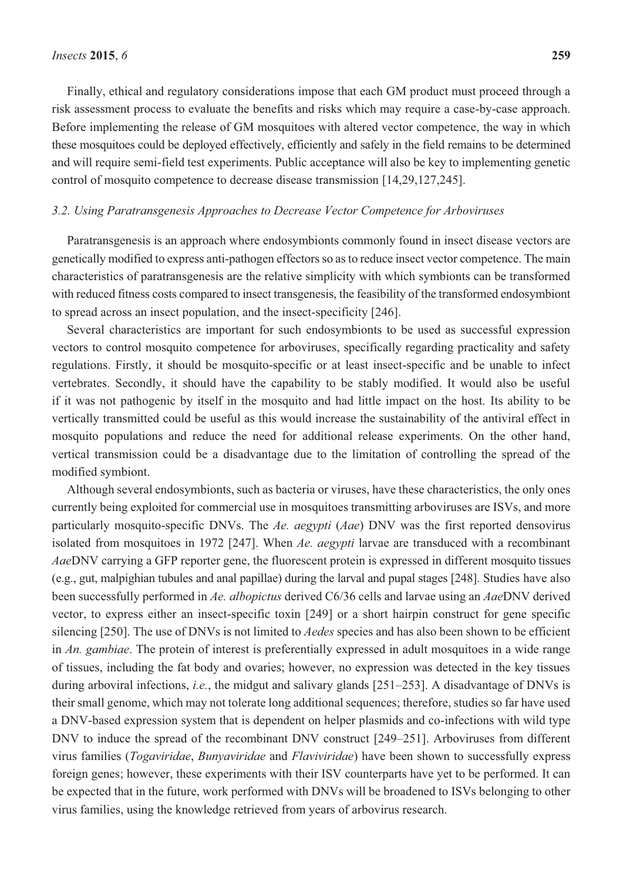Finally, ethical and regulatory considerations impose that each GM product must proceed through a risk assessment process to evaluate the benefits and risks which may require a case-by-case approach. Before implementing the release of GM mosquitoes with altered vector competence, the way in which these mosquitoes could be deployed effectively, efficiently and safely in the field remains to be determined and will require semi-field test experiments. Public acceptance will also be key to implementing genetic control of mosquito competence to decrease disease transmission [14,29,127,245].

### *3.2. Using Paratransgenesis Approaches to Decrease Vector Competence for Arboviruses*

Paratransgenesis is an approach where endosymbionts commonly found in insect disease vectors are genetically modified to express anti-pathogen effectors so as to reduce insect vector competence. The main characteristics of paratransgenesis are the relative simplicity with which symbionts can be transformed with reduced fitness costs compared to insect transgenesis, the feasibility of the transformed endosymbiont to spread across an insect population, and the insect-specificity [246].

Several characteristics are important for such endosymbionts to be used as successful expression vectors to control mosquito competence for arboviruses, specifically regarding practicality and safety regulations. Firstly, it should be mosquito-specific or at least insect-specific and be unable to infect vertebrates. Secondly, it should have the capability to be stably modified. It would also be useful if it was not pathogenic by itself in the mosquito and had little impact on the host. Its ability to be vertically transmitted could be useful as this would increase the sustainability of the antiviral effect in mosquito populations and reduce the need for additional release experiments. On the other hand, vertical transmission could be a disadvantage due to the limitation of controlling the spread of the modified symbiont.

Although several endosymbionts, such as bacteria or viruses, have these characteristics, the only ones currently being exploited for commercial use in mosquitoes transmitting arboviruses are ISVs, and more particularly mosquito-specific DNVs. The *Ae. aegypti* (*Aae*) DNV was the first reported densovirus isolated from mosquitoes in 1972 [247]. When *Ae. aegypti* larvae are transduced with a recombinant *Aae*DNV carrying a GFP reporter gene, the fluorescent protein is expressed in different mosquito tissues (e.g., gut, malpighian tubules and anal papillae) during the larval and pupal stages [248]. Studies have also been successfully performed in *Ae. albopictus* derived C6/36 cells and larvae using an *Aae*DNV derived vector, to express either an insect-specific toxin [249] or a short hairpin construct for gene specific silencing [250]. The use of DNVs is not limited to *Aedes* species and has also been shown to be efficient in *An. gambiae*. The protein of interest is preferentially expressed in adult mosquitoes in a wide range of tissues, including the fat body and ovaries; however, no expression was detected in the key tissues during arboviral infections, *i.e.*, the midgut and salivary glands [251–253]. A disadvantage of DNVs is their small genome, which may not tolerate long additional sequences; therefore, studies so far have used a DNV-based expression system that is dependent on helper plasmids and co-infections with wild type DNV to induce the spread of the recombinant DNV construct [249–251]. Arboviruses from different virus families (*Togaviridae*, *Bunyaviridae* and *Flaviviridae*) have been shown to successfully express foreign genes; however, these experiments with their ISV counterparts have yet to be performed. It can be expected that in the future, work performed with DNVs will be broadened to ISVs belonging to other virus families, using the knowledge retrieved from years of arbovirus research.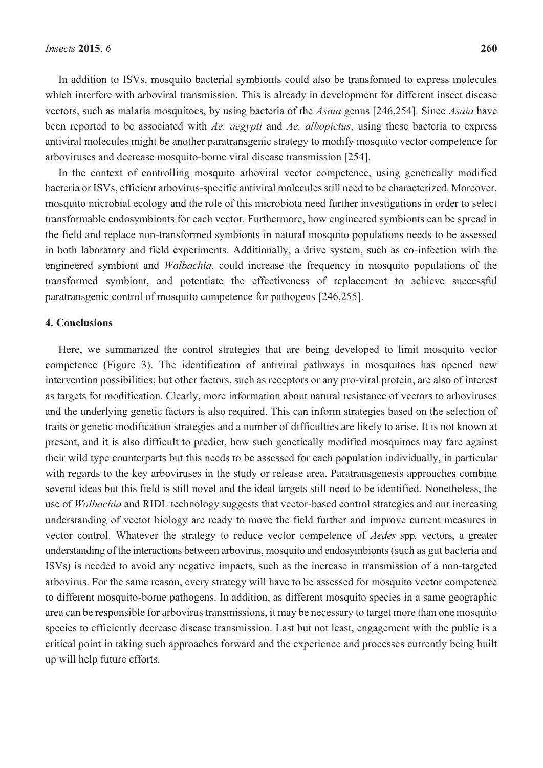In addition to ISVs, mosquito bacterial symbionts could also be transformed to express molecules which interfere with arboviral transmission. This is already in development for different insect disease vectors, such as malaria mosquitoes, by using bacteria of the *Asaia* genus [246,254]. Since *Asaia* have been reported to be associated with *Ae. aegypti* and *Ae. albopictus*, using these bacteria to express antiviral molecules might be another paratransgenic strategy to modify mosquito vector competence for arboviruses and decrease mosquito-borne viral disease transmission [254].

In the context of controlling mosquito arboviral vector competence, using genetically modified bacteria or ISVs, efficient arbovirus-specific antiviral molecules still need to be characterized. Moreover, mosquito microbial ecology and the role of this microbiota need further investigations in order to select transformable endosymbionts for each vector. Furthermore, how engineered symbionts can be spread in the field and replace non-transformed symbionts in natural mosquito populations needs to be assessed in both laboratory and field experiments. Additionally, a drive system, such as co-infection with the engineered symbiont and *Wolbachia*, could increase the frequency in mosquito populations of the transformed symbiont, and potentiate the effectiveness of replacement to achieve successful paratransgenic control of mosquito competence for pathogens [246,255].

## 4. Conclusions

Here, we summarized the control strategies that are being developed to limit mosquito vector competence (Figure 3). The identification of antiviral pathways in mosquitoes has opened new intervention possibilities; but other factors, such as receptors or any pro-viral protein, are also of interest as targets for modification. Clearly, more information about natural resistance of vectors to arboviruses and the underlying genetic factors is also required. This can inform strategies based on the selection of traits or genetic modification strategies and a number of difficulties are likely to arise. It is not known at present, and it is also difficult to predict, how such genetically modified mosquitoes may fare against their wild type counterparts but this needs to be assessed for each population individually, in particular with regards to the key arboviruses in the study or release area. Paratransgenesis approaches combine several ideas but this field is still novel and the ideal targets still need to be identified. Nonetheless, the use of *Wolbachia* and RIDL technology suggests that vector-based control strategies and our increasing understanding of vector biology are ready to move the field further and improve current measures in vector control. Whatever the strategy to reduce vector competence of *Aedes* spp. vectors, a greater understanding of the interactions between arbovirus, mosquito and endosymbionts (such as gut bacteria and ISVs) is needed to avoid any negative impacts, such as the increase in transmission of a non-targeted arbovirus. For the same reason, every strategy will have to be assessed for mosquito vector competence to different mosquito-borne pathogens. In addition, as different mosquito species in a same geographic area can be responsible for arbovirus transmissions, it may be necessary to target more than one mosquito species to efficiently decrease disease transmission. Last but not least, engagement with the public is a critical point in taking such approaches forward and the experience and processes currently being built up will help future efforts.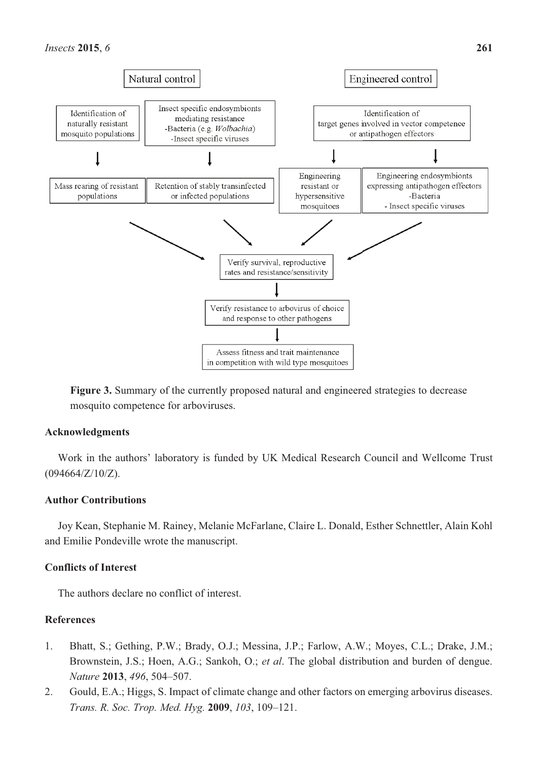Natural control

Identification of naturally resistant mosquito populations

Insect specific endosymbionts mediating resistance
-Bacteria (e.g. *Wolbachia*)
-Insect specific viruses

Mass rearing of resistant populations

Retention of stably transinfected or infected populations

Engineered control

Identification of target genes involved in vector competence or antipathogen effectors

Engineering resistant or hypersensitive mosquitoes

Engineering endosymbionts expressing antipathogen effectors
-Bacteria
- Insect specific viruses

Verify survival, reproductive rates and resistance/sensitivity

Verify resistance to arbovirus of choice and response to other pathogens

Assess fitness and trait maintenance in competition with wild type mosquitoes

**Figure 3.** Summary of the currently proposed natural and engineered strategies to decrease mosquito competence for arboviruses.

## Acknowledgments

Work in the authors' laboratory is funded by UK Medical Research Council and Wellcome Trust (094664/Z/10/Z).

## Author Contributions

Joy Kean, Stephanie M. Rainey, Melanie McFarlane, Claire L. Donald, Esther Schnettler, Alain Kohl and Emilie Pondeville wrote the manuscript.

## Conflicts of Interest

The authors declare no conflict of interest.

## References

1. Bhatt, S.; Gething, P.W.; Brady, O.J.; Messina, J.P.; Farlow, A.W.; Moyes, C.L.; Drake, J.M.; Brownstein, J.S.; Hoen, A.G.; Sankoh, O.; *et al*. The global distribution and burden of dengue. *Nature* **2013**, *496*, 504–507.
2. Gould, E.A.; Higgs, S. Impact of climate change and other factors on emerging arbovirus diseases. *Trans. R. Soc. Trop. Med. Hyg.* **2009**, *103*, 109–121.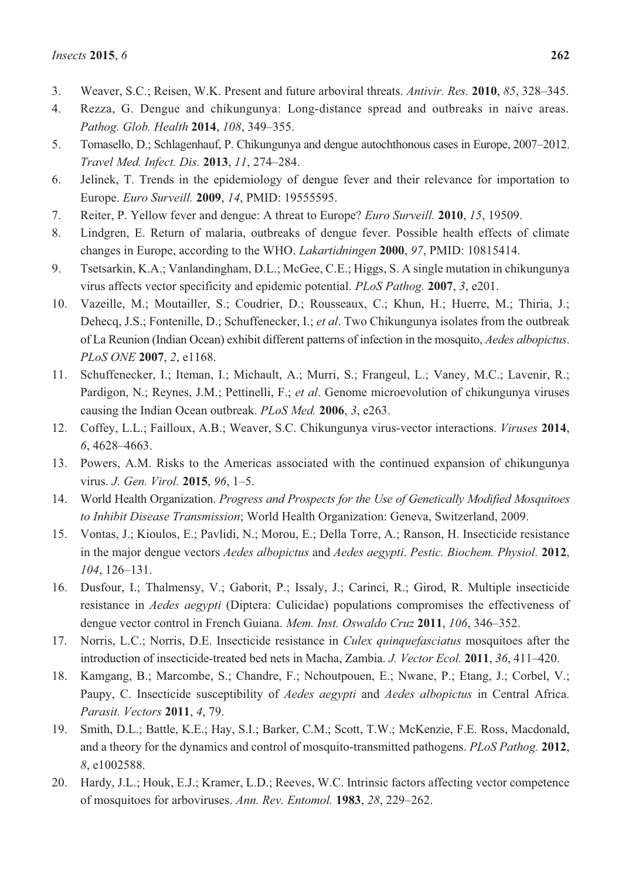3. Weaver, S.C.; Reisen, W.K. Present and future arboviral threats. *Antivir. Res.* **2010**, *85*, 328–345.
4. Rezza, G. Dengue and chikungunya: Long-distance spread and outbreaks in naive areas. *Pathog. Glob. Health* **2014**, *108*, 349–355.
5. Tomasello, D.; Schlagenhauf, P. Chikungunya and dengue autochthonous cases in Europe, 2007–2012. *Travel Med. Infect. Dis.* **2013**, *11*, 274–284.
6. Jelinek, T. Trends in the epidemiology of dengue fever and their relevance for importation to Europe. *Euro Surveill.* **2009**, *14*, PMID: 19555595.
7. Reiter, P. Yellow fever and dengue: A threat to Europe? *Euro Surveill.* **2010**, *15*, 19509.
8. Lindgren, E. Return of malaria, outbreaks of dengue fever. Possible health effects of climate changes in Europe, according to the WHO. *Lakartidningen* **2000**, *97*, PMID: 10815414.
9. Tsetsarkin, K.A.; Vanlandingham, D.L.; McGee, C.E.; Higgs, S. A single mutation in chikungunya virus affects vector specificity and epidemic potential. *PLoS Pathog.* **2007**, *3*, e201.
10. Vazeille, M.; Moutailler, S.; Coudrier, D.; Rousseaux, C.; Khun, H.; Huerre, M.; Thiria, J.; Dehecq, J.S.; Fontenille, D.; Schuffenecker, I.; *et al*. Two Chikungunya isolates from the outbreak of La Reunion (Indian Ocean) exhibit different patterns of infection in the mosquito, *Aedes albopictus*. *PLoS ONE* **2007**, *2*, e1168.
11. Schuffenecker, I.; Iteman, I.; Michault, A.; Murri, S.; Frangeul, L.; Vaney, M.C.; Lavenir, R.; Pardigon, N.; Reynes, J.M.; Pettinelli, F.; *et al*. Genome microevolution of chikungunya viruses causing the Indian Ocean outbreak. *PLoS Med.* **2006**, *3*, e263.
12. Coffey, L.L.; Failloux, A.B.; Weaver, S.C. Chikungunya virus-vector interactions. *Viruses* **2014**, *6*, 4628–4663.
13. Powers, A.M. Risks to the Americas associated with the continued expansion of chikungunya virus. *J. Gen. Virol.* **2015**, *96*, 1–5.
14. World Health Organization. *Progress and Prospects for the Use of Genetically Modified Mosquitoes to Inhibit Disease Transmission*; World Health Organization: Geneva, Switzerland, 2009.
15. Vontas, J.; Kioulos, E.; Pavlidi, N.; Morou, E.; Della Torre, A.; Ranson, H. Insecticide resistance in the major dengue vectors *Aedes albopictus* and *Aedes aegypti*. *Pestic. Biochem. Physiol.* **2012**, *104*, 126–131.
16. Dusfour, I.; Thalmensy, V.; Gaborit, P.; Issaly, J.; Carinci, R.; Girod, R. Multiple insecticide resistance in *Aedes aegypti* (Diptera: Culicidae) populations compromises the effectiveness of dengue vector control in French Guiana. *Mem. Inst. Oswaldo Cruz* **2011**, *106*, 346–352.
17. Norris, L.C.; Norris, D.E. Insecticide resistance in *Culex quinquefasciatus* mosquitoes after the introduction of insecticide-treated bed nets in Macha, Zambia. *J. Vector Ecol.* **2011**, *36*, 411–420.
18. Kamgang, B.; Marcombe, S.; Chandre, F.; Nchoutpouen, E.; Nwane, P.; Etang, J.; Corbel, V.; Paupy, C. Insecticide susceptibility of *Aedes aegypti* and *Aedes albopictus* in Central Africa. *Parasit. Vectors* **2011**, *4*, 79.
19. Smith, D.L.; Battle, K.E.; Hay, S.I.; Barker, C.M.; Scott, T.W.; McKenzie, F.E. Ross, Macdonald, and a theory for the dynamics and control of mosquito-transmitted pathogens. *PLoS Pathog.* **2012**, *8*, e1002588.
20. Hardy, J.L.; Houk, E.J.; Kramer, L.D.; Reeves, W.C. Intrinsic factors affecting vector competence of mosquitoes for arboviruses. *Ann. Rev. Entomol.* **1983**, *28*, 229–262.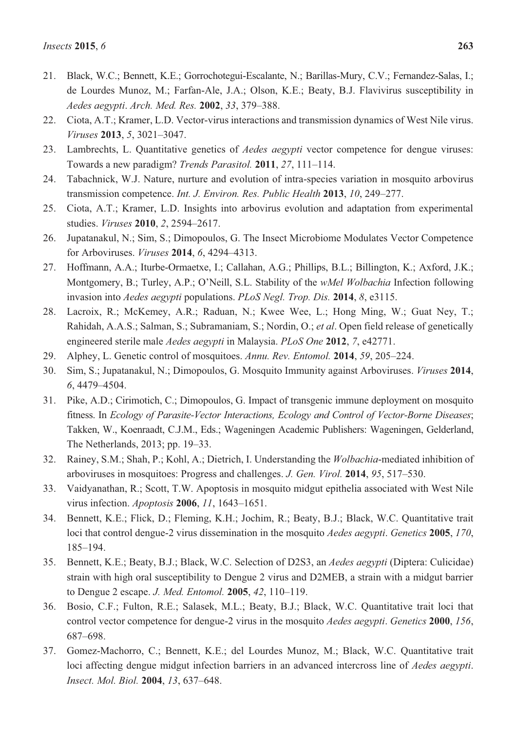21. Black, W.C.; Bennett, K.E.; Gorrochotegui-Escalante, N.; Barillas-Mury, C.V.; Fernandez-Salas, I.; de Lourdes Munoz, M.; Farfan-Ale, J.A.; Olson, K.E.; Beaty, B.J. Flavivirus susceptibility in *Aedes aegypti*. *Arch. Med. Res.* **2002**, *33*, 379–388.
22. Ciota, A.T.; Kramer, L.D. Vector-virus interactions and transmission dynamics of West Nile virus. *Viruses* **2013**, *5*, 3021–3047.
23. Lambrechts, L. Quantitative genetics of *Aedes aegypti* vector competence for dengue viruses: Towards a new paradigm? *Trends Parasitol.* **2011**, *27*, 111–114.
24. Tabachnick, W.J. Nature, nurture and evolution of intra-species variation in mosquito arbovirus transmission competence. *Int. J. Environ. Res. Public Health* **2013**, *10*, 249–277.
25. Ciota, A.T.; Kramer, L.D. Insights into arbovirus evolution and adaptation from experimental studies. *Viruses* **2010**, *2*, 2594–2617.
26. Jupatanakul, N.; Sim, S.; Dimopoulos, G. The Insect Microbiome Modulates Vector Competence for Arboviruses. *Viruses* **2014**, *6*, 4294–4313.
27. Hoffmann, A.A.; Iturbe-Ormaetxe, I.; Callahan, A.G.; Phillips, B.L.; Billington, K.; Axford, J.K.; Montgomery, B.; Turley, A.P.; O'Neill, S.L. Stability of the *wMel Wolbachia* Infection following invasion into *Aedes aegypti* populations. *PLoS Negl. Trop. Dis.* **2014**, *8*, e3115.
28. Lacroix, R.; McKemey, A.R.; Raduan, N.; Kwee Wee, L.; Hong Ming, W.; Guat Ney, T.; Rahidah, A.A.S.; Salman, S.; Subramaniam, S.; Nordin, O.; *et al*. Open field release of genetically engineered sterile male *Aedes aegypti* in Malaysia. *PLoS One* **2012**, *7*, e42771.
29. Alphey, L. Genetic control of mosquitoes. *Annu. Rev. Entomol.* **2014**, *59*, 205–224.
30. Sim, S.; Jupatanakul, N.; Dimopoulos, G. Mosquito Immunity against Arboviruses. *Viruses* **2014**, *6*, 4479–4504.
31. Pike, A.D.; Cirimotich, C.; Dimopoulos, G. Impact of transgenic immune deployment on mosquito fitness. In *Ecology of Parasite-Vector Interactions, Ecology and Control of Vector-Borne Diseases*; Takken, W., Koenraadt, C.J.M., Eds.; Wageningen Academic Publishers: Wageningen, Gelderland, The Netherlands, 2013; pp. 19–33.
32. Rainey, S.M.; Shah, P.; Kohl, A.; Dietrich, I. Understanding the *Wolbachia*-mediated inhibition of arboviruses in mosquitoes: Progress and challenges. *J. Gen. Virol.* **2014**, *95*, 517–530.
33. Vaidyanathan, R.; Scott, T.W. Apoptosis in mosquito midgut epithelia associated with West Nile virus infection. *Apoptosis* **2006**, *11*, 1643–1651.
34. Bennett, K.E.; Flick, D.; Fleming, K.H.; Jochim, R.; Beaty, B.J.; Black, W.C. Quantitative trait loci that control dengue-2 virus dissemination in the mosquito *Aedes aegypti*. *Genetics* **2005**, *170*, 185–194.
35. Bennett, K.E.; Beaty, B.J.; Black, W.C. Selection of D2S3, an *Aedes aegypti* (Diptera: Culicidae) strain with high oral susceptibility to Dengue 2 virus and D2MEB, a strain with a midgut barrier to Dengue 2 escape. *J. Med. Entomol.* **2005**, *42*, 110–119.
36. Bosio, C.F.; Fulton, R.E.; Salasek, M.L.; Beaty, B.J.; Black, W.C. Quantitative trait loci that control vector competence for dengue-2 virus in the mosquito *Aedes aegypti*. *Genetics* **2000**, *156*, 687–698.
37. Gomez-Machorro, C.; Bennett, K.E.; del Lourdes Munoz, M.; Black, W.C. Quantitative trait loci affecting dengue midgut infection barriers in an advanced intercross line of *Aedes aegypti*. *Insect. Mol. Biol.* **2004**, *13*, 637–648.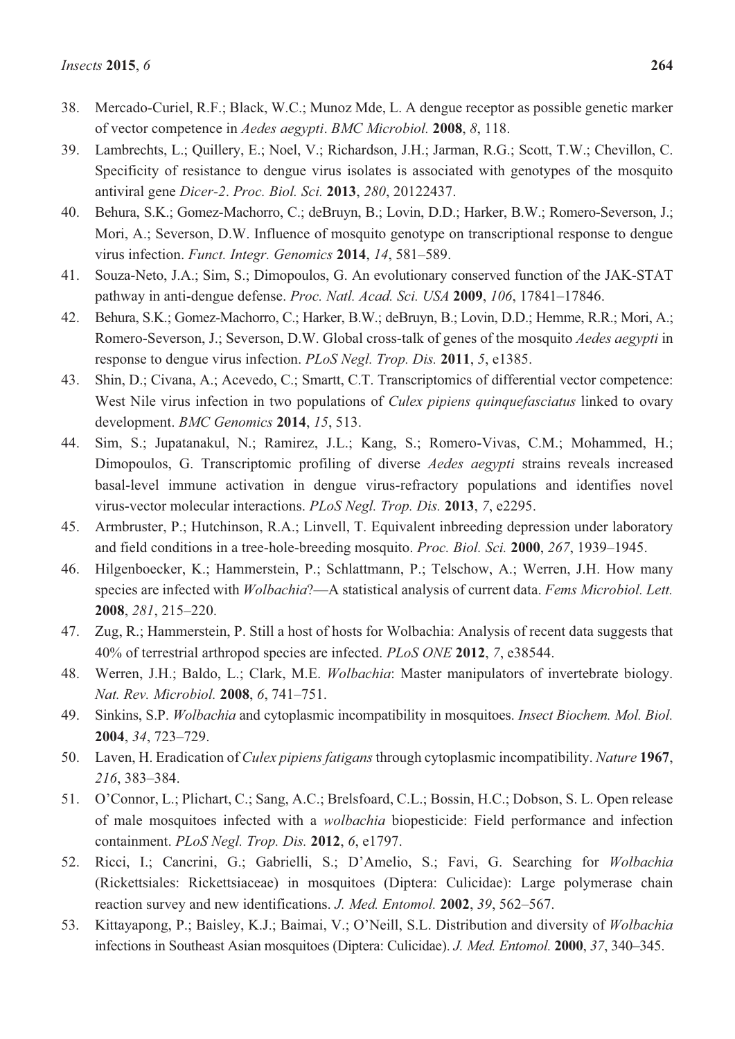38. Mercado-Curiel, R.F.; Black, W.C.; Munoz Mde, L. A dengue receptor as possible genetic marker of vector competence in *Aedes aegypti*. *BMC Microbiol.* **2008**, *8*, 118.
39. Lambrechts, L.; Quillery, E.; Noel, V.; Richardson, J.H.; Jarman, R.G.; Scott, T.W.; Chevillon, C. Specificity of resistance to dengue virus isolates is associated with genotypes of the mosquito antiviral gene *Dicer-2*. *Proc. Biol. Sci.* **2013**, *280*, 20122437.
40. Behura, S.K.; Gomez-Machorro, C.; deBruyn, B.; Lovin, D.D.; Harker, B.W.; Romero-Severson, J.; Mori, A.; Severson, D.W. Influence of mosquito genotype on transcriptional response to dengue virus infection. *Funct. Integr. Genomics* **2014**, *14*, 581–589.
41. Souza-Neto, J.A.; Sim, S.; Dimopoulos, G. An evolutionary conserved function of the JAK-STAT pathway in anti-dengue defense. *Proc. Natl. Acad. Sci. USA* **2009**, *106*, 17841–17846.
42. Behura, S.K.; Gomez-Machorro, C.; Harker, B.W.; deBruyn, B.; Lovin, D.D.; Hemme, R.R.; Mori, A.; Romero-Severson, J.; Severson, D.W. Global cross-talk of genes of the mosquito *Aedes aegypti* in response to dengue virus infection. *PLoS Negl. Trop. Dis.* **2011**, *5*, e1385.
43. Shin, D.; Civana, A.; Acevedo, C.; Smartt, C.T. Transcriptomics of differential vector competence: West Nile virus infection in two populations of *Culex pipiens quinquefasciatus* linked to ovary development. *BMC Genomics* **2014**, *15*, 513.
44. Sim, S.; Jupatanakul, N.; Ramirez, J.L.; Kang, S.; Romero-Vivas, C.M.; Mohammed, H.; Dimopoulos, G. Transcriptomic profiling of diverse *Aedes aegypti* strains reveals increased basal-level immune activation in dengue virus-refractory populations and identifies novel virus-vector molecular interactions. *PLoS Negl. Trop. Dis.* **2013**, *7*, e2295.
45. Armbruster, P.; Hutchinson, R.A.; Linvell, T. Equivalent inbreeding depression under laboratory and field conditions in a tree-hole-breeding mosquito. *Proc. Biol. Sci.* **2000**, *267*, 1939–1945.
46. Hilgenboecker, K.; Hammerstein, P.; Schlattmann, P.; Telschow, A.; Werren, J.H. How many species are infected with *Wolbachia*?—A statistical analysis of current data. *Fems Microbiol. Lett.* **2008**, *281*, 215–220.
47. Zug, R.; Hammerstein, P. Still a host of hosts for Wolbachia: Analysis of recent data suggests that 40% of terrestrial arthropod species are infected. *PLoS ONE* **2012**, *7*, e38544.
48. Werren, J.H.; Baldo, L.; Clark, M.E. *Wolbachia*: Master manipulators of invertebrate biology. *Nat. Rev. Microbiol.* **2008**, *6*, 741–751.
49. Sinkins, S.P. *Wolbachia* and cytoplasmic incompatibility in mosquitoes. *Insect Biochem. Mol. Biol.* **2004**, *34*, 723–729.
50. Laven, H. Eradication of *Culex pipiens fatigans* through cytoplasmic incompatibility. *Nature* **1967**, *216*, 383–384.
51. O'Connor, L.; Plichart, C.; Sang, A.C.; Brelsfoard, C.L.; Bossin, H.C.; Dobson, S. L. Open release of male mosquitoes infected with a *wolbachia* biopesticide: Field performance and infection containment. *PLoS Negl. Trop. Dis.* **2012**, *6*, e1797.
52. Ricci, I.; Cancrini, G.; Gabrielli, S.; D'Amelio, S.; Favi, G. Searching for *Wolbachia* (Rickettsiales: Rickettsiaceae) in mosquitoes (Diptera: Culicidae): Large polymerase chain reaction survey and new identifications. *J. Med. Entomol.* **2002**, *39*, 562–567.
53. Kittayapong, P.; Baisley, K.J.; Baimai, V.; O'Neill, S.L. Distribution and diversity of *Wolbachia* infections in Southeast Asian mosquitoes (Diptera: Culicidae). *J. Med. Entomol.* **2000**, *37*, 340–345.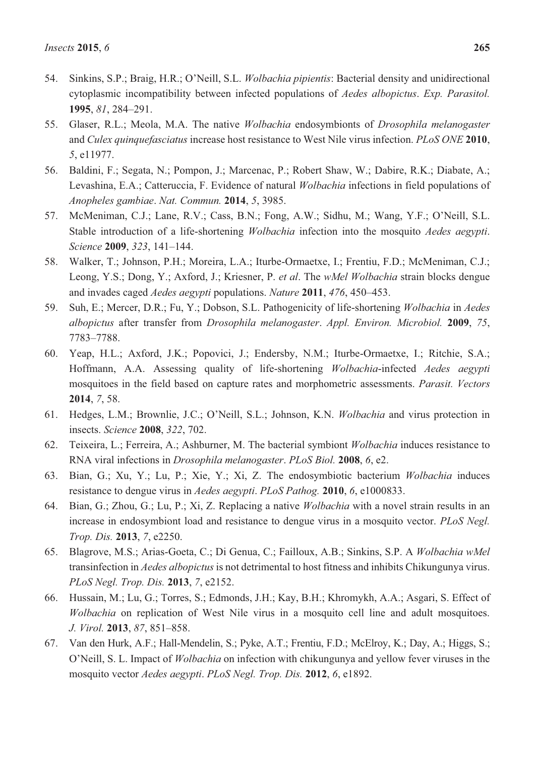54. Sinkins, S.P.; Braig, H.R.; O'Neill, S.L. *Wolbachia pipientis*: Bacterial density and unidirectional cytoplasmic incompatibility between infected populations of *Aedes albopictus*. *Exp. Parasitol.* **1995**, *81*, 284–291.
55. Glaser, R.L.; Meola, M.A. The native *Wolbachia* endosymbionts of *Drosophila melanogaster* and *Culex quinquefasciatus* increase host resistance to West Nile virus infection. *PLoS ONE* **2010**, *5*, e11977.
56. Baldini, F.; Segata, N.; Pompon, J.; Marcenac, P.; Robert Shaw, W.; Dabire, R.K.; Diabate, A.; Levashina, E.A.; Catteruccia, F. Evidence of natural *Wolbachia* infections in field populations of *Anopheles gambiae*. *Nat. Commun.* **2014**, *5*, 3985.
57. McMeniman, C.J.; Lane, R.V.; Cass, B.N.; Fong, A.W.; Sidhu, M.; Wang, Y.F.; O'Neill, S.L. Stable introduction of a life-shortening *Wolbachia* infection into the mosquito *Aedes aegypti*. *Science* **2009**, *323*, 141–144.
58. Walker, T.; Johnson, P.H.; Moreira, L.A.; Iturbe-Ormaetxe, I.; Frentiu, F.D.; McMeniman, C.J.; Leong, Y.S.; Dong, Y.; Axford, J.; Kriesner, P. *et al*. The *wMel Wolbachia* strain blocks dengue and invades caged *Aedes aegypti* populations. *Nature* **2011**, *476*, 450–453.
59. Suh, E.; Mercer, D.R.; Fu, Y.; Dobson, S.L. Pathogenicity of life-shortening *Wolbachia* in *Aedes albopictus* after transfer from *Drosophila melanogaster*. *Appl. Environ. Microbiol.* **2009**, *75*, 7783–7788.
60. Yeap, H.L.; Axford, J.K.; Popovici, J.; Endersby, N.M.; Iturbe-Ormaetxe, I.; Ritchie, S.A.; Hoffmann, A.A. Assessing quality of life-shortening *Wolbachia*-infected *Aedes aegypti* mosquitoes in the field based on capture rates and morphometric assessments. *Parasit. Vectors* **2014**, *7*, 58.
61. Hedges, L.M.; Brownlie, J.C.; O'Neill, S.L.; Johnson, K.N. *Wolbachia* and virus protection in insects. *Science* **2008**, *322*, 702.
62. Teixeira, L.; Ferreira, A.; Ashburner, M. The bacterial symbiont *Wolbachia* induces resistance to RNA viral infections in *Drosophila melanogaster*. *PLoS Biol.* **2008**, *6*, e2.
63. Bian, G.; Xu, Y.; Lu, P.; Xie, Y.; Xi, Z. The endosymbiotic bacterium *Wolbachia* induces resistance to dengue virus in *Aedes aegypti*. *PLoS Pathog.* **2010**, *6*, e1000833.
64. Bian, G.; Zhou, G.; Lu, P.; Xi, Z. Replacing a native *Wolbachia* with a novel strain results in an increase in endosymbiont load and resistance to dengue virus in a mosquito vector. *PLoS Negl. Trop. Dis.* **2013**, *7*, e2250.
65. Blagrove, M.S.; Arias-Goeta, C.; Di Genua, C.; Failloux, A.B.; Sinkins, S.P. A *Wolbachia wMel* transinfection in *Aedes albopictus* is not detrimental to host fitness and inhibits Chikungunya virus. *PLoS Negl. Trop. Dis.* **2013**, *7*, e2152.
66. Hussain, M.; Lu, G.; Torres, S.; Edmonds, J.H.; Kay, B.H.; Khromykh, A.A.; Asgari, S. Effect of *Wolbachia* on replication of West Nile virus in a mosquito cell line and adult mosquitoes. *J. Virol.* **2013**, *87*, 851–858.
67. Van den Hurk, A.F.; Hall-Mendelin, S.; Pyke, A.T.; Frentiu, F.D.; McElroy, K.; Day, A.; Higgs, S.; O'Neill, S. L. Impact of *Wolbachia* on infection with chikungunya and yellow fever viruses in the mosquito vector *Aedes aegypti*. *PLoS Negl. Trop. Dis.* **2012**, *6*, e1892.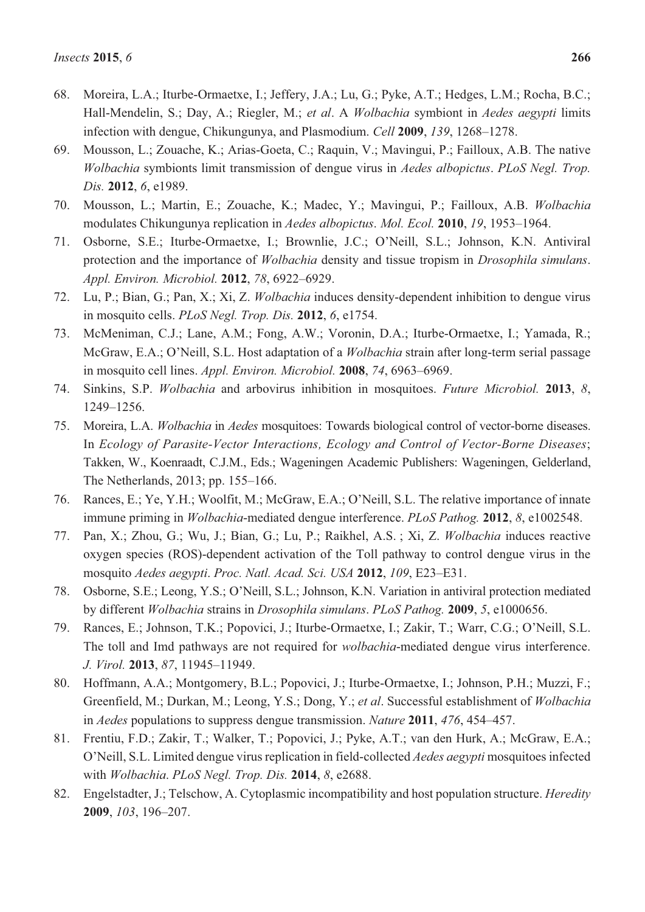68. Moreira, L.A.; Iturbe-Ormaetxe, I.; Jeffery, J.A.; Lu, G.; Pyke, A.T.; Hedges, L.M.; Rocha, B.C.; Hall-Mendelin, S.; Day, A.; Riegler, M.; *et al*. A *Wolbachia* symbiont in *Aedes aegypti* limits infection with dengue, Chikungunya, and Plasmodium. *Cell* **2009**, *139*, 1268–1278.
69. Mousson, L.; Zouache, K.; Arias-Goeta, C.; Raquin, V.; Mavingui, P.; Failloux, A.B. The native *Wolbachia* symbionts limit transmission of dengue virus in *Aedes albopictus*. *PLoS Negl. Trop. Dis.* **2012**, *6*, e1989.
70. Mousson, L.; Martin, E.; Zouache, K.; Madec, Y.; Mavingui, P.; Failloux, A.B. *Wolbachia* modulates Chikungunya replication in *Aedes albopictus*. *Mol. Ecol.* **2010**, *19*, 1953–1964.
71. Osborne, S.E.; Iturbe-Ormaetxe, I.; Brownlie, J.C.; O'Neill, S.L.; Johnson, K.N. Antiviral protection and the importance of *Wolbachia* density and tissue tropism in *Drosophila simulans*. *Appl. Environ. Microbiol.* **2012**, *78*, 6922–6929.
72. Lu, P.; Bian, G.; Pan, X.; Xi, Z. *Wolbachia* induces density-dependent inhibition to dengue virus in mosquito cells. *PLoS Negl. Trop. Dis.* **2012**, *6*, e1754.
73. McMeniman, C.J.; Lane, A.M.; Fong, A.W.; Voronin, D.A.; Iturbe-Ormaetxe, I.; Yamada, R.; McGraw, E.A.; O'Neill, S.L. Host adaptation of a *Wolbachia* strain after long-term serial passage in mosquito cell lines. *Appl. Environ. Microbiol.* **2008**, *74*, 6963–6969.
74. Sinkins, S.P. *Wolbachia* and arbovirus inhibition in mosquitoes. *Future Microbiol.* **2013**, *8*, 1249–1256.
75. Moreira, L.A. *Wolbachia* in *Aedes* mosquitoes: Towards biological control of vector-borne diseases. In *Ecology of Parasite-Vector Interactions, Ecology and Control of Vector-Borne Diseases*; Takken, W., Koenraadt, C.J.M., Eds.; Wageningen Academic Publishers: Wageningen, Gelderland, The Netherlands, 2013; pp. 155–166.
76. Rances, E.; Ye, Y.H.; Woolfit, M.; McGraw, E.A.; O'Neill, S.L. The relative importance of innate immune priming in *Wolbachia*-mediated dengue interference. *PLoS Pathog.* **2012**, *8*, e1002548.
77. Pan, X.; Zhou, G.; Wu, J.; Bian, G.; Lu, P.; Raikhel, A.S. ; Xi, Z. *Wolbachia* induces reactive oxygen species (ROS)-dependent activation of the Toll pathway to control dengue virus in the mosquito *Aedes aegypti*. *Proc. Natl. Acad. Sci. USA* **2012**, *109*, E23–E31.
78. Osborne, S.E.; Leong, Y.S.; O'Neill, S.L.; Johnson, K.N. Variation in antiviral protection mediated by different *Wolbachia* strains in *Drosophila simulans*. *PLoS Pathog.* **2009**, *5*, e1000656.
79. Rances, E.; Johnson, T.K.; Popovici, J.; Iturbe-Ormaetxe, I.; Zakir, T.; Warr, C.G.; O'Neill, S.L. The toll and Imd pathways are not required for *wolbachia*-mediated dengue virus interference. *J. Virol.* **2013**, *87*, 11945–11949.
80. Hoffmann, A.A.; Montgomery, B.L.; Popovici, J.; Iturbe-Ormaetxe, I.; Johnson, P.H.; Muzzi, F.; Greenfield, M.; Durkan, M.; Leong, Y.S.; Dong, Y.; *et al*. Successful establishment of *Wolbachia* in *Aedes* populations to suppress dengue transmission. *Nature* **2011**, *476*, 454–457.
81. Frentiu, F.D.; Zakir, T.; Walker, T.; Popovici, J.; Pyke, A.T.; van den Hurk, A.; McGraw, E.A.; O'Neill, S.L. Limited dengue virus replication in field-collected *Aedes aegypti* mosquitoes infected with *Wolbachia*. *PLoS Negl. Trop. Dis.* **2014**, *8*, e2688.
82. Engelstadter, J.; Telschow, A. Cytoplasmic incompatibility and host population structure. *Heredity* **2009**, *103*, 196–207.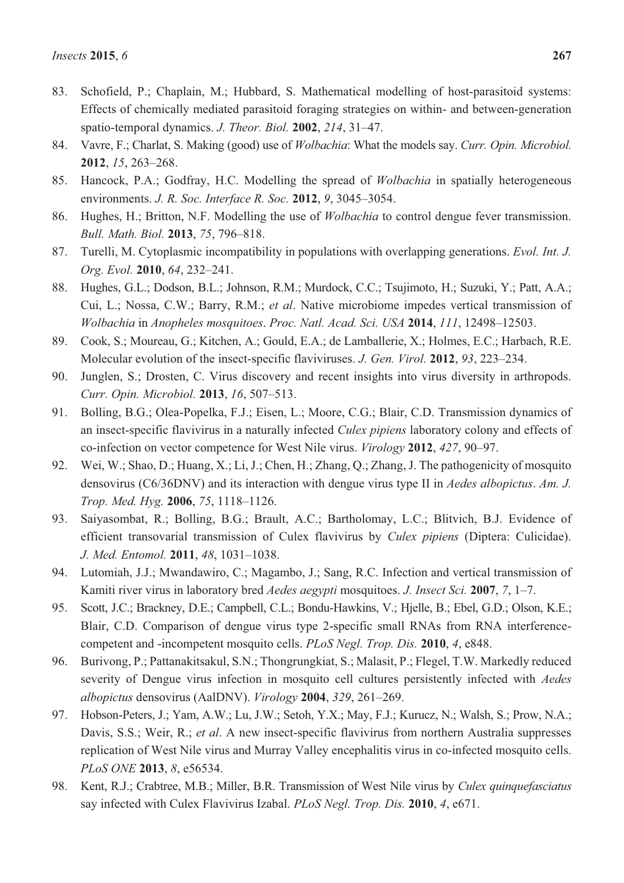83. Schofield, P.; Chaplain, M.; Hubbard, S. Mathematical modelling of host-parasitoid systems: Effects of chemically mediated parasitoid foraging strategies on within- and between-generation spatio-temporal dynamics. *J. Theor. Biol.* **2002**, *214*, 31–47.
84. Vavre, F.; Charlat, S. Making (good) use of *Wolbachia*: What the models say. *Curr. Opin. Microbiol.* **2012**, *15*, 263–268.
85. Hancock, P.A.; Godfray, H.C. Modelling the spread of *Wolbachia* in spatially heterogeneous environments. *J. R. Soc. Interface R. Soc.* **2012**, *9*, 3045–3054.
86. Hughes, H.; Britton, N.F. Modelling the use of *Wolbachia* to control dengue fever transmission. *Bull. Math. Biol.* **2013**, *75*, 796–818.
87. Turelli, M. Cytoplasmic incompatibility in populations with overlapping generations. *Evol. Int. J. Org. Evol.* **2010**, *64*, 232–241.
88. Hughes, G.L.; Dodson, B.L.; Johnson, R.M.; Murdock, C.C.; Tsujimoto, H.; Suzuki, Y.; Patt, A.A.; Cui, L.; Nossa, C.W.; Barry, R.M.; *et al*. Native microbiome impedes vertical transmission of *Wolbachia* in *Anopheles mosquitoes*. *Proc. Natl. Acad. Sci. USA* **2014**, *111*, 12498–12503.
89. Cook, S.; Moureau, G.; Kitchen, A.; Gould, E.A.; de Lamballerie, X.; Holmes, E.C.; Harbach, R.E. Molecular evolution of the insect-specific flaviviruses. *J. Gen. Virol.* **2012**, *93*, 223–234.
90. Junglen, S.; Drosten, C. Virus discovery and recent insights into virus diversity in arthropods. *Curr. Opin. Microbiol.* **2013**, *16*, 507–513.
91. Bolling, B.G.; Olea-Popelka, F.J.; Eisen, L.; Moore, C.G.; Blair, C.D. Transmission dynamics of an insect-specific flavivirus in a naturally infected *Culex pipiens* laboratory colony and effects of co-infection on vector competence for West Nile virus. *Virology* **2012**, *427*, 90–97.
92. Wei, W.; Shao, D.; Huang, X.; Li, J.; Chen, H.; Zhang, Q.; Zhang, J. The pathogenicity of mosquito densovirus (C6/36DNV) and its interaction with dengue virus type II in *Aedes albopictus*. *Am. J. Trop. Med. Hyg.* **2006**, *75*, 1118–1126.
93. Saiyasombat, R.; Bolling, B.G.; Brault, A.C.; Bartholomay, L.C.; Blitvich, B.J. Evidence of efficient transovarial transmission of Culex flavivirus by *Culex pipiens* (Diptera: Culicidae). *J. Med. Entomol.* **2011**, *48*, 1031–1038.
94. Lutomiah, J.J.; Mwandawiro, C.; Magambo, J.; Sang, R.C. Infection and vertical transmission of Kamiti river virus in laboratory bred *Aedes aegypti* mosquitoes. *J. Insect Sci.* **2007**, *7*, 1–7.
95. Scott, J.C.; Brackney, D.E.; Campbell, C.L.; Bondu-Hawkins, V.; Hjelle, B.; Ebel, G.D.; Olson, K.E.; Blair, C.D. Comparison of dengue virus type 2-specific small RNAs from RNA interference-competent and -incompetent mosquito cells. *PLoS Negl. Trop. Dis.* **2010**, *4*, e848.
96. Burivong, P.; Pattanakitsakul, S.N.; Thongrungkiat, S.; Malasit, P.; Flegel, T.W. Markedly reduced severity of Dengue virus infection in mosquito cell cultures persistently infected with *Aedes albopictus* densovirus (AalDNV). *Virology* **2004**, *329*, 261–269.
97. Hobson-Peters, J.; Yam, A.W.; Lu, J.W.; Setoh, Y.X.; May, F.J.; Kurucz, N.; Walsh, S.; Prow, N.A.; Davis, S.S.; Weir, R.; *et al*. A new insect-specific flavivirus from northern Australia suppresses replication of West Nile virus and Murray Valley encephalitis virus in co-infected mosquito cells. *PLoS ONE* **2013**, *8*, e56534.
98. Kent, R.J.; Crabtree, M.B.; Miller, B.R. Transmission of West Nile virus by *Culex quinquefasciatus* say infected with Culex Flavivirus Izabal. *PLoS Negl. Trop. Dis.* **2010**, *4*, e671.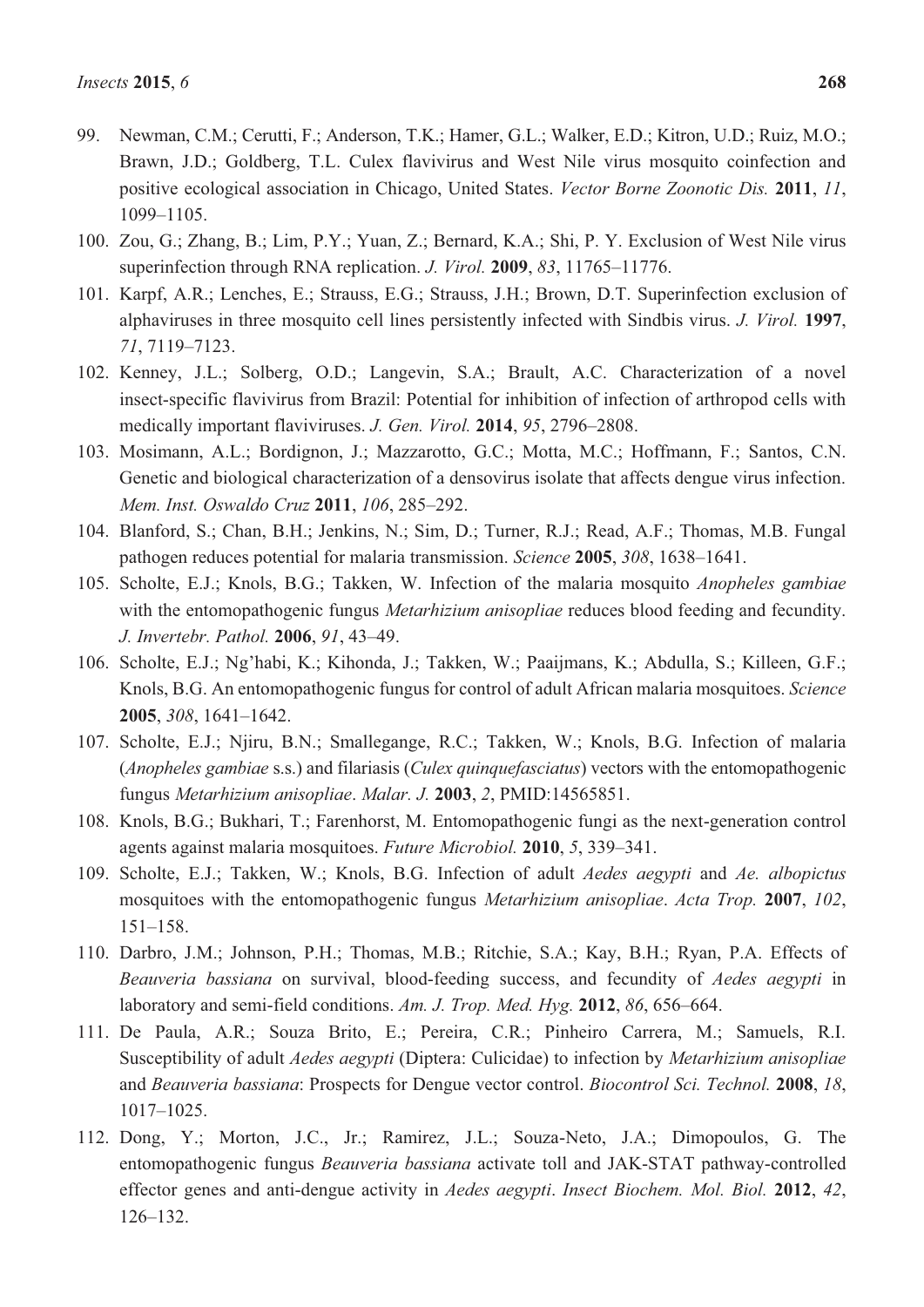99. Newman, C.M.; Cerutti, F.; Anderson, T.K.; Hamer, G.L.; Walker, E.D.; Kitron, U.D.; Ruiz, M.O.; Brawn, J.D.; Goldberg, T.L. Culex flavivirus and West Nile virus mosquito coinfection and positive ecological association in Chicago, United States. *Vector Borne Zoonotic Dis.* **2011**, *11*, 1099–1105.
100. Zou, G.; Zhang, B.; Lim, P.Y.; Yuan, Z.; Bernard, K.A.; Shi, P. Y. Exclusion of West Nile virus superinfection through RNA replication. *J. Virol.* **2009**, *83*, 11765–11776.
101. Karpf, A.R.; Lenches, E.; Strauss, E.G.; Strauss, J.H.; Brown, D.T. Superinfection exclusion of alphaviruses in three mosquito cell lines persistently infected with Sindbis virus. *J. Virol.* **1997**, *71*, 7119–7123.
102. Kenney, J.L.; Solberg, O.D.; Langevin, S.A.; Brault, A.C. Characterization of a novel insect-specific flavivirus from Brazil: Potential for inhibition of infection of arthropod cells with medically important flaviviruses. *J. Gen. Virol.* **2014**, *95*, 2796–2808.
103. Mosimann, A.L.; Bordignon, J.; Mazzarotto, G.C.; Motta, M.C.; Hoffmann, F.; Santos, C.N. Genetic and biological characterization of a densovirus isolate that affects dengue virus infection. *Mem. Inst. Oswaldo Cruz* **2011**, *106*, 285–292.
104. Blanford, S.; Chan, B.H.; Jenkins, N.; Sim, D.; Turner, R.J.; Read, A.F.; Thomas, M.B. Fungal pathogen reduces potential for malaria transmission. *Science* **2005**, *308*, 1638–1641.
105. Scholte, E.J.; Knols, B.G.; Takken, W. Infection of the malaria mosquito *Anopheles gambiae* with the entomopathogenic fungus *Metarhizium anisopliae* reduces blood feeding and fecundity. *J. Invertebr. Pathol.* **2006**, *91*, 43–49.
106. Scholte, E.J.; Ng'habi, K.; Kihonda, J.; Takken, W.; Paaijmans, K.; Abdulla, S.; Killeen, G.F.; Knols, B.G. An entomopathogenic fungus for control of adult African malaria mosquitoes. *Science* **2005**, *308*, 1641–1642.
107. Scholte, E.J.; Njiru, B.N.; Smallegange, R.C.; Takken, W.; Knols, B.G. Infection of malaria (*Anopheles gambiae* s.s.) and filariasis (*Culex quinquefasciatus*) vectors with the entomopathogenic fungus *Metarhizium anisopliae*. *Malar. J.* **2003**, *2*, PMID:14565851.
108. Knols, B.G.; Bukhari, T.; Farenhorst, M. Entomopathogenic fungi as the next-generation control agents against malaria mosquitoes. *Future Microbiol.* **2010**, *5*, 339–341.
109. Scholte, E.J.; Takken, W.; Knols, B.G. Infection of adult *Aedes aegypti* and *Ae. albopictus* mosquitoes with the entomopathogenic fungus *Metarhizium anisopliae*. *Acta Trop.* **2007**, *102*, 151–158.
110. Darbro, J.M.; Johnson, P.H.; Thomas, M.B.; Ritchie, S.A.; Kay, B.H.; Ryan, P.A. Effects of *Beauveria bassiana* on survival, blood-feeding success, and fecundity of *Aedes aegypti* in laboratory and semi-field conditions. *Am. J. Trop. Med. Hyg.* **2012**, *86*, 656–664.
111. De Paula, A.R.; Souza Brito, E.; Pereira, C.R.; Pinheiro Carrera, M.; Samuels, R.I. Susceptibility of adult *Aedes aegypti* (Diptera: Culicidae) to infection by *Metarhizium anisopliae* and *Beauveria bassiana*: Prospects for Dengue vector control. *Biocontrol Sci. Technol.* **2008**, *18*, 1017–1025.
112. Dong, Y.; Morton, J.C., Jr.; Ramirez, J.L.; Souza-Neto, J.A.; Dimopoulos, G. The entomopathogenic fungus *Beauveria bassiana* activate toll and JAK-STAT pathway-controlled effector genes and anti-dengue activity in *Aedes aegypti*. *Insect Biochem. Mol. Biol.* **2012**, *42*, 126–132.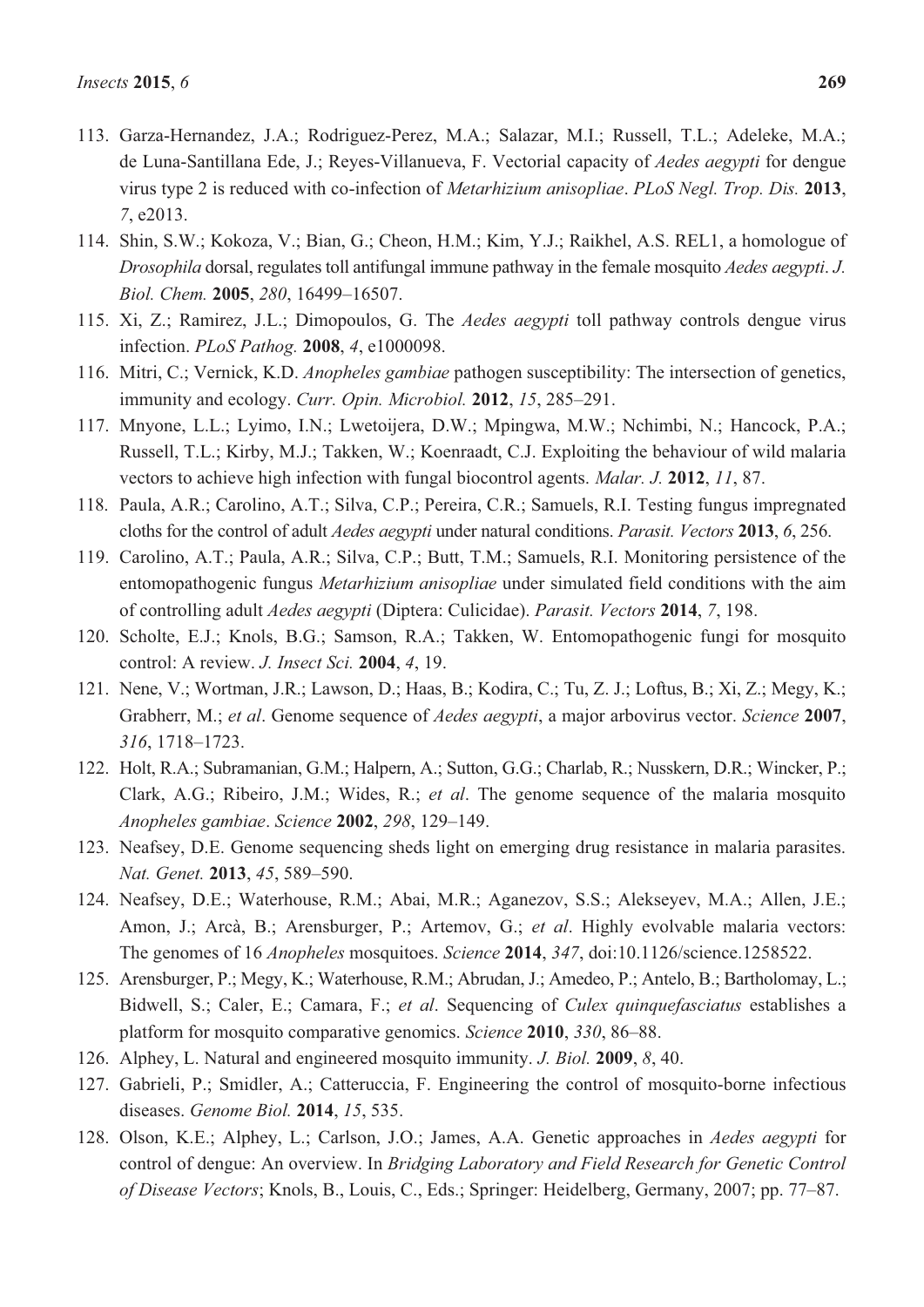113. Garza-Hernandez, J.A.; Rodriguez-Perez, M.A.; Salazar, M.I.; Russell, T.L.; Adeleke, M.A.; de Luna-Santillana Ede, J.; Reyes-Villanueva, F. Vectorial capacity of *Aedes aegypti* for dengue virus type 2 is reduced with co-infection of *Metarhizium anisopliae*. *PLoS Negl. Trop. Dis.* **2013**, *7*, e2013.
114. Shin, S.W.; Kokoza, V.; Bian, G.; Cheon, H.M.; Kim, Y.J.; Raikhel, A.S. REL1, a homologue of *Drosophila* dorsal, regulates toll antifungal immune pathway in the female mosquito *Aedes aegypti*. *J. Biol. Chem.* **2005**, *280*, 16499–16507.
115. Xi, Z.; Ramirez, J.L.; Dimopoulos, G. The *Aedes aegypti* toll pathway controls dengue virus infection. *PLoS Pathog.* **2008**, *4*, e1000098.
116. Mitri, C.; Vernick, K.D. *Anopheles gambiae* pathogen susceptibility: The intersection of genetics, immunity and ecology. *Curr. Opin. Microbiol.* **2012**, *15*, 285–291.
117. Mnyone, L.L.; Lyimo, I.N.; Lwetoijera, D.W.; Mpingwa, M.W.; Nchimbi, N.; Hancock, P.A.; Russell, T.L.; Kirby, M.J.; Takken, W.; Koenraadt, C.J. Exploiting the behaviour of wild malaria vectors to achieve high infection with fungal biocontrol agents. *Malar. J.* **2012**, *11*, 87.
118. Paula, A.R.; Carolino, A.T.; Silva, C.P.; Pereira, C.R.; Samuels, R.I. Testing fungus impregnated cloths for the control of adult *Aedes aegypti* under natural conditions. *Parasit. Vectors* **2013**, *6*, 256.
119. Carolino, A.T.; Paula, A.R.; Silva, C.P.; Butt, T.M.; Samuels, R.I. Monitoring persistence of the entomopathogenic fungus *Metarhizium anisopliae* under simulated field conditions with the aim of controlling adult *Aedes aegypti* (Diptera: Culicidae). *Parasit. Vectors* **2014**, *7*, 198.
120. Scholte, E.J.; Knols, B.G.; Samson, R.A.; Takken, W. Entomopathogenic fungi for mosquito control: A review. *J. Insect Sci.* **2004**, *4*, 19.
121. Nene, V.; Wortman, J.R.; Lawson, D.; Haas, B.; Kodira, C.; Tu, Z. J.; Loftus, B.; Xi, Z.; Megy, K.; Grabherr, M.; *et al*. Genome sequence of *Aedes aegypti*, a major arbovirus vector. *Science* **2007**, *316*, 1718–1723.
122. Holt, R.A.; Subramanian, G.M.; Halpern, A.; Sutton, G.G.; Charlab, R.; Nusskern, D.R.; Wincker, P.; Clark, A.G.; Ribeiro, J.M.; Wides, R.; *et al*. The genome sequence of the malaria mosquito *Anopheles gambiae*. *Science* **2002**, *298*, 129–149.
123. Neafsey, D.E. Genome sequencing sheds light on emerging drug resistance in malaria parasites. *Nat. Genet.* **2013**, *45*, 589–590.
124. Neafsey, D.E.; Waterhouse, R.M.; Abai, M.R.; Aganezov, S.S.; Alekseyev, M.A.; Allen, J.E.; Amon, J.; Arcà, B.; Arensburger, P.; Artemov, G.; *et al*. Highly evolvable malaria vectors: The genomes of 16 *Anopheles* mosquitoes. *Science* **2014**, *347*, doi:10.1126/science.1258522.
125. Arensburger, P.; Megy, K.; Waterhouse, R.M.; Abrudan, J.; Amedeo, P.; Antelo, B.; Bartholomay, L.; Bidwell, S.; Caler, E.; Camara, F.; *et al*. Sequencing of *Culex quinquefasciatus* establishes a platform for mosquito comparative genomics. *Science* **2010**, *330*, 86–88.
126. Alphey, L. Natural and engineered mosquito immunity. *J. Biol.* **2009**, *8*, 40.
127. Gabrieli, P.; Smidler, A.; Catteruccia, F. Engineering the control of mosquito-borne infectious diseases. *Genome Biol.* **2014**, *15*, 535.
128. Olson, K.E.; Alphey, L.; Carlson, J.O.; James, A.A. Genetic approaches in *Aedes aegypti* for control of dengue: An overview. In *Bridging Laboratory and Field Research for Genetic Control of Disease Vectors*; Knols, B., Louis, C., Eds.; Springer: Heidelberg, Germany, 2007; pp. 77–87.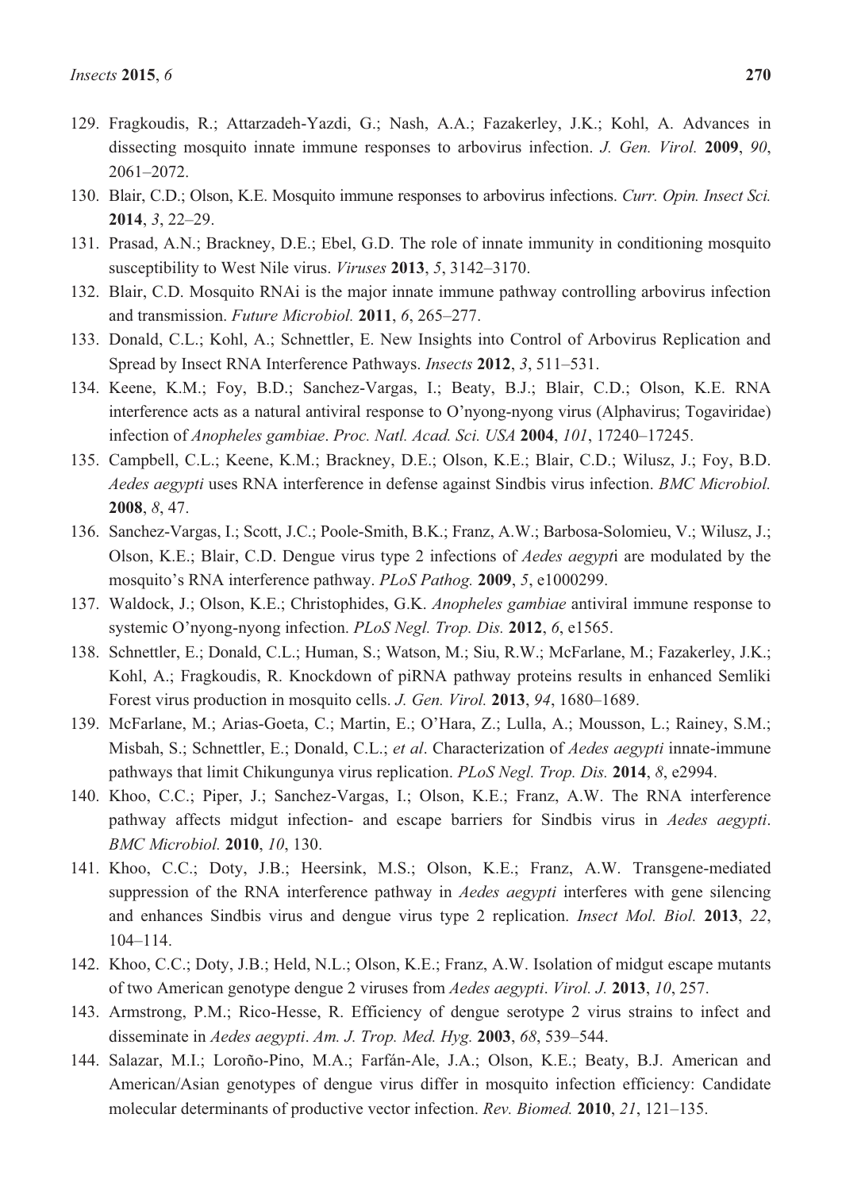129. Fragkoudis, R.; Attarzadeh-Yazdi, G.; Nash, A.A.; Fazakerley, J.K.; Kohl, A. Advances in dissecting mosquito innate immune responses to arbovirus infection. *J. Gen. Virol.* **2009**, *90*, 2061–2072.
130. Blair, C.D.; Olson, K.E. Mosquito immune responses to arbovirus infections. *Curr. Opin. Insect Sci.* **2014**, *3*, 22–29.
131. Prasad, A.N.; Brackney, D.E.; Ebel, G.D. The role of innate immunity in conditioning mosquito susceptibility to West Nile virus. *Viruses* **2013**, *5*, 3142–3170.
132. Blair, C.D. Mosquito RNAi is the major innate immune pathway controlling arbovirus infection and transmission. *Future Microbiol.* **2011**, *6*, 265–277.
133. Donald, C.L.; Kohl, A.; Schnettler, E. New Insights into Control of Arbovirus Replication and Spread by Insect RNA Interference Pathways. *Insects* **2012**, *3*, 511–531.
134. Keene, K.M.; Foy, B.D.; Sanchez-Vargas, I.; Beaty, B.J.; Blair, C.D.; Olson, K.E. RNA interference acts as a natural antiviral response to O'nyong-nyong virus (Alphavirus; Togaviridae) infection of *Anopheles gambiae*. *Proc. Natl. Acad. Sci. USA* **2004**, *101*, 17240–17245.
135. Campbell, C.L.; Keene, K.M.; Brackney, D.E.; Olson, K.E.; Blair, C.D.; Wilusz, J.; Foy, B.D. *Aedes aegypti* uses RNA interference in defense against Sindbis virus infection. *BMC Microbiol.* **2008**, *8*, 47.
136. Sanchez-Vargas, I.; Scott, J.C.; Poole-Smith, B.K.; Franz, A.W.; Barbosa-Solomieu, V.; Wilusz, J.; Olson, K.E.; Blair, C.D. Dengue virus type 2 infections of *Aedes aegypt*i are modulated by the mosquito's RNA interference pathway. *PLoS Pathog.* **2009**, *5*, e1000299.
137. Waldock, J.; Olson, K.E.; Christophides, G.K. *Anopheles gambiae* antiviral immune response to systemic O'nyong-nyong infection. *PLoS Negl. Trop. Dis.* **2012**, *6*, e1565.
138. Schnettler, E.; Donald, C.L.; Human, S.; Watson, M.; Siu, R.W.; McFarlane, M.; Fazakerley, J.K.; Kohl, A.; Fragkoudis, R. Knockdown of piRNA pathway proteins results in enhanced Semliki Forest virus production in mosquito cells. *J. Gen. Virol.* **2013**, *94*, 1680–1689.
139. McFarlane, M.; Arias-Goeta, C.; Martin, E.; O'Hara, Z.; Lulla, A.; Mousson, L.; Rainey, S.M.; Misbah, S.; Schnettler, E.; Donald, C.L.; *et al*. Characterization of *Aedes aegypti* innate-immune pathways that limit Chikungunya virus replication. *PLoS Negl. Trop. Dis.* **2014**, *8*, e2994.
140. Khoo, C.C.; Piper, J.; Sanchez-Vargas, I.; Olson, K.E.; Franz, A.W. The RNA interference pathway affects midgut infection- and escape barriers for Sindbis virus in *Aedes aegypti*. *BMC Microbiol.* **2010**, *10*, 130.
141. Khoo, C.C.; Doty, J.B.; Heersink, M.S.; Olson, K.E.; Franz, A.W. Transgene-mediated suppression of the RNA interference pathway in *Aedes aegypti* interferes with gene silencing and enhances Sindbis virus and dengue virus type 2 replication. *Insect Mol. Biol.* **2013**, *22*, 104–114.
142. Khoo, C.C.; Doty, J.B.; Held, N.L.; Olson, K.E.; Franz, A.W. Isolation of midgut escape mutants of two American genotype dengue 2 viruses from *Aedes aegypti*. *Virol. J.* **2013**, *10*, 257.
143. Armstrong, P.M.; Rico-Hesse, R. Efficiency of dengue serotype 2 virus strains to infect and disseminate in *Aedes aegypti*. *Am. J. Trop. Med. Hyg.* **2003**, *68*, 539–544.
144. Salazar, M.I.; Loroño-Pino, M.A.; Farfán-Ale, J.A.; Olson, K.E.; Beaty, B.J. American and American/Asian genotypes of dengue virus differ in mosquito infection efficiency: Candidate molecular determinants of productive vector infection. *Rev. Biomed.* **2010**, *21*, 121–135.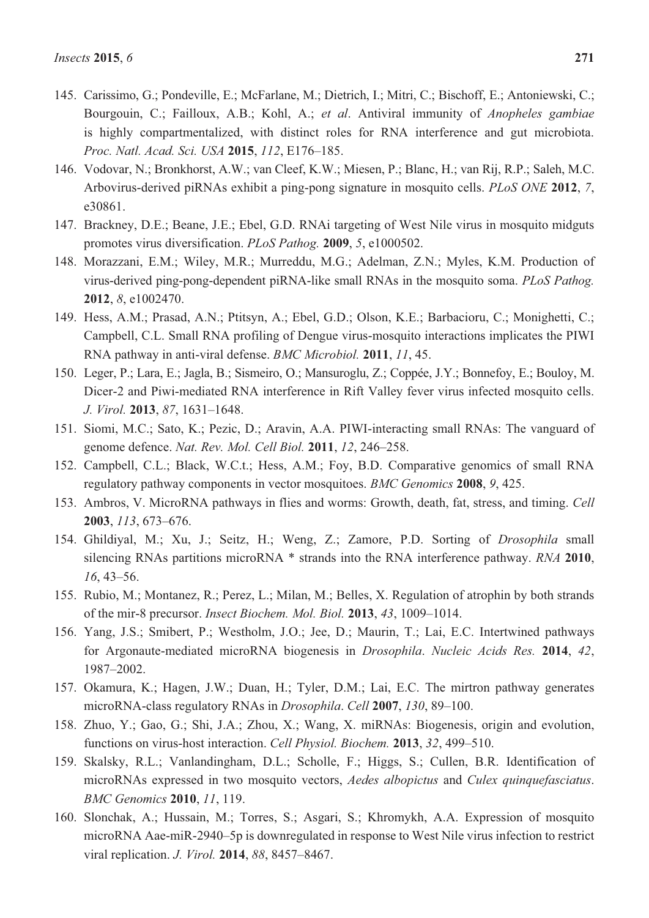145. Carissimo, G.; Pondeville, E.; McFarlane, M.; Dietrich, I.; Mitri, C.; Bischoff, E.; Antoniewski, C.; Bourgouin, C.; Failloux, A.B.; Kohl, A.; *et al*. Antiviral immunity of *Anopheles gambiae* is highly compartmentalized, with distinct roles for RNA interference and gut microbiota. *Proc. Natl. Acad. Sci. USA* **2015**, *112*, E176–185.
146. Vodovar, N.; Bronkhorst, A.W.; van Cleef, K.W.; Miesen, P.; Blanc, H.; van Rij, R.P.; Saleh, M.C. Arbovirus-derived piRNAs exhibit a ping-pong signature in mosquito cells. *PLoS ONE* **2012**, *7*, e30861.
147. Brackney, D.E.; Beane, J.E.; Ebel, G.D. RNAi targeting of West Nile virus in mosquito midguts promotes virus diversification. *PLoS Pathog.* **2009**, *5*, e1000502.
148. Morazzani, E.M.; Wiley, M.R.; Murreddu, M.G.; Adelman, Z.N.; Myles, K.M. Production of virus-derived ping-pong-dependent piRNA-like small RNAs in the mosquito soma. *PLoS Pathog.* **2012**, *8*, e1002470.
149. Hess, A.M.; Prasad, A.N.; Ptitsyn, A.; Ebel, G.D.; Olson, K.E.; Barbacioru, C.; Monighetti, C.; Campbell, C.L. Small RNA profiling of Dengue virus-mosquito interactions implicates the PIWI RNA pathway in anti-viral defense. *BMC Microbiol.* **2011**, *11*, 45.
150. Leger, P.; Lara, E.; Jagla, B.; Sismeiro, O.; Mansuroglu, Z.; Coppée, J.Y.; Bonnefoy, E.; Bouloy, M. Dicer-2 and Piwi-mediated RNA interference in Rift Valley fever virus infected mosquito cells. *J. Virol.* **2013**, *87*, 1631–1648.
151. Siomi, M.C.; Sato, K.; Pezic, D.; Aravin, A.A. PIWI-interacting small RNAs: The vanguard of genome defence. *Nat. Rev. Mol. Cell Biol.* **2011**, *12*, 246–258.
152. Campbell, C.L.; Black, W.C.t.; Hess, A.M.; Foy, B.D. Comparative genomics of small RNA regulatory pathway components in vector mosquitoes. *BMC Genomics* **2008**, *9*, 425.
153. Ambros, V. MicroRNA pathways in flies and worms: Growth, death, fat, stress, and timing. *Cell* **2003**, *113*, 673–676.
154. Ghildiyal, M.; Xu, J.; Seitz, H.; Weng, Z.; Zamore, P.D. Sorting of *Drosophila* small silencing RNAs partitions microRNA * strands into the RNA interference pathway. *RNA* **2010**, *16*, 43–56.
155. Rubio, M.; Montanez, R.; Perez, L.; Milan, M.; Belles, X. Regulation of atrophin by both strands of the mir-8 precursor. *Insect Biochem. Mol. Biol.* **2013**, *43*, 1009–1014.
156. Yang, J.S.; Smibert, P.; Westholm, J.O.; Jee, D.; Maurin, T.; Lai, E.C. Intertwined pathways for Argonaute-mediated microRNA biogenesis in *Drosophila*. *Nucleic Acids Res.* **2014**, *42*, 1987–2002.
157. Okamura, K.; Hagen, J.W.; Duan, H.; Tyler, D.M.; Lai, E.C. The mirtron pathway generates microRNA-class regulatory RNAs in *Drosophila*. *Cell* **2007**, *130*, 89–100.
158. Zhuo, Y.; Gao, G.; Shi, J.A.; Zhou, X.; Wang, X. miRNAs: Biogenesis, origin and evolution, functions on virus-host interaction. *Cell Physiol. Biochem.* **2013**, *32*, 499–510.
159. Skalsky, R.L.; Vanlandingham, D.L.; Scholle, F.; Higgs, S.; Cullen, B.R. Identification of microRNAs expressed in two mosquito vectors, *Aedes albopictus* and *Culex quinquefasciatus*. *BMC Genomics* **2010**, *11*, 119.
160. Slonchak, A.; Hussain, M.; Torres, S.; Asgari, S.; Khromykh, A.A. Expression of mosquito microRNA Aae-miR-2940–5p is downregulated in response to West Nile virus infection to restrict viral replication. *J. Virol.* **2014**, *88*, 8457–8467.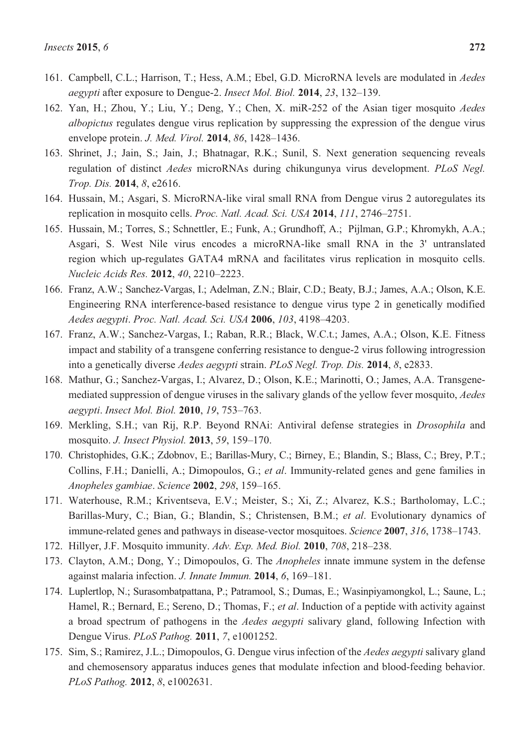161. Campbell, C.L.; Harrison, T.; Hess, A.M.; Ebel, G.D. MicroRNA levels are modulated in *Aedes aegypti* after exposure to Dengue-2. *Insect Mol. Biol.* **2014**, *23*, 132–139.
162. Yan, H.; Zhou, Y.; Liu, Y.; Deng, Y.; Chen, X. miR-252 of the Asian tiger mosquito *Aedes albopictus* regulates dengue virus replication by suppressing the expression of the dengue virus envelope protein. *J. Med. Virol.* **2014**, *86*, 1428–1436.
163. Shrinet, J.; Jain, S.; Jain, J.; Bhatnagar, R.K.; Sunil, S. Next generation sequencing reveals regulation of distinct *Aedes* microRNAs during chikungunya virus development. *PLoS Negl. Trop. Dis.* **2014**, *8*, e2616.
164. Hussain, M.; Asgari, S. MicroRNA-like viral small RNA from Dengue virus 2 autoregulates its replication in mosquito cells. *Proc. Natl. Acad. Sci. USA* **2014**, *111*, 2746–2751.
165. Hussain, M.; Torres, S.; Schnettler, E.; Funk, A.; Grundhoff, A.; Pijlman, G.P.; Khromykh, A.A.; Asgari, S. West Nile virus encodes a microRNA-like small RNA in the 3' untranslated region which up-regulates GATA4 mRNA and facilitates virus replication in mosquito cells. *Nucleic Acids Res.* **2012**, *40*, 2210–2223.
166. Franz, A.W.; Sanchez-Vargas, I.; Adelman, Z.N.; Blair, C.D.; Beaty, B.J.; James, A.A.; Olson, K.E. Engineering RNA interference-based resistance to dengue virus type 2 in genetically modified *Aedes aegypti*. *Proc. Natl. Acad. Sci. USA* **2006**, *103*, 4198–4203.
167. Franz, A.W.; Sanchez-Vargas, I.; Raban, R.R.; Black, W.C.t.; James, A.A.; Olson, K.E. Fitness impact and stability of a transgene conferring resistance to dengue-2 virus following introgression into a genetically diverse *Aedes aegypti* strain. *PLoS Negl. Trop. Dis.* **2014**, *8*, e2833.
168. Mathur, G.; Sanchez-Vargas, I.; Alvarez, D.; Olson, K.E.; Marinotti, O.; James, A.A. Transgene-mediated suppression of dengue viruses in the salivary glands of the yellow fever mosquito, *Aedes aegypti*. *Insect Mol. Biol.* **2010**, *19*, 753–763.
169. Merkling, S.H.; van Rij, R.P. Beyond RNAi: Antiviral defense strategies in *Drosophila* and mosquito. *J. Insect Physiol.* **2013**, *59*, 159–170.
170. Christophides, G.K.; Zdobnov, E.; Barillas-Mury, C.; Birney, E.; Blandin, S.; Blass, C.; Brey, P.T.; Collins, F.H.; Danielli, A.; Dimopoulos, G.; *et al*. Immunity-related genes and gene families in *Anopheles gambiae*. *Science* **2002**, *298*, 159–165.
171. Waterhouse, R.M.; Kriventseva, E.V.; Meister, S.; Xi, Z.; Alvarez, K.S.; Bartholomay, L.C.; Barillas-Mury, C.; Bian, G.; Blandin, S.; Christensen, B.M.; *et al*. Evolutionary dynamics of immune-related genes and pathways in disease-vector mosquitoes. *Science* **2007**, *316*, 1738–1743.
172. Hillyer, J.F. Mosquito immunity. *Adv. Exp. Med. Biol.* **2010**, *708*, 218–238.
173. Clayton, A.M.; Dong, Y.; Dimopoulos, G. The *Anopheles* innate immune system in the defense against malaria infection. *J. Innate Immun.* **2014**, *6*, 169–181.
174. Luplertlop, N.; Surasombatpattana, P.; Patramool, S.; Dumas, E.; Wasinpiyamongkol, L.; Saune, L.; Hamel, R.; Bernard, E.; Sereno, D.; Thomas, F.; *et al*. Induction of a peptide with activity against a broad spectrum of pathogens in the *Aedes aegypti* salivary gland, following Infection with Dengue Virus. *PLoS Pathog.* **2011**, *7*, e1001252.
175. Sim, S.; Ramirez, J.L.; Dimopoulos, G. Dengue virus infection of the *Aedes aegypti* salivary gland and chemosensory apparatus induces genes that modulate infection and blood-feeding behavior. *PLoS Pathog.* **2012**, *8*, e1002631.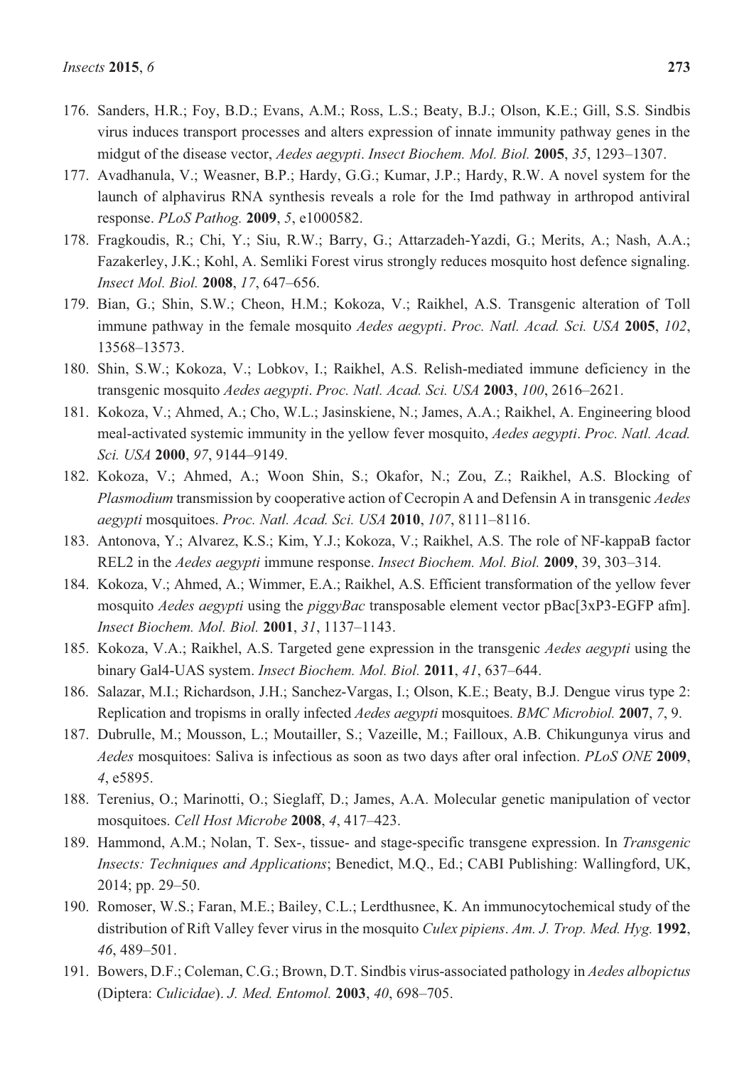176. Sanders, H.R.; Foy, B.D.; Evans, A.M.; Ross, L.S.; Beaty, B.J.; Olson, K.E.; Gill, S.S. Sindbis virus induces transport processes and alters expression of innate immunity pathway genes in the midgut of the disease vector, *Aedes aegypti*. *Insect Biochem. Mol. Biol.* **2005**, *35*, 1293–1307.
177. Avadhanula, V.; Weasner, B.P.; Hardy, G.G.; Kumar, J.P.; Hardy, R.W. A novel system for the launch of alphavirus RNA synthesis reveals a role for the Imd pathway in arthropod antiviral response. *PLoS Pathog.* **2009**, *5*, e1000582.
178. Fragkoudis, R.; Chi, Y.; Siu, R.W.; Barry, G.; Attarzadeh-Yazdi, G.; Merits, A.; Nash, A.A.; Fazakerley, J.K.; Kohl, A. Semliki Forest virus strongly reduces mosquito host defence signaling. *Insect Mol. Biol.* **2008**, *17*, 647–656.
179. Bian, G.; Shin, S.W.; Cheon, H.M.; Kokoza, V.; Raikhel, A.S. Transgenic alteration of Toll immune pathway in the female mosquito *Aedes aegypti*. *Proc. Natl. Acad. Sci. USA* **2005**, *102*, 13568–13573.
180. Shin, S.W.; Kokoza, V.; Lobkov, I.; Raikhel, A.S. Relish-mediated immune deficiency in the transgenic mosquito *Aedes aegypti*. *Proc. Natl. Acad. Sci. USA* **2003**, *100*, 2616–2621.
181. Kokoza, V.; Ahmed, A.; Cho, W.L.; Jasinskiene, N.; James, A.A.; Raikhel, A. Engineering blood meal-activated systemic immunity in the yellow fever mosquito, *Aedes aegypti*. *Proc. Natl. Acad. Sci. USA* **2000**, *97*, 9144–9149.
182. Kokoza, V.; Ahmed, A.; Woon Shin, S.; Okafor, N.; Zou, Z.; Raikhel, A.S. Blocking of *Plasmodium* transmission by cooperative action of Cecropin A and Defensin A in transgenic *Aedes aegypti* mosquitoes. *Proc. Natl. Acad. Sci. USA* **2010**, *107*, 8111–8116.
183. Antonova, Y.; Alvarez, K.S.; Kim, Y.J.; Kokoza, V.; Raikhel, A.S. The role of NF-kappaB factor REL2 in the *Aedes aegypti* immune response. *Insect Biochem. Mol. Biol.* **2009**, 39, 303–314.
184. Kokoza, V.; Ahmed, A.; Wimmer, E.A.; Raikhel, A.S. Efficient transformation of the yellow fever mosquito *Aedes aegypti* using the *piggyBac* transposable element vector pBac[3xP3-EGFP afm]. *Insect Biochem. Mol. Biol.* **2001**, *31*, 1137–1143.
185. Kokoza, V.A.; Raikhel, A.S. Targeted gene expression in the transgenic *Aedes aegypti* using the binary Gal4-UAS system. *Insect Biochem. Mol. Biol.* **2011**, *41*, 637–644.
186. Salazar, M.I.; Richardson, J.H.; Sanchez-Vargas, I.; Olson, K.E.; Beaty, B.J. Dengue virus type 2: Replication and tropisms in orally infected *Aedes aegypti* mosquitoes. *BMC Microbiol.* **2007**, *7*, 9.
187. Dubrulle, M.; Mousson, L.; Moutailler, S.; Vazeille, M.; Failloux, A.B. Chikungunya virus and *Aedes* mosquitoes: Saliva is infectious as soon as two days after oral infection. *PLoS ONE* **2009**, *4*, e5895.
188. Terenius, O.; Marinotti, O.; Sieglaff, D.; James, A.A. Molecular genetic manipulation of vector mosquitoes. *Cell Host Microbe* **2008**, *4*, 417–423.
189. Hammond, A.M.; Nolan, T. Sex-, tissue- and stage-specific transgene expression. In *Transgenic Insects: Techniques and Applications*; Benedict, M.Q., Ed.; CABI Publishing: Wallingford, UK, 2014; pp. 29–50.
190. Romoser, W.S.; Faran, M.E.; Bailey, C.L.; Lerdthusnee, K. An immunocytochemical study of the distribution of Rift Valley fever virus in the mosquito *Culex pipiens*. *Am. J. Trop. Med. Hyg.* **1992**, *46*, 489–501.
191. Bowers, D.F.; Coleman, C.G.; Brown, D.T. Sindbis virus-associated pathology in *Aedes albopictus* (Diptera: *Culicidae*). *J. Med. Entomol.* **2003**, *40*, 698–705.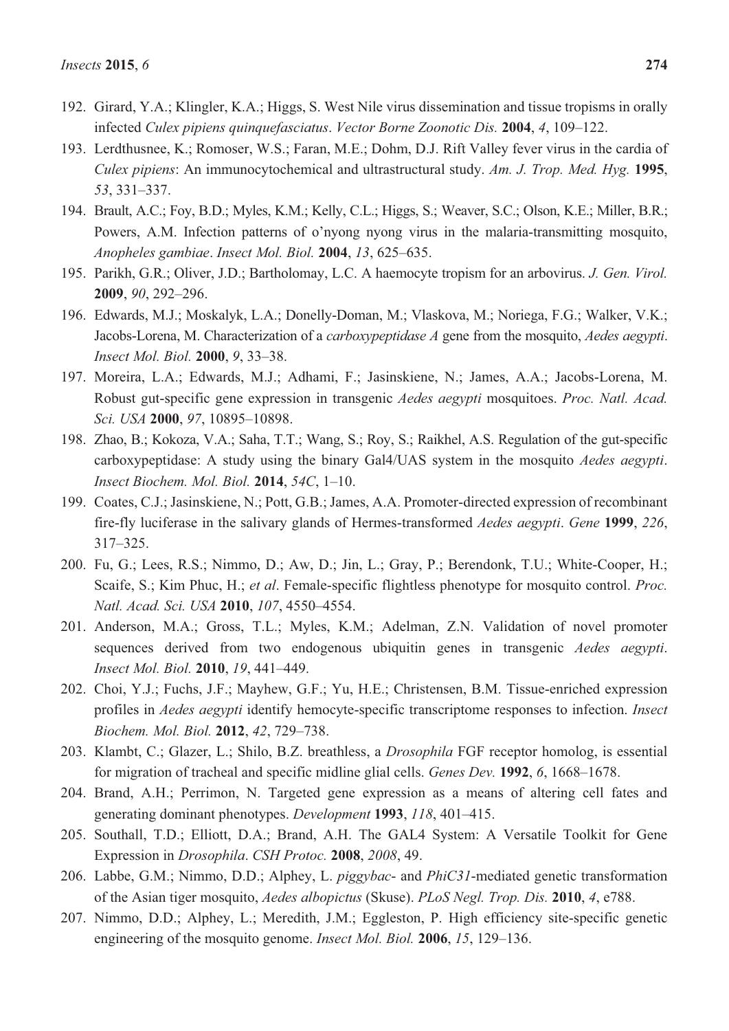192. Girard, Y.A.; Klingler, K.A.; Higgs, S. West Nile virus dissemination and tissue tropisms in orally infected *Culex pipiens quinquefasciatus*. *Vector Borne Zoonotic Dis.* **2004**, *4*, 109–122.
193. Lerdthusnee, K.; Romoser, W.S.; Faran, M.E.; Dohm, D.J. Rift Valley fever virus in the cardia of *Culex pipiens*: An immunocytochemical and ultrastructural study. *Am. J. Trop. Med. Hyg.* **1995**, *53*, 331–337.
194. Brault, A.C.; Foy, B.D.; Myles, K.M.; Kelly, C.L.; Higgs, S.; Weaver, S.C.; Olson, K.E.; Miller, B.R.; Powers, A.M. Infection patterns of o'nyong nyong virus in the malaria-transmitting mosquito, *Anopheles gambiae*. *Insect Mol. Biol.* **2004**, *13*, 625–635.
195. Parikh, G.R.; Oliver, J.D.; Bartholomay, L.C. A haemocyte tropism for an arbovirus. *J. Gen. Virol.* **2009**, *90*, 292–296.
196. Edwards, M.J.; Moskalyk, L.A.; Donelly-Doman, M.; Vlaskova, M.; Noriega, F.G.; Walker, V.K.; Jacobs-Lorena, M. Characterization of a *carboxypeptidase A* gene from the mosquito, *Aedes aegypti*. *Insect Mol. Biol.* **2000**, *9*, 33–38.
197. Moreira, L.A.; Edwards, M.J.; Adhami, F.; Jasinskiene, N.; James, A.A.; Jacobs-Lorena, M. Robust gut-specific gene expression in transgenic *Aedes aegypti* mosquitoes. *Proc. Natl. Acad. Sci. USA* **2000**, *97*, 10895–10898.
198. Zhao, B.; Kokoza, V.A.; Saha, T.T.; Wang, S.; Roy, S.; Raikhel, A.S. Regulation of the gut-specific carboxypeptidase: A study using the binary Gal4/UAS system in the mosquito *Aedes aegypti*. *Insect Biochem. Mol. Biol.* **2014**, *54C*, 1–10.
199. Coates, C.J.; Jasinskiene, N.; Pott, G.B.; James, A.A. Promoter-directed expression of recombinant fire-fly luciferase in the salivary glands of Hermes-transformed *Aedes aegypti*. *Gene* **1999**, *226*, 317–325.
200. Fu, G.; Lees, R.S.; Nimmo, D.; Aw, D.; Jin, L.; Gray, P.; Berendonk, T.U.; White-Cooper, H.; Scaife, S.; Kim Phuc, H.; *et al*. Female-specific flightless phenotype for mosquito control. *Proc. Natl. Acad. Sci. USA* **2010**, *107*, 4550–4554.
201. Anderson, M.A.; Gross, T.L.; Myles, K.M.; Adelman, Z.N. Validation of novel promoter sequences derived from two endogenous ubiquitin genes in transgenic *Aedes aegypti*. *Insect Mol. Biol.* **2010**, *19*, 441–449.
202. Choi, Y.J.; Fuchs, J.F.; Mayhew, G.F.; Yu, H.E.; Christensen, B.M. Tissue-enriched expression profiles in *Aedes aegypti* identify hemocyte-specific transcriptome responses to infection. *Insect Biochem. Mol. Biol.* **2012**, *42*, 729–738.
203. Klambt, C.; Glazer, L.; Shilo, B.Z. breathless, a *Drosophila* FGF receptor homolog, is essential for migration of tracheal and specific midline glial cells. *Genes Dev.* **1992**, *6*, 1668–1678.
204. Brand, A.H.; Perrimon, N. Targeted gene expression as a means of altering cell fates and generating dominant phenotypes. *Development* **1993**, *118*, 401–415.
205. Southall, T.D.; Elliott, D.A.; Brand, A.H. The GAL4 System: A Versatile Toolkit for Gene Expression in *Drosophila*. *CSH Protoc.* **2008**, *2008*, 49.
206. Labbe, G.M.; Nimmo, D.D.; Alphey, L. *piggybac*- and *PhiC31*-mediated genetic transformation of the Asian tiger mosquito, *Aedes albopictus* (Skuse). *PLoS Negl. Trop. Dis.* **2010**, *4*, e788.
207. Nimmo, D.D.; Alphey, L.; Meredith, J.M.; Eggleston, P. High efficiency site-specific genetic engineering of the mosquito genome. *Insect Mol. Biol.* **2006**, *15*, 129–136.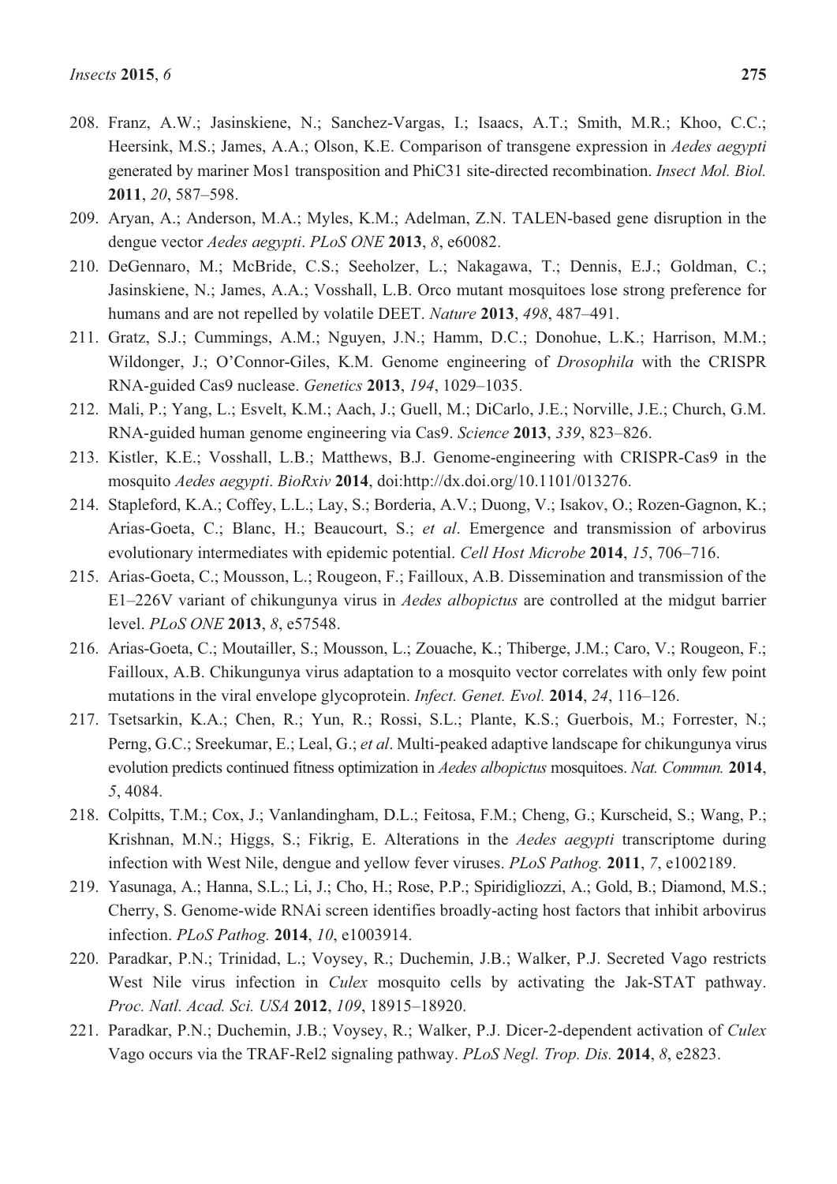208. Franz, A.W.; Jasinskiene, N.; Sanchez-Vargas, I.; Isaacs, A.T.; Smith, M.R.; Khoo, C.C.; Heersink, M.S.; James, A.A.; Olson, K.E. Comparison of transgene expression in *Aedes aegypti* generated by mariner Mos1 transposition and PhiC31 site-directed recombination. *Insect Mol. Biol.* **2011**, *20*, 587–598.
209. Aryan, A.; Anderson, M.A.; Myles, K.M.; Adelman, Z.N. TALEN-based gene disruption in the dengue vector *Aedes aegypti*. *PLoS ONE* **2013**, *8*, e60082.
210. DeGennaro, M.; McBride, C.S.; Seeholzer, L.; Nakagawa, T.; Dennis, E.J.; Goldman, C.; Jasinskiene, N.; James, A.A.; Vosshall, L.B. Orco mutant mosquitoes lose strong preference for humans and are not repelled by volatile DEET. *Nature* **2013**, *498*, 487–491.
211. Gratz, S.J.; Cummings, A.M.; Nguyen, J.N.; Hamm, D.C.; Donohue, L.K.; Harrison, M.M.; Wildonger, J.; O'Connor-Giles, K.M. Genome engineering of *Drosophila* with the CRISPR RNA-guided Cas9 nuclease. *Genetics* **2013**, *194*, 1029–1035.
212. Mali, P.; Yang, L.; Esvelt, K.M.; Aach, J.; Guell, M.; DiCarlo, J.E.; Norville, J.E.; Church, G.M. RNA-guided human genome engineering via Cas9. *Science* **2013**, *339*, 823–826.
213. Kistler, K.E.; Vosshall, L.B.; Matthews, B.J. Genome-engineering with CRISPR-Cas9 in the mosquito *Aedes aegypti*. *BioRxiv* **2014**, doi:http://dx.doi.org/10.1101/013276.
214. Stapleford, K.A.; Coffey, L.L.; Lay, S.; Borderia, A.V.; Duong, V.; Isakov, O.; Rozen-Gagnon, K.; Arias-Goeta, C.; Blanc, H.; Beaucourt, S.; *et al*. Emergence and transmission of arbovirus evolutionary intermediates with epidemic potential. *Cell Host Microbe* **2014**, *15*, 706–716.
215. Arias-Goeta, C.; Mousson, L.; Rougeon, F.; Failloux, A.B. Dissemination and transmission of the E1–226V variant of chikungunya virus in *Aedes albopictus* are controlled at the midgut barrier level. *PLoS ONE* **2013**, *8*, e57548.
216. Arias-Goeta, C.; Moutailler, S.; Mousson, L.; Zouache, K.; Thiberge, J.M.; Caro, V.; Rougeon, F.; Failloux, A.B. Chikungunya virus adaptation to a mosquito vector correlates with only few point mutations in the viral envelope glycoprotein. *Infect. Genet. Evol.* **2014**, *24*, 116–126.
217. Tsetsarkin, K.A.; Chen, R.; Yun, R.; Rossi, S.L.; Plante, K.S.; Guerbois, M.; Forrester, N.; Perng, G.C.; Sreekumar, E.; Leal, G.; *et al*. Multi-peaked adaptive landscape for chikungunya virus evolution predicts continued fitness optimization in *Aedes albopictus* mosquitoes. *Nat. Commun.* **2014**, *5*, 4084.
218. Colpitts, T.M.; Cox, J.; Vanlandingham, D.L.; Feitosa, F.M.; Cheng, G.; Kurscheid, S.; Wang, P.; Krishnan, M.N.; Higgs, S.; Fikrig, E. Alterations in the *Aedes aegypti* transcriptome during infection with West Nile, dengue and yellow fever viruses. *PLoS Pathog.* **2011**, *7*, e1002189.
219. Yasunaga, A.; Hanna, S.L.; Li, J.; Cho, H.; Rose, P.P.; Spiridigliozzi, A.; Gold, B.; Diamond, M.S.; Cherry, S. Genome-wide RNAi screen identifies broadly-acting host factors that inhibit arbovirus infection. *PLoS Pathog.* **2014**, *10*, e1003914.
220. Paradkar, P.N.; Trinidad, L.; Voysey, R.; Duchemin, J.B.; Walker, P.J. Secreted Vago restricts West Nile virus infection in *Culex* mosquito cells by activating the Jak-STAT pathway. *Proc. Natl. Acad. Sci. USA* **2012**, *109*, 18915–18920.
221. Paradkar, P.N.; Duchemin, J.B.; Voysey, R.; Walker, P.J. Dicer-2-dependent activation of *Culex* Vago occurs via the TRAF-Rel2 signaling pathway. *PLoS Negl. Trop. Dis.* **2014**, *8*, e2823.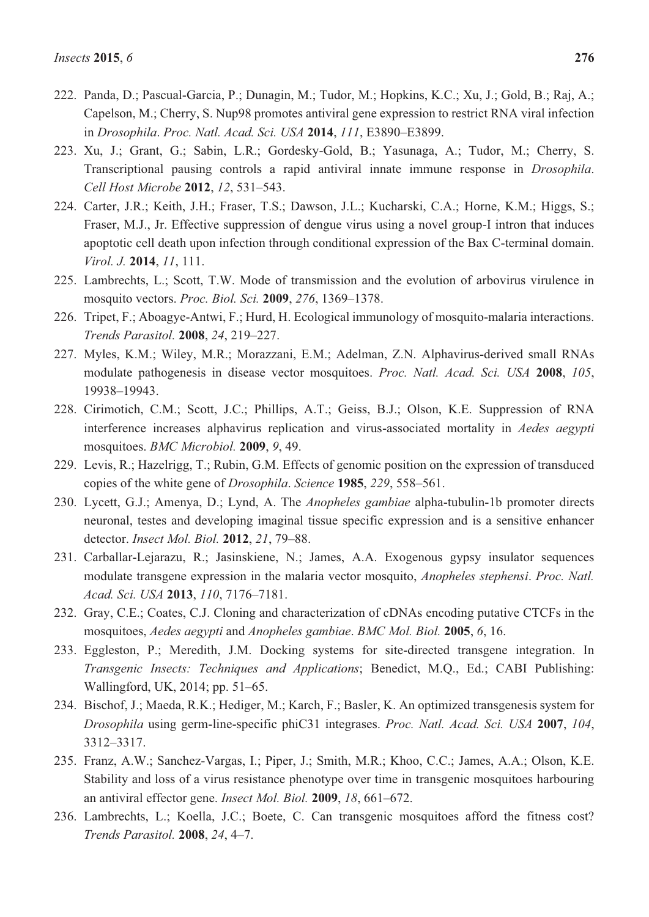222. Panda, D.; Pascual-Garcia, P.; Dunagin, M.; Tudor, M.; Hopkins, K.C.; Xu, J.; Gold, B.; Raj, A.; Capelson, M.; Cherry, S. Nup98 promotes antiviral gene expression to restrict RNA viral infection in *Drosophila*. *Proc. Natl. Acad. Sci. USA* **2014**, *111*, E3890–E3899.
223. Xu, J.; Grant, G.; Sabin, L.R.; Gordesky-Gold, B.; Yasunaga, A.; Tudor, M.; Cherry, S. Transcriptional pausing controls a rapid antiviral innate immune response in *Drosophila*. *Cell Host Microbe* **2012**, *12*, 531–543.
224. Carter, J.R.; Keith, J.H.; Fraser, T.S.; Dawson, J.L.; Kucharski, C.A.; Horne, K.M.; Higgs, S.; Fraser, M.J., Jr. Effective suppression of dengue virus using a novel group-I intron that induces apoptotic cell death upon infection through conditional expression of the Bax C-terminal domain. *Virol. J.* **2014**, *11*, 111.
225. Lambrechts, L.; Scott, T.W. Mode of transmission and the evolution of arbovirus virulence in mosquito vectors. *Proc. Biol. Sci.* **2009**, *276*, 1369–1378.
226. Tripet, F.; Aboagye-Antwi, F.; Hurd, H. Ecological immunology of mosquito-malaria interactions. *Trends Parasitol.* **2008**, *24*, 219–227.
227. Myles, K.M.; Wiley, M.R.; Morazzani, E.M.; Adelman, Z.N. Alphavirus-derived small RNAs modulate pathogenesis in disease vector mosquitoes. *Proc. Natl. Acad. Sci. USA* **2008**, *105*, 19938–19943.
228. Cirimotich, C.M.; Scott, J.C.; Phillips, A.T.; Geiss, B.J.; Olson, K.E. Suppression of RNA interference increases alphavirus replication and virus-associated mortality in *Aedes aegypti* mosquitoes. *BMC Microbiol.* **2009**, *9*, 49.
229. Levis, R.; Hazelrigg, T.; Rubin, G.M. Effects of genomic position on the expression of transduced copies of the white gene of *Drosophila*. *Science* **1985**, *229*, 558–561.
230. Lycett, G.J.; Amenya, D.; Lynd, A. The *Anopheles gambiae* alpha-tubulin-1b promoter directs neuronal, testes and developing imaginal tissue specific expression and is a sensitive enhancer detector. *Insect Mol. Biol.* **2012**, *21*, 79–88.
231. Carballar-Lejarazu, R.; Jasinskiene, N.; James, A.A. Exogenous gypsy insulator sequences modulate transgene expression in the malaria vector mosquito, *Anopheles stephensi*. *Proc. Natl. Acad. Sci. USA* **2013**, *110*, 7176–7181.
232. Gray, C.E.; Coates, C.J. Cloning and characterization of cDNAs encoding putative CTCFs in the mosquitoes, *Aedes aegypti* and *Anopheles gambiae*. *BMC Mol. Biol.* **2005**, *6*, 16.
233. Eggleston, P.; Meredith, J.M. Docking systems for site-directed transgene integration. In *Transgenic Insects: Techniques and Applications*; Benedict, M.Q., Ed.; CABI Publishing: Wallingford, UK, 2014; pp. 51–65.
234. Bischof, J.; Maeda, R.K.; Hediger, M.; Karch, F.; Basler, K. An optimized transgenesis system for *Drosophila* using germ-line-specific phiC31 integrases. *Proc. Natl. Acad. Sci. USA* **2007**, *104*, 3312–3317.
235. Franz, A.W.; Sanchez-Vargas, I.; Piper, J.; Smith, M.R.; Khoo, C.C.; James, A.A.; Olson, K.E. Stability and loss of a virus resistance phenotype over time in transgenic mosquitoes harbouring an antiviral effector gene. *Insect Mol. Biol.* **2009**, *18*, 661–672.
236. Lambrechts, L.; Koella, J.C.; Boete, C. Can transgenic mosquitoes afford the fitness cost? *Trends Parasitol.* **2008**, *24*, 4–7.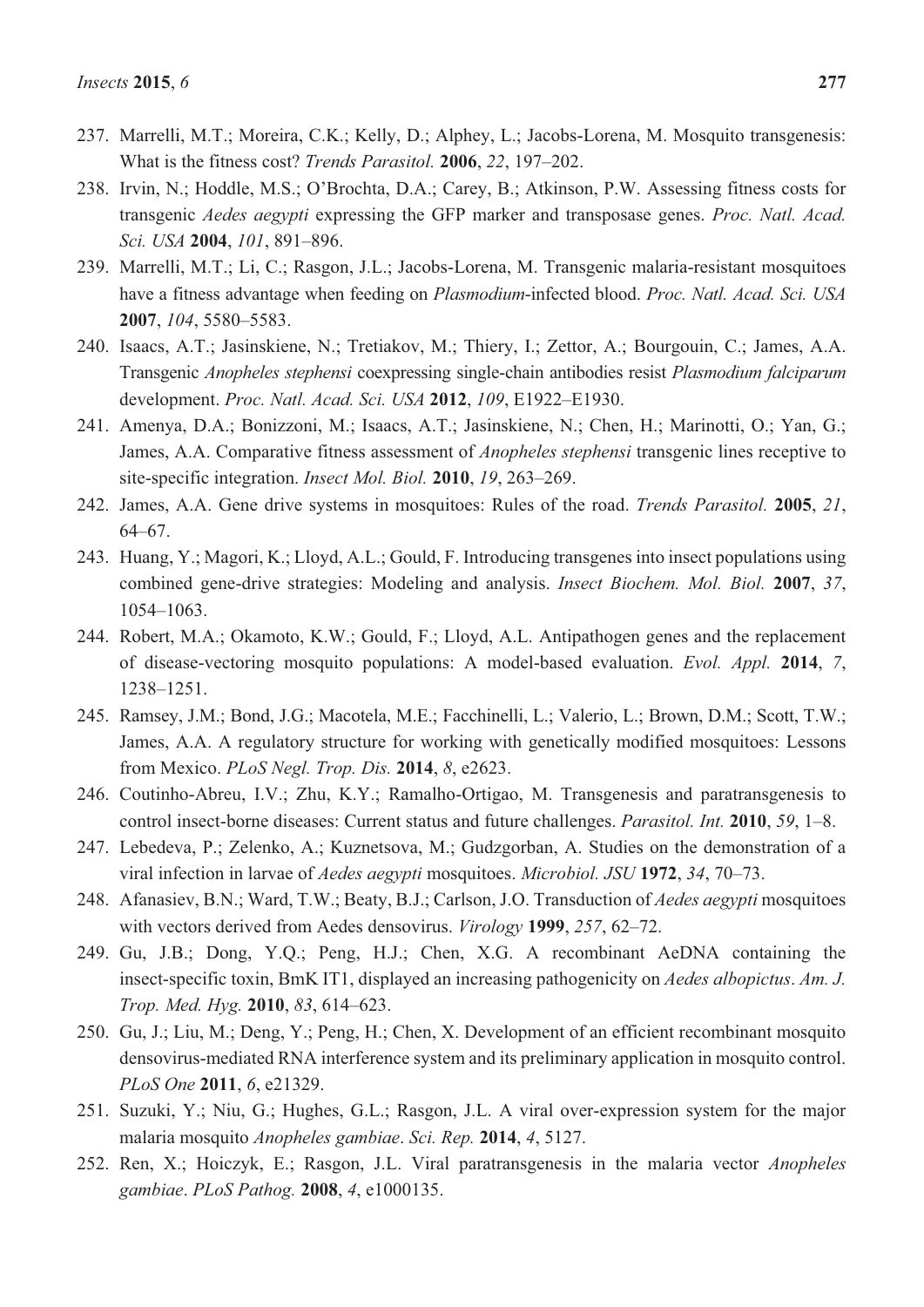237. Marrelli, M.T.; Moreira, C.K.; Kelly, D.; Alphey, L.; Jacobs-Lorena, M. Mosquito transgenesis: What is the fitness cost? *Trends Parasitol.* **2006**, *22*, 197–202.
238. Irvin, N.; Hoddle, M.S.; O'Brochta, D.A.; Carey, B.; Atkinson, P.W. Assessing fitness costs for transgenic *Aedes aegypti* expressing the GFP marker and transposase genes. *Proc. Natl. Acad. Sci. USA* **2004**, *101*, 891–896.
239. Marrelli, M.T.; Li, C.; Rasgon, J.L.; Jacobs-Lorena, M. Transgenic malaria-resistant mosquitoes have a fitness advantage when feeding on *Plasmodium*-infected blood. *Proc. Natl. Acad. Sci. USA* **2007**, *104*, 5580–5583.
240. Isaacs, A.T.; Jasinskiene, N.; Tretiakov, M.; Thiery, I.; Zettor, A.; Bourgouin, C.; James, A.A. Transgenic *Anopheles stephensi* coexpressing single-chain antibodies resist *Plasmodium falciparum* development. *Proc. Natl. Acad. Sci. USA* **2012**, *109*, E1922–E1930.
241. Amenya, D.A.; Bonizzoni, M.; Isaacs, A.T.; Jasinskiene, N.; Chen, H.; Marinotti, O.; Yan, G.; James, A.A. Comparative fitness assessment of *Anopheles stephensi* transgenic lines receptive to site-specific integration. *Insect Mol. Biol.* **2010**, *19*, 263–269.
242. James, A.A. Gene drive systems in mosquitoes: Rules of the road. *Trends Parasitol.* **2005**, *21*, 64–67.
243. Huang, Y.; Magori, K.; Lloyd, A.L.; Gould, F. Introducing transgenes into insect populations using combined gene-drive strategies: Modeling and analysis. *Insect Biochem. Mol. Biol.* **2007**, *37*, 1054–1063.
244. Robert, M.A.; Okamoto, K.W.; Gould, F.; Lloyd, A.L. Antipathogen genes and the replacement of disease-vectoring mosquito populations: A model-based evaluation. *Evol. Appl.* **2014**, *7*, 1238–1251.
245. Ramsey, J.M.; Bond, J.G.; Macotela, M.E.; Facchinelli, L.; Valerio, L.; Brown, D.M.; Scott, T.W.; James, A.A. A regulatory structure for working with genetically modified mosquitoes: Lessons from Mexico. *PLoS Negl. Trop. Dis.* **2014**, *8*, e2623.
246. Coutinho-Abreu, I.V.; Zhu, K.Y.; Ramalho-Ortigao, M. Transgenesis and paratransgenesis to control insect-borne diseases: Current status and future challenges. *Parasitol. Int.* **2010**, *59*, 1–8.
247. Lebedeva, P.; Zelenko, A.; Kuznetsova, M.; Gudzgorban, A. Studies on the demonstration of a viral infection in larvae of *Aedes aegypti* mosquitoes. *Microbiol. JSU* **1972**, *34*, 70–73.
248. Afanasiev, B.N.; Ward, T.W.; Beaty, B.J.; Carlson, J.O. Transduction of *Aedes aegypti* mosquitoes with vectors derived from Aedes densovirus. *Virology* **1999**, *257*, 62–72.
249. Gu, J.B.; Dong, Y.Q.; Peng, H.J.; Chen, X.G. A recombinant AeDNA containing the insect-specific toxin, BmK IT1, displayed an increasing pathogenicity on *Aedes albopictus*. *Am. J. Trop. Med. Hyg.* **2010**, *83*, 614–623.
250. Gu, J.; Liu, M.; Deng, Y.; Peng, H.; Chen, X. Development of an efficient recombinant mosquito densovirus-mediated RNA interference system and its preliminary application in mosquito control. *PLoS One* **2011**, *6*, e21329.
251. Suzuki, Y.; Niu, G.; Hughes, G.L.; Rasgon, J.L. A viral over-expression system for the major malaria mosquito *Anopheles gambiae*. *Sci. Rep.* **2014**, *4*, 5127.
252. Ren, X.; Hoiczyk, E.; Rasgon, J.L. Viral paratransgenesis in the malaria vector *Anopheles gambiae*. *PLoS Pathog.* **2008**, *4*, e1000135.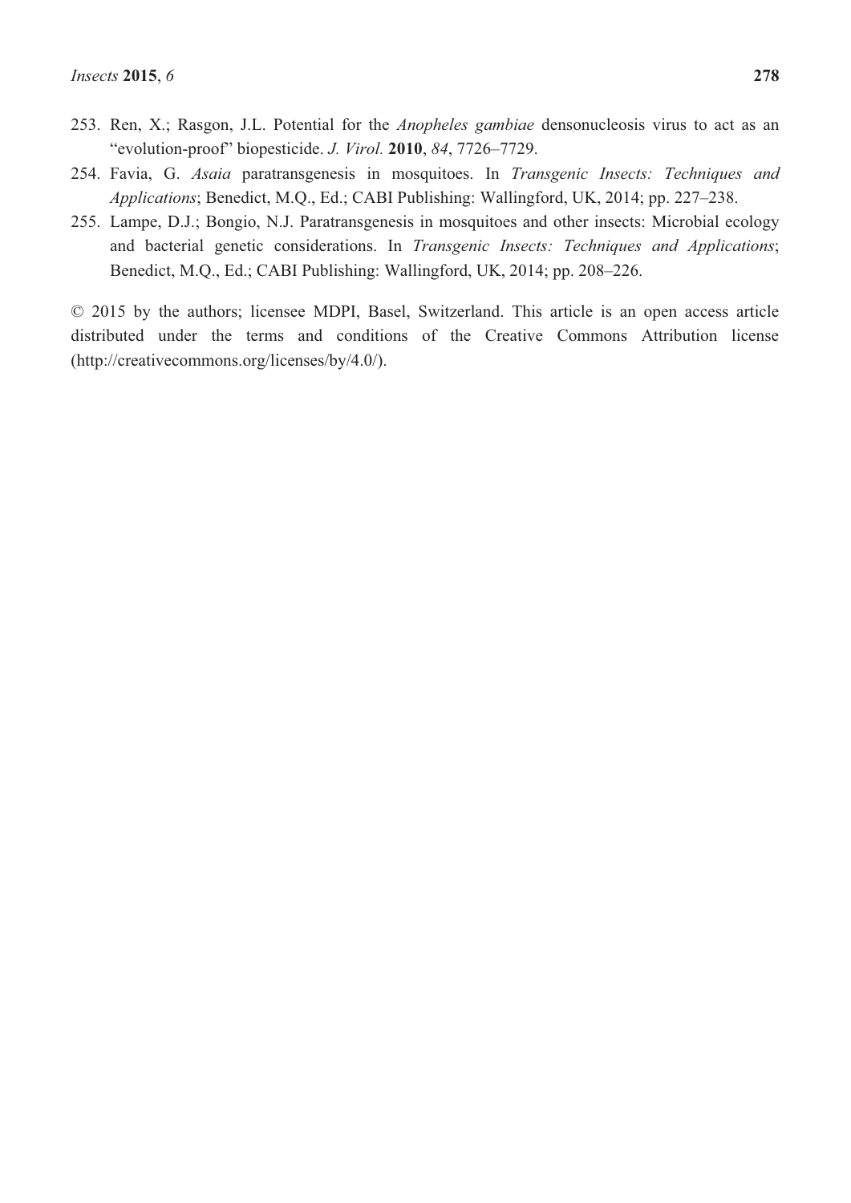253. Ren, X.; Rasgon, J.L. Potential for the *Anopheles gambiae* densonucleosis virus to act as an "evolution-proof" biopesticide. *J. Virol.* **2010**, *84*, 7726–7729.
254. Favia, G. *Asaia* paratransgenesis in mosquitoes. In *Transgenic Insects: Techniques and Applications*; Benedict, M.Q., Ed.; CABI Publishing: Wallingford, UK, 2014; pp. 227–238.
255. Lampe, D.J.; Bongio, N.J. Paratransgenesis in mosquitoes and other insects: Microbial ecology and bacterial genetic considerations. In *Transgenic Insects: Techniques and Applications*; Benedict, M.Q., Ed.; CABI Publishing: Wallingford, UK, 2014; pp. 208–226.

© 2015 by the authors; licensee MDPI, Basel, Switzerland. This article is an open access article distributed under the terms and conditions of the Creative Commons Attribution license (http://creativecommons.org/licenses/by/4.0/).